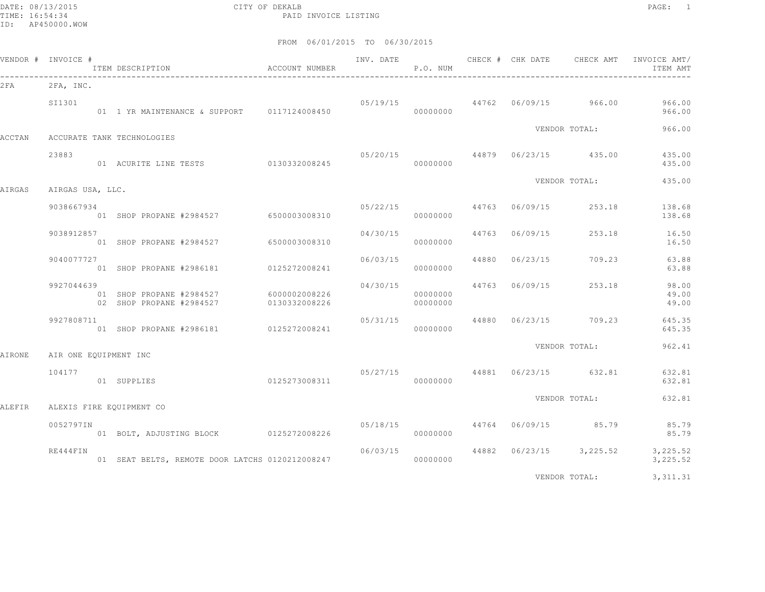DATE: 08/13/2015 CITY OF DEKALB
TIME: 16:54:34 PAID INVOICE LISTING
ID: AP450000.WOW

FROM 06/01/2015 TO 06/30/2015

| VENDOR # | INVOICE # | ITEM DESCRIPTION | ACCOUNT NUMBER | INV. DATE | P.O. NUM | CHECK # | CHK DATE | CHECK AMT | INVOICE AMT/ ITEM AMT |
|---|---|---|---|---|---|---|---|---|---|
| 2FA | 2FA, INC. | | | | | | | | |
| | SI1301 | | | 05/19/15 | | 44762 | 06/09/15 | 966.00 | 966.00 |
| | | 01 1 YR MAINTENANCE & SUPPORT | 0117124008450 | | 00000000 | | | | 966.00 |
| | | | | | | | VENDOR TOTAL: | | 966.00 |
| ACCTAN | ACCURATE TANK TECHNOLOGIES | | | | | | | | |
| | 23883 | | | 05/20/15 | | 44879 | 06/23/15 | 435.00 | 435.00 |
| | | 01 ACURITE LINE TESTS | 0130332008245 | | 00000000 | | | | 435.00 |
| | | | | | | | VENDOR TOTAL: | | 435.00 |
| AIRGAS | AIRGAS USA, LLC. | | | | | | | | |
| | 9038667934 | | | 05/22/15 | | 44763 | 06/09/15 | 253.18 | 138.68 |
| | | 01 SHOP PROPANE #2984527 | 6500003008310 | | 00000000 | | | | 138.68 |
| | 9038912857 | | | 04/30/15 | | 44763 | 06/09/15 | 253.18 | 16.50 |
| | | 01 SHOP PROPANE #2984527 | 6500003008310 | | 00000000 | | | | 16.50 |
| | 9040077727 | | | 06/03/15 | | 44880 | 06/23/15 | 709.23 | 63.88 |
| | | 01 SHOP PROPANE #2986181 | 0125272008241 | | 00000000 | | | | 63.88 |
| | 9927044639 | | | 04/30/15 | | 44763 | 06/09/15 | 253.18 | 98.00 |
| | | 01 SHOP PROPANE #2984527 | 6000002008226 | | 00000000 | | | | 49.00 |
| | | 02 SHOP PROPANE #2984527 | 0130332008226 | | 00000000 | | | | 49.00 |
| | 9927808711 | | | 05/31/15 | | 44880 | 06/23/15 | 709.23 | 645.35 |
| | | 01 SHOP PROPANE #2986181 | 0125272008241 | | 00000000 | | | | 645.35 |
| | | | | | | | VENDOR TOTAL: | | 962.41 |
| AIRONE | AIR ONE EQUIPMENT INC | | | | | | | | |
| | 104177 | | | 05/27/15 | | 44881 | 06/23/15 | 632.81 | 632.81 |
| | | 01 SUPPLIES | 0125273008311 | | 00000000 | | | | 632.81 |
| | | | | | | | VENDOR TOTAL: | | 632.81 |
| ALEFIR | ALEXIS FIRE EQUIPMENT CO | | | | | | | | |
| | 0052797IN | | | 05/18/15 | | 44764 | 06/09/15 | 85.79 | 85.79 |
| | | 01 BOLT, ADJUSTING BLOCK | 0125272008226 | | 00000000 | | | | 85.79 |
| | RE444FIN | | | 06/03/15 | | 44882 | 06/23/15 | 3,225.52 | 3,225.52 |
| | | 01 SEAT BELTS, REMOTE DOOR LATCHS | 0120212008247 | | 00000000 | | | | 3,225.52 |
| | | | | | | | VENDOR TOTAL: | | 3,311.31 |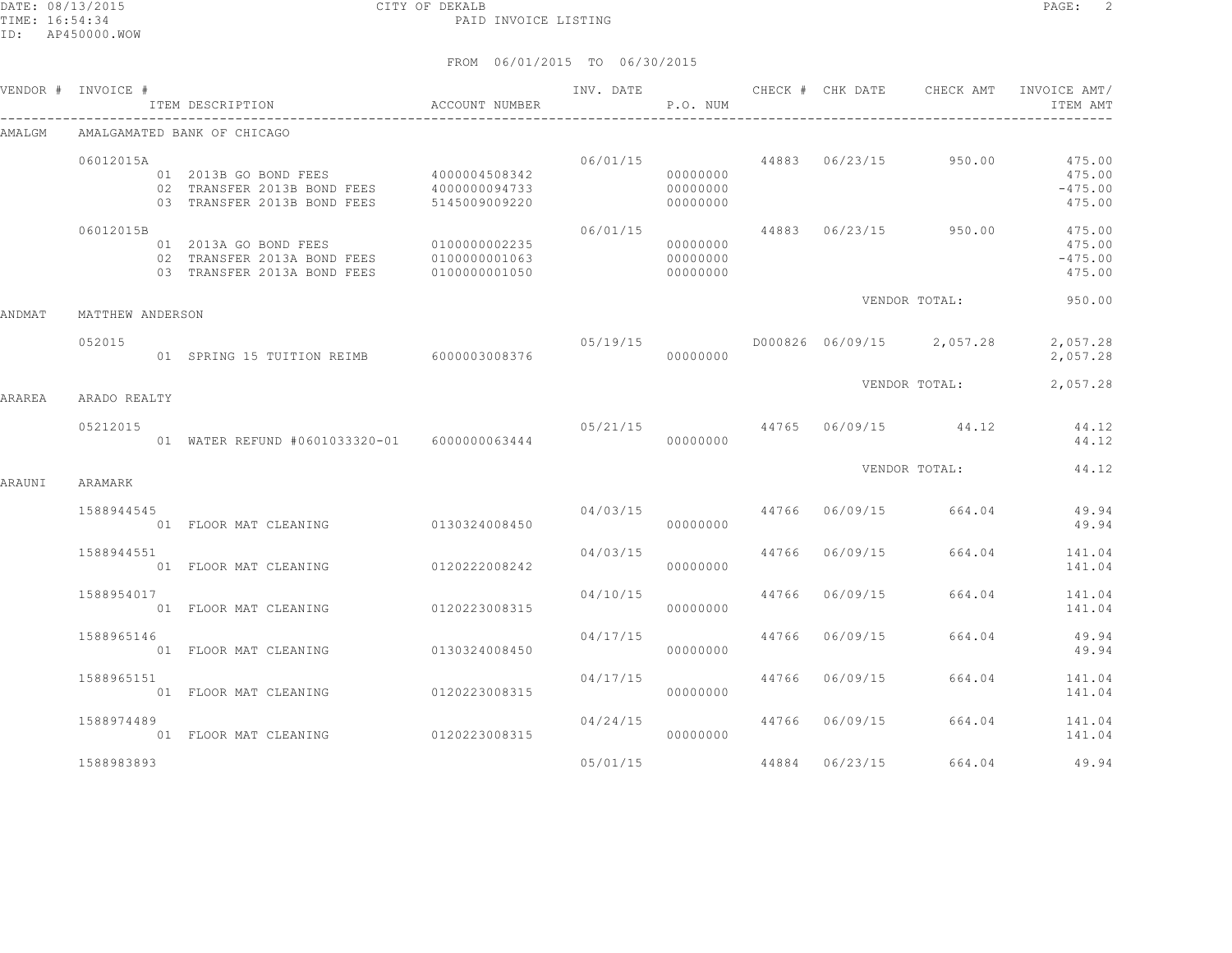CITY OF DEKALB

PAID INVOICE LISTING

DATE: 08/13/2015
TIME: 16:54:34
ID: AP450000.WOW

FROM 06/01/2015 TO 06/30/2015

| VENDOR # | INVOICE # / ITEM DESCRIPTION | ACCOUNT NUMBER | INV. DATE | P.O. NUM | CHECK # | CHK DATE | CHECK AMT | INVOICE AMT/ ITEM AMT |
|---|---|---|---|---|---|---|---|---|
| AMALGM | AMALGAMATED BANK OF CHICAGO | | | | | | | |
| | 06012015A | | 06/01/15 | | 44883 | 06/23/15 | 950.00 | 475.00 |
| | 01 2013B GO BOND FEES | 4000004508342 | | 00000000 | | | | 475.00 |
| | 02 TRANSFER 2013B BOND FEES | 4000000094733 | | 00000000 | | | | -475.00 |
| | 03 TRANSFER 2013B BOND FEES | 5145009009220 | | 00000000 | | | | 475.00 |
| | 06012015B | | 06/01/15 | | 44883 | 06/23/15 | 950.00 | 475.00 |
| | 01 2013A GO BOND FEES | 0100000002235 | | 00000000 | | | | 475.00 |
| | 02 TRANSFER 2013A BOND FEES | 0100000001063 | | 00000000 | | | | -475.00 |
| | 03 TRANSFER 2013A BOND FEES | 0100000001050 | | 00000000 | | | | 475.00 |
| | | | | | | VENDOR TOTAL: | | 950.00 |
| ANDMAT | MATTHEW ANDERSON | | | | | | | |
| | 052015 | | 05/19/15 | | D000826 | 06/09/15 | 2,057.28 | 2,057.28 |
| | 01 SPRING 15 TUITION REIMB | 6000003008376 | | 00000000 | | | | 2,057.28 |
| | | | | | | VENDOR TOTAL: | | 2,057.28 |
| ARAREA | ARADO REALTY | | | | | | | |
| | 05212015 | | 05/21/15 | | 44765 | 06/09/15 | 44.12 | 44.12 |
| | 01 WATER REFUND #0601033320-01 | 6000000063444 | | 00000000 | | | | 44.12 |
| | | | | | | VENDOR TOTAL: | | 44.12 |
| ARAUNI | ARAMARK | | | | | | | |
| | 1588944545 | | 04/03/15 | | 44766 | 06/09/15 | 664.04 | 49.94 |
| | 01 FLOOR MAT CLEANING | 0130324008450 | | 00000000 | | | | 49.94 |
| | 1588944551 | | 04/03/15 | | 44766 | 06/09/15 | 664.04 | 141.04 |
| | 01 FLOOR MAT CLEANING | 0120222008242 | | 00000000 | | | | 141.04 |
| | 1588954017 | | 04/10/15 | | 44766 | 06/09/15 | 664.04 | 141.04 |
| | 01 FLOOR MAT CLEANING | 0120223008315 | | 00000000 | | | | 141.04 |
| | 1588965146 | | 04/17/15 | | 44766 | 06/09/15 | 664.04 | 49.94 |
| | 01 FLOOR MAT CLEANING | 0130324008450 | | 00000000 | | | | 49.94 |
| | 1588965151 | | 04/17/15 | | 44766 | 06/09/15 | 664.04 | 141.04 |
| | 01 FLOOR MAT CLEANING | 0120223008315 | | 00000000 | | | | 141.04 |
| | 1588974489 | | 04/24/15 | | 44766 | 06/09/15 | 664.04 | 141.04 |
| | 01 FLOOR MAT CLEANING | 0120223008315 | | 00000000 | | | | 141.04 |
| | 1588983893 | | 05/01/15 | | 44884 | 06/23/15 | 664.04 | 49.94 |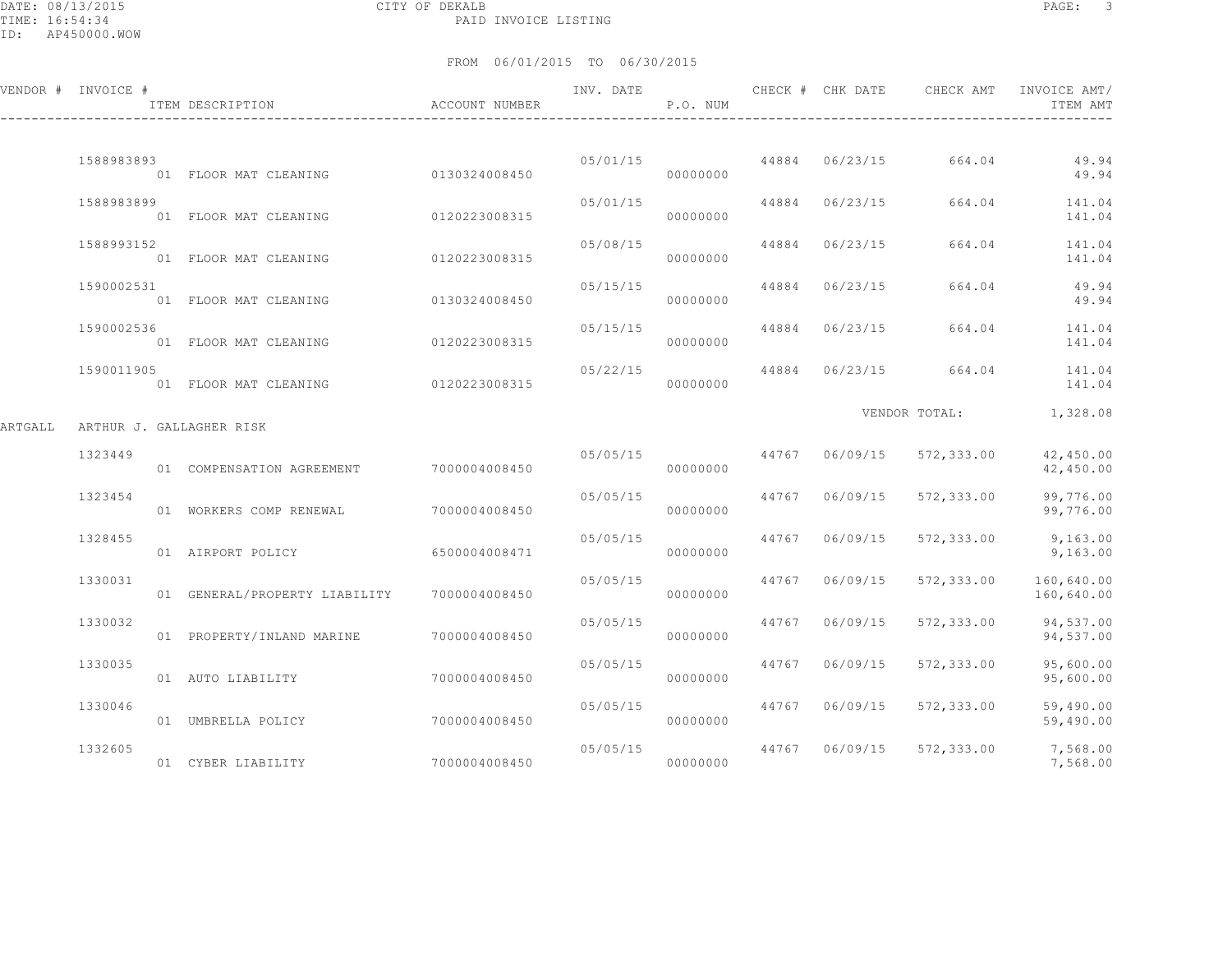FROM 06/01/2015 TO 06/30/2015

| VENDOR # | INVOICE # | ITEM DESCRIPTION | ACCOUNT NUMBER | INV. DATE | P.O. NUM | CHECK # | CHK DATE | CHECK AMT | INVOICE AMT/ ITEM AMT |
|---|---|---|---|---|---|---|---|---|---|
| | 1588983893 | | | 05/01/15 | | 44884 | 06/23/15 | 664.04 | 49.94 |
| | | 01 FLOOR MAT CLEANING | 0130324008450 | | 00000000 | | | | 49.94 |
| | 1588983899 | | | 05/01/15 | | 44884 | 06/23/15 | 664.04 | 141.04 |
| | | 01 FLOOR MAT CLEANING | 0120223008315 | | 00000000 | | | | 141.04 |
| | 1588993152 | | | 05/08/15 | | 44884 | 06/23/15 | 664.04 | 141.04 |
| | | 01 FLOOR MAT CLEANING | 0120223008315 | | 00000000 | | | | 141.04 |
| | 1590002531 | | | 05/15/15 | | 44884 | 06/23/15 | 664.04 | 49.94 |
| | | 01 FLOOR MAT CLEANING | 0130324008450 | | 00000000 | | | | 49.94 |
| | 1590002536 | | | 05/15/15 | | 44884 | 06/23/15 | 664.04 | 141.04 |
| | | 01 FLOOR MAT CLEANING | 0120223008315 | | 00000000 | | | | 141.04 |
| | 1590011905 | | | 05/22/15 | | 44884 | 06/23/15 | 664.04 | 141.04 |
| | | 01 FLOOR MAT CLEANING | 0120223008315 | | 00000000 | | | | 141.04 |
| | | | | | | | | VENDOR TOTAL: | 1,328.08 |
| ARTGALL | ARTHUR J. GALLAGHER RISK | | | | | | | | |
| | 1323449 | | | 05/05/15 | | 44767 | 06/09/15 | 572,333.00 | 42,450.00 |
| | | 01 COMPENSATION AGREEMENT | 7000004008450 | | 00000000 | | | | 42,450.00 |
| | 1323454 | | | 05/05/15 | | 44767 | 06/09/15 | 572,333.00 | 99,776.00 |
| | | 01 WORKERS COMP RENEWAL | 7000004008450 | | 00000000 | | | | 99,776.00 |
| | 1328455 | | | 05/05/15 | | 44767 | 06/09/15 | 572,333.00 | 9,163.00 |
| | | 01 AIRPORT POLICY | 6500004008471 | | 00000000 | | | | 9,163.00 |
| | 1330031 | | | 05/05/15 | | 44767 | 06/09/15 | 572,333.00 | 160,640.00 |
| | | 01 GENERAL/PROPERTY LIABILITY | 7000004008450 | | 00000000 | | | | 160,640.00 |
| | 1330032 | | | 05/05/15 | | 44767 | 06/09/15 | 572,333.00 | 94,537.00 |
| | | 01 PROPERTY/INLAND MARINE | 7000004008450 | | 00000000 | | | | 94,537.00 |
| | 1330035 | | | 05/05/15 | | 44767 | 06/09/15 | 572,333.00 | 95,600.00 |
| | | 01 AUTO LIABILITY | 7000004008450 | | 00000000 | | | | 95,600.00 |
| | 1330046 | | | 05/05/15 | | 44767 | 06/09/15 | 572,333.00 | 59,490.00 |
| | | 01 UMBRELLA POLICY | 7000004008450 | | 00000000 | | | | 59,490.00 |
| | 1332605 | | | 05/05/15 | | 44767 | 06/09/15 | 572,333.00 | 7,568.00 |
| | | 01 CYBER LIABILITY | 7000004008450 | | 00000000 | | | | 7,568.00 |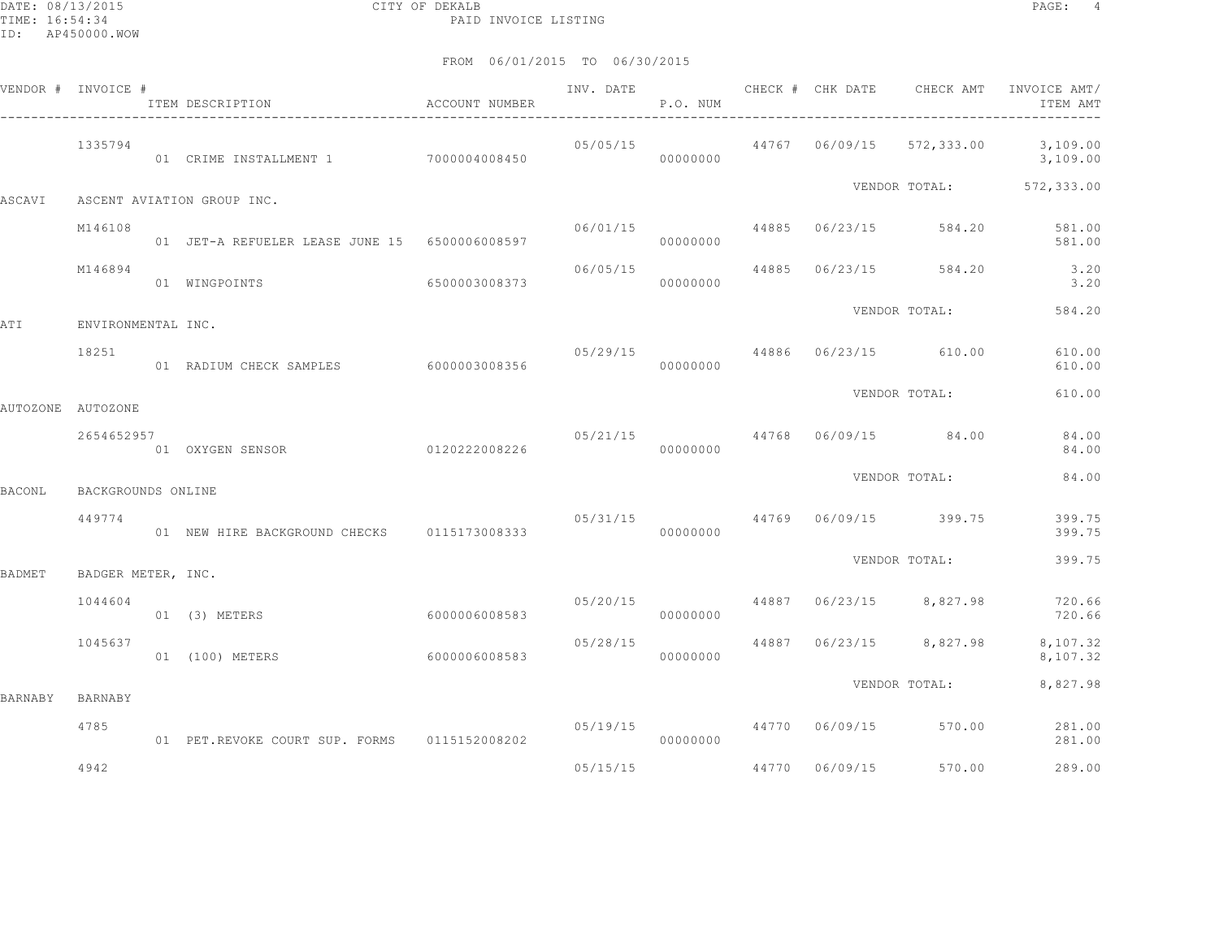CITY OF DEKALB

PAID INVOICE LISTING

DATE: 08/13/2015
TIME: 16:54:34
ID: AP450000.WOW

FROM 06/01/2015 TO 06/30/2015

| VENDOR # | INVOICE # | ITEM DESCRIPTION | ACCOUNT NUMBER | INV. DATE | P.O. NUM | CHECK # | CHK DATE | CHECK AMT | INVOICE AMT/ ITEM AMT |
|---|---|---|---|---|---|---|---|---|---|
| | 1335794 | | | 05/05/15 | | 44767 | 06/09/15 | 572,333.00 | 3,109.00 |
| | | 01 CRIME INSTALLMENT 1 | 7000004008450 | | 00000000 | | | | 3,109.00 |
| | | | | | | | | VENDOR TOTAL: | 572,333.00 |
| ASCAVI | ASCENT AVIATION GROUP INC. | | | | | | | | |
| | M146108 | | | 06/01/15 | | 44885 | 06/23/15 | 584.20 | 581.00 |
| | | 01 JET-A REFUELER LEASE JUNE 15 | 6500006008597 | | 00000000 | | | | 581.00 |
| | M146894 | | | 06/05/15 | | 44885 | 06/23/15 | 584.20 | 3.20 |
| | | 01 WINGPOINTS | 6500003008373 | | 00000000 | | | | 3.20 |
| | | | | | | | | VENDOR TOTAL: | 584.20 |
| ATI | ENVIRONMENTAL INC. | | | | | | | | |
| | 18251 | | | 05/29/15 | | 44886 | 06/23/15 | 610.00 | 610.00 |
| | | 01 RADIUM CHECK SAMPLES | 6000003008356 | | 00000000 | | | | 610.00 |
| | | | | | | | | VENDOR TOTAL: | 610.00 |
| AUTOZONE | AUTOZONE | | | | | | | | |
| | 2654652957 | | | 05/21/15 | | 44768 | 06/09/15 | 84.00 | 84.00 |
| | | 01 OXYGEN SENSOR | 0120222008226 | | 00000000 | | | | 84.00 |
| | | | | | | | | VENDOR TOTAL: | 84.00 |
| BACONL | BACKGROUNDS ONLINE | | | | | | | | |
| | 449774 | | | 05/31/15 | | 44769 | 06/09/15 | 399.75 | 399.75 |
| | | 01 NEW HIRE BACKGROUND CHECKS | 0115173008333 | | 00000000 | | | | 399.75 |
| | | | | | | | | VENDOR TOTAL: | 399.75 |
| BADMET | BADGER METER, INC. | | | | | | | | |
| | 1044604 | | | 05/20/15 | | 44887 | 06/23/15 | 8,827.98 | 720.66 |
| | | 01 (3) METERS | 6000006008583 | | 00000000 | | | | 720.66 |
| | 1045637 | | | 05/28/15 | | 44887 | 06/23/15 | 8,827.98 | 8,107.32 |
| | | 01 (100) METERS | 6000006008583 | | 00000000 | | | | 8,107.32 |
| | | | | | | | | VENDOR TOTAL: | 8,827.98 |
| BARNABY | BARNABY | | | | | | | | |
| | 4785 | | | 05/19/15 | | 44770 | 06/09/15 | 570.00 | 281.00 |
| | | 01 PET.REVOKE COURT SUP. FORMS | 0115152008202 | | 00000000 | | | | 281.00 |
| | 4942 | | | 05/15/15 | | 44770 | 06/09/15 | 570.00 | 289.00 |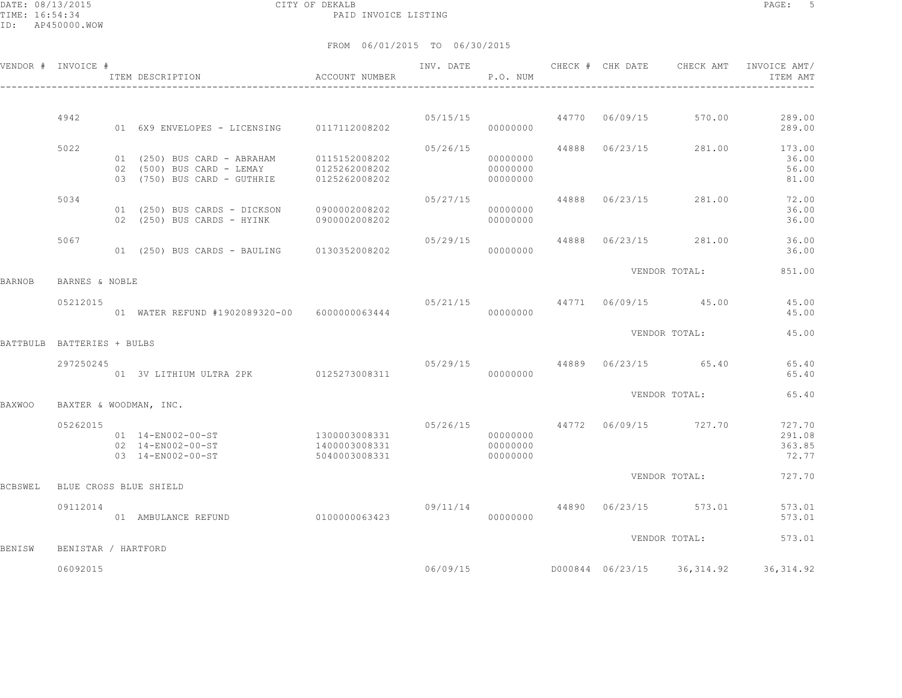CITY OF DEKALB
PAID INVOICE LISTING

DATE: 08/13/2015
TIME: 16:54:34
ID: AP450000.WOW

FROM 06/01/2015 TO 06/30/2015

| VENDOR # | INVOICE # | ITEM DESCRIPTION | ACCOUNT NUMBER | INV. DATE | P.O. NUM | CHECK # | CHK DATE | CHECK AMT | INVOICE AMT/ ITEM AMT |
|---|---|---|---|---|---|---|---|---|---|
| | 4942 | | | 05/15/15 | | 44770 | 06/09/15 | 570.00 | 289.00 |
| | | 01 6X9 ENVELOPES - LICENSING | 0117112008202 | | 00000000 | | | | 289.00 |
| | 5022 | | | 05/26/15 | | 44888 | 06/23/15 | 281.00 | 173.00 |
| | | 01 (250) BUS CARD - ABRAHAM | 0115152008202 | | 00000000 | | | | 36.00 |
| | | 02 (500) BUS CARD - LEMAY | 0125262008202 | | 00000000 | | | | 56.00 |
| | | 03 (750) BUS CARD - GUTHRIE | 0125262008202 | | 00000000 | | | | 81.00 |
| | 5034 | | | 05/27/15 | | 44888 | 06/23/15 | 281.00 | 72.00 |
| | | 01 (250) BUS CARDS - DICKSON | 0900002008202 | | 00000000 | | | | 36.00 |
| | | 02 (250) BUS CARDS - HYINK | 0900002008202 | | 00000000 | | | | 36.00 |
| | 5067 | | | 05/29/15 | | 44888 | 06/23/15 | 281.00 | 36.00 |
| | | 01 (250) BUS CARDS - BAULING | 0130352008202 | | 00000000 | | | | 36.00 |
| | | | | | | | VENDOR TOTAL: | | 851.00 |
| BARNOB | BARNES & NOBLE | | | | | | | | |
| | 05212015 | | | 05/21/15 | | 44771 | 06/09/15 | 45.00 | 45.00 |
| | | 01 WATER REFUND #1902089320-00 | 6000000063444 | | 00000000 | | | | 45.00 |
| | | | | | | | VENDOR TOTAL: | | 45.00 |
| BATTBULB | BATTERIES + BULBS | | | | | | | | |
| | 297250245 | | | 05/29/15 | | 44889 | 06/23/15 | 65.40 | 65.40 |
| | | 01 3V LITHIUM ULTRA 2PK | 0125273008311 | | 00000000 | | | | 65.40 |
| | | | | | | | VENDOR TOTAL: | | 65.40 |
| BAXWOO | BAXTER & WOODMAN, INC. | | | | | | | | |
| | 05262015 | | | 05/26/15 | | 44772 | 06/09/15 | 727.70 | 727.70 |
| | | 01 14-EN002-00-ST | 1300003008331 | | 00000000 | | | | 291.08 |
| | | 02 14-EN002-00-ST | 1400003008331 | | 00000000 | | | | 363.85 |
| | | 03 14-EN002-00-ST | 5040003008331 | | 00000000 | | | | 72.77 |
| | | | | | | | VENDOR TOTAL: | | 727.70 |
| BCBSWEL | BLUE CROSS BLUE SHIELD | | | | | | | | |
| | 09112014 | | | 09/11/14 | | 44890 | 06/23/15 | 573.01 | 573.01 |
| | | 01 AMBULANCE REFUND | 0100000063423 | | 00000000 | | | | 573.01 |
| | | | | | | | VENDOR TOTAL: | | 573.01 |
| BENISW | BENISTAR / HARTFORD | | | | | | | | |
| | 06092015 | | | 06/09/15 | | D000844 | 06/23/15 | 36,314.92 | 36,314.92 |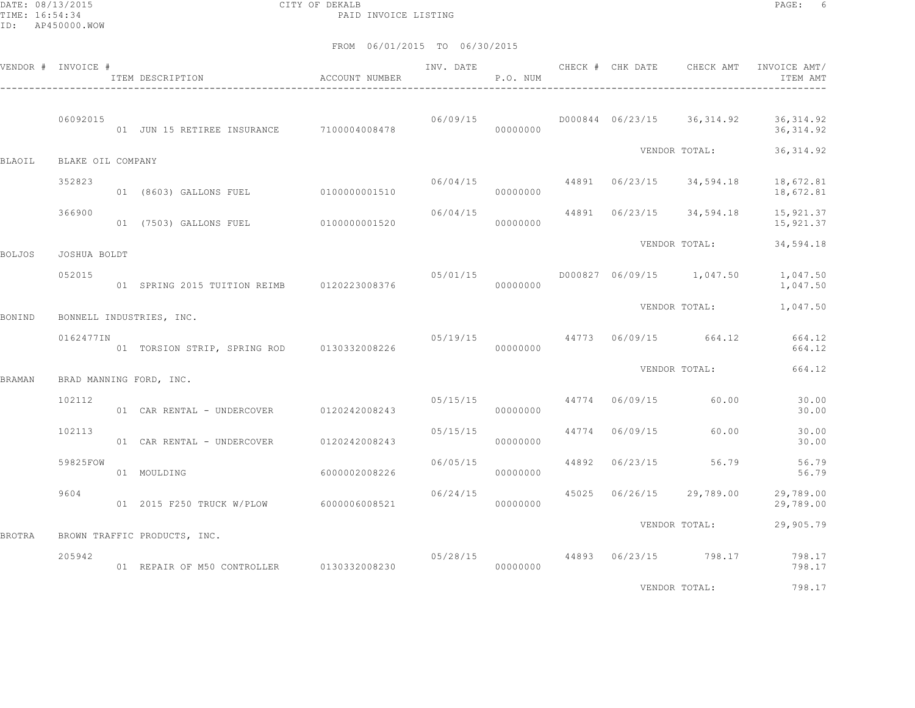FROM 06/01/2015 TO 06/30/2015

| VENDOR # | INVOICE # / ITEM DESCRIPTION | ACCOUNT NUMBER | INV. DATE | P.O. NUM | CHECK # | CHK DATE | CHECK AMT | INVOICE AMT/ ITEM AMT |
|---|---|---|---|---|---|---|---|---|
| | 06092015 | | 06/09/15 | | D000844 | 06/23/15 | 36,314.92 | 36,314.92 |
| | 01 JUN 15 RETIREE INSURANCE | 7100004008478 | | 00000000 | | | | 36,314.92 |
| | | | | | | VENDOR TOTAL: | | 36,314.92 |
| BLAOIL | BLAKE OIL COMPANY | | | | | | | |
| | 352823 | | 06/04/15 | | 44891 | 06/23/15 | 34,594.18 | 18,672.81 |
| | 01 (8603) GALLONS FUEL | 0100000001510 | | 00000000 | | | | 18,672.81 |
| | 366900 | | 06/04/15 | | 44891 | 06/23/15 | 34,594.18 | 15,921.37 |
| | 01 (7503) GALLONS FUEL | 0100000001520 | | 00000000 | | | | 15,921.37 |
| | | | | | | VENDOR TOTAL: | | 34,594.18 |
| BOLJOS | JOSHUA BOLDT | | | | | | | |
| | 052015 | | 05/01/15 | | D000827 | 06/09/15 | 1,047.50 | 1,047.50 |
| | 01 SPRING 2015 TUITION REIMB | 0120223008376 | | 00000000 | | | | 1,047.50 |
| | | | | | | VENDOR TOTAL: | | 1,047.50 |
| BONIND | BONNELL INDUSTRIES, INC. | | | | | | | |
| | 0162477IN | | 05/19/15 | | 44773 | 06/09/15 | 664.12 | 664.12 |
| | 01 TORSION STRIP, SPRING ROD | 0130332008226 | | 00000000 | | | | 664.12 |
| | | | | | | VENDOR TOTAL: | | 664.12 |
| BRAMAN | BRAD MANNING FORD, INC. | | | | | | | |
| | 102112 | | 05/15/15 | | 44774 | 06/09/15 | 60.00 | 30.00 |
| | 01 CAR RENTAL - UNDERCOVER | 0120242008243 | | 00000000 | | | | 30.00 |
| | 102113 | | 05/15/15 | | 44774 | 06/09/15 | 60.00 | 30.00 |
| | 01 CAR RENTAL - UNDERCOVER | 0120242008243 | | 00000000 | | | | 30.00 |
| | 59825FOW | | 06/05/15 | | 44892 | 06/23/15 | 56.79 | 56.79 |
| | 01 MOULDING | 6000002008226 | | 00000000 | | | | 56.79 |
| | 9604 | | 06/24/15 | | 45025 | 06/26/15 | 29,789.00 | 29,789.00 |
| | 01 2015 F250 TRUCK W/PLOW | 6000006008521 | | 00000000 | | | | 29,789.00 |
| | | | | | | VENDOR TOTAL: | | 29,905.79 |
| BROTRA | BROWN TRAFFIC PRODUCTS, INC. | | | | | | | |
| | 205942 | | 05/28/15 | | 44893 | 06/23/15 | 798.17 | 798.17 |
| | 01 REPAIR OF M50 CONTROLLER | 0130332008230 | | 00000000 | | | | 798.17 |
| | | | | | | VENDOR TOTAL: | | 798.17 |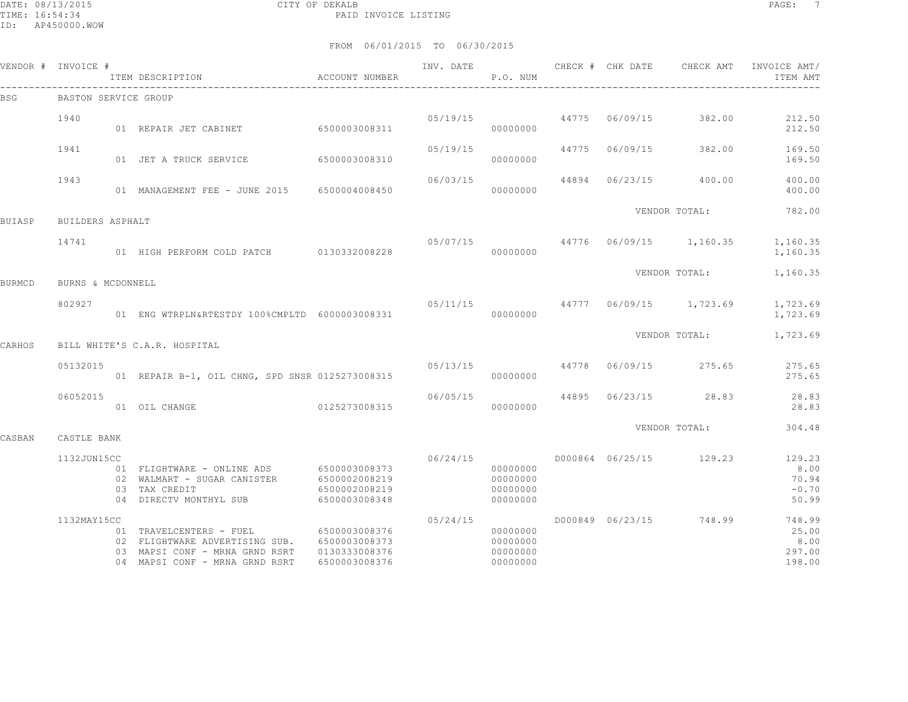CITY OF DEKALB
PAID INVOICE LISTING

FROM 06/01/2015 TO 06/30/2015

| VENDOR # | INVOICE # | ITEM DESCRIPTION | ACCOUNT NUMBER | INV. DATE | P.O. NUM | CHECK # | CHK DATE | CHECK AMT | INVOICE AMT/ ITEM AMT |
|---|---|---|---|---|---|---|---|---|---|
| BSG | BASTON SERVICE GROUP | | | | | | | | |
| | 1940 | | | 05/19/15 | | 44775 | 06/09/15 | 382.00 | 212.50 |
| | | 01 REPAIR JET CABINET | 6500003008311 | | 00000000 | | | | 212.50 |
| | 1941 | | | 05/19/15 | | 44775 | 06/09/15 | 382.00 | 169.50 |
| | | 01 JET A TRUCK SERVICE | 6500003008310 | | 00000000 | | | | 169.50 |
| | 1943 | | | 06/03/15 | | 44894 | 06/23/15 | 400.00 | 400.00 |
| | | 01 MANAGEMENT FEE - JUNE 2015 | 6500004008450 | | 00000000 | | | | 400.00 |
| | | | | | | | VENDOR TOTAL: | | 782.00 |
| BUIASP | BUILDERS ASPHALT | | | | | | | | |
| | 14741 | | | 05/07/15 | | 44776 | 06/09/15 | 1,160.35 | 1,160.35 |
| | | 01 HIGH PERFORM COLD PATCH | 0130332008228 | | 00000000 | | | | 1,160.35 |
| | | | | | | | VENDOR TOTAL: | | 1,160.35 |
| BURMCD | BURNS & MCDONNELL | | | | | | | | |
| | 802927 | | | 05/11/15 | | 44777 | 06/09/15 | 1,723.69 | 1,723.69 |
| | | 01 ENG WTRPLN&RTESTDY 100%CMPLTD | 6000003008331 | | 00000000 | | | | 1,723.69 |
| | | | | | | | VENDOR TOTAL: | | 1,723.69 |
| CARHOS | BILL WHITE'S C.A.R. HOSPITAL | | | | | | | | |
| | 05132015 | | | 05/13/15 | | 44778 | 06/09/15 | 275.65 | 275.65 |
| | | 01 REPAIR B-1, OIL CHNG, SPD SNSR | 0125273008315 | | 00000000 | | | | 275.65 |
| | 06052015 | | | 06/05/15 | | 44895 | 06/23/15 | 28.83 | 28.83 |
| | | 01 OIL CHANGE | 0125273008315 | | 00000000 | | | | 28.83 |
| | | | | | | | VENDOR TOTAL: | | 304.48 |
| CASBAN | CASTLE BANK | | | | | | | | |
| | 1132JUN15CC | | | 06/24/15 | | D000864 | 06/25/15 | 129.23 | 129.23 |
| | | 01 FLIGHTWARE - ONLINE ADS | 6500003008373 | | 00000000 | | | | 8.00 |
| | | 02 WALMART - SUGAR CANISTER | 6500002008219 | | 00000000 | | | | 70.94 |
| | | 03 TAX CREDIT | 6500002008219 | | 00000000 | | | | -0.70 |
| | | 04 DIRECTV MONTHYL SUB | 6500003008348 | | 00000000 | | | | 50.99 |
| | 1132MAY15CC | | | 05/24/15 | | D000849 | 06/23/15 | 748.99 | 748.99 |
| | | 01 TRAVELCENTERS - FUEL | 6500003008376 | | 00000000 | | | | 25.00 |
| | | 02 FLIGHTWARE ADVERTISING SUB. | 6500003008373 | | 00000000 | | | | 8.00 |
| | | 03 MAPSI CONF - MRNA GRND RSRT | 0130333008376 | | 00000000 | | | | 297.00 |
| | | 04 MAPSI CONF - MRNA GRND RSRT | 6500003008376 | | 00000000 | | | | 198.00 |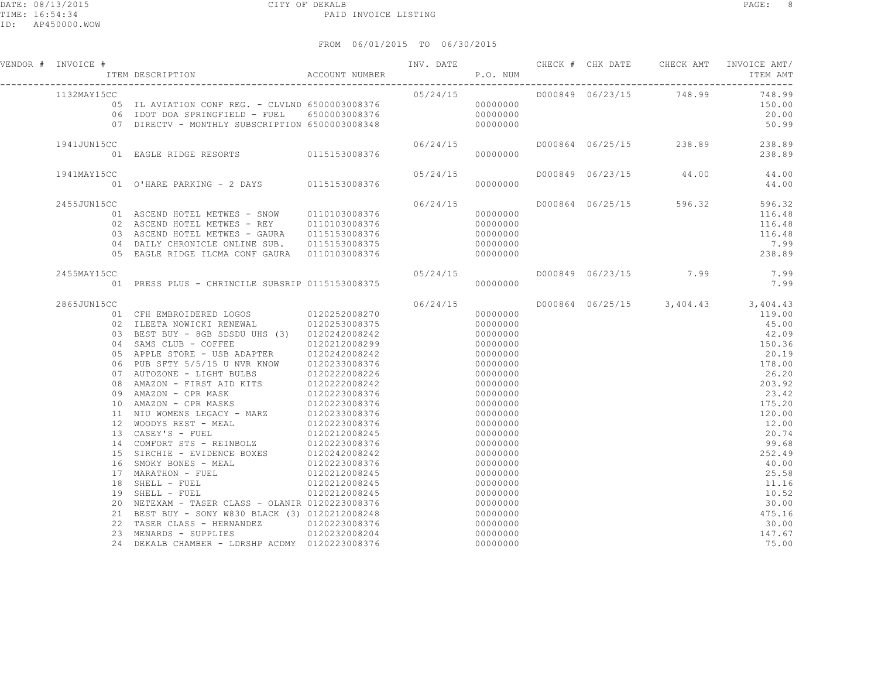CITY OF DEKALB

PAID INVOICE LISTING

DATE: 08/13/2015
TIME: 16:54:34
ID: AP450000.WOW

FROM 06/01/2015 TO 06/30/2015

| VENDOR # | INVOICE # | ITEM DESCRIPTION | ACCOUNT NUMBER | INV. DATE | P.O. NUM | CHECK # | CHK DATE | CHECK AMT | INVOICE AMT/ ITEM AMT |
|---|---|---|---|---|---|---|---|---|---|
| | 1132MAY15CC | | | 05/24/15 | | D000849 | 06/23/15 | 748.99 | 748.99 |
| | 05 | IL AVIATION CONF REG. - CLVLND | 6500003008376 | | 00000000 | | | | 150.00 |
| | 06 | IDOT DOA SPRINGFIELD - FUEL | 6500003008376 | | 00000000 | | | | 20.00 |
| | 07 | DIRECTV - MONTHLY SUBSCRIPTION | 6500003008348 | | 00000000 | | | | 50.99 |
| | 1941JUN15CC | | | 06/24/15 | | D000864 | 06/25/15 | 238.89 | 238.89 |
| | 01 | EAGLE RIDGE RESORTS | 0115153008376 | | 00000000 | | | | 238.89 |
| | 1941MAY15CC | | | 05/24/15 | | D000849 | 06/23/15 | 44.00 | 44.00 |
| | 01 | O'HARE PARKING - 2 DAYS | 0115153008376 | | 00000000 | | | | 44.00 |
| | 2455JUN15CC | | | 06/24/15 | | D000864 | 06/25/15 | 596.32 | 596.32 |
| | 01 | ASCEND HOTEL METWES - SNOW | 0110103008376 | | 00000000 | | | | 116.48 |
| | 02 | ASCEND HOTEL METWES - REY | 0110103008376 | | 00000000 | | | | 116.48 |
| | 03 | ASCEND HOTEL METWES - GAURA | 0115153008376 | | 00000000 | | | | 116.48 |
| | 04 | DAILY CHRONICLE ONLINE SUB. | 0115153008375 | | 00000000 | | | | 7.99 |
| | 05 | EAGLE RIDGE ILCMA CONF GAURA | 0110103008376 | | 00000000 | | | | 238.89 |
| | 2455MAY15CC | | | 05/24/15 | | D000849 | 06/23/15 | 7.99 | 7.99 |
| | 01 | PRESS PLUS - CHRINCILE SUBSRIP | 0115153008375 | | 00000000 | | | | 7.99 |
| | 2865JUN15CC | | | 06/24/15 | | D000864 | 06/25/15 | 3,404.43 | 3,404.43 |
| | 01 | CFH EMBROIDERED LOGOS | 0120252008270 | | 00000000 | | | | 119.00 |
| | 02 | ILEETA NOWICKI RENEWAL | 0120253008375 | | 00000000 | | | | 45.00 |
| | 03 | BEST BUY - 8GB SDSDU UHS (3) | 0120242008242 | | 00000000 | | | | 42.09 |
| | 04 | SAMS CLUB - COFFEE | 0120212008299 | | 00000000 | | | | 150.36 |
| | 05 | APPLE STORE - USB ADAPTER | 0120242008242 | | 00000000 | | | | 20.19 |
| | 06 | PUB SFTY 5/5/15 U NVR KNOW | 0120233008376 | | 00000000 | | | | 178.00 |
| | 07 | AUTOZONE - LIGHT BULBS | 0120222008226 | | 00000000 | | | | 26.20 |
| | 08 | AMAZON - FIRST AID KITS | 0120222008242 | | 00000000 | | | | 203.92 |
| | 09 | AMAZON - CPR MASK | 0120223008376 | | 00000000 | | | | 23.42 |
| | 10 | AMAZON - CPR MASKS | 0120223008376 | | 00000000 | | | | 175.20 |
| | 11 | NIU WOMENS LEGACY - MARZ | 0120233008376 | | 00000000 | | | | 120.00 |
| | 12 | WOODYS REST - MEAL | 0120223008376 | | 00000000 | | | | 12.00 |
| | 13 | CASEY'S - FUEL | 0120212008245 | | 00000000 | | | | 20.74 |
| | 14 | COMFORT STS - REINBOLZ | 0120223008376 | | 00000000 | | | | 99.68 |
| | 15 | SIRCHIE - EVIDENCE BOXES | 0120242008242 | | 00000000 | | | | 252.49 |
| | 16 | SMOKY BONES - MEAL | 0120223008376 | | 00000000 | | | | 40.00 |
| | 17 | MARATHON - FUEL | 0120212008245 | | 00000000 | | | | 25.58 |
| | 18 | SHELL - FUEL | 0120212008245 | | 00000000 | | | | 11.16 |
| | 19 | SHELL - FUEL | 0120212008245 | | 00000000 | | | | 10.52 |
| | 20 | NETEXAM - TASER CLASS - OLANIR | 0120223008376 | | 00000000 | | | | 30.00 |
| | 21 | BEST BUY - SONY W830 BLACK (3) | 0120212008248 | | 00000000 | | | | 475.16 |
| | 22 | TASER CLASS - HERNANDEZ | 0120223008376 | | 00000000 | | | | 30.00 |
| | 23 | MENARDS - SUPPLIES | 0120232008204 | | 00000000 | | | | 147.67 |
| | 24 | DEKALB CHAMBER - LDRSHP ACDMY | 0120223008376 | | 00000000 | | | | 75.00 |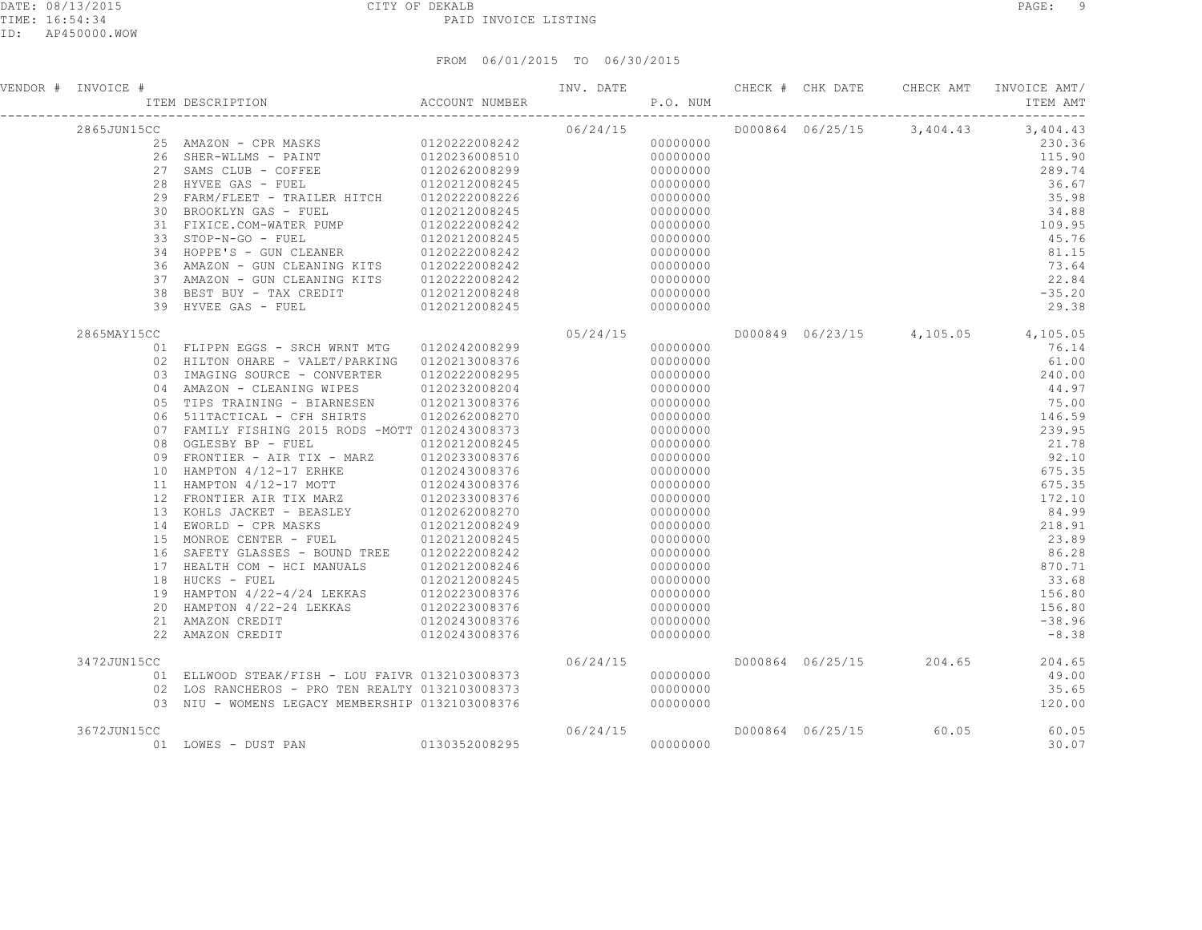CITY OF DEKALB

PAID INVOICE LISTING

DATE: 08/13/2015
TIME: 16:54:34
ID: AP450000.WOW

FROM 06/01/2015 TO 06/30/2015

| VENDOR # | INVOICE # | ITEM DESCRIPTION | ACCOUNT NUMBER | INV. DATE | P.O. NUM | CHECK # | CHK DATE | CHECK AMT | INVOICE AMT/ ITEM AMT |
|---|---|---|---|---|---|---|---|---|---|
| | 2865JUN15CC | | | 06/24/15 | | D000864 | 06/25/15 | 3,404.43 | 3,404.43 |
| | 25 | AMAZON - CPR MASKS | 0120222008242 | | 00000000 | | | | 230.36 |
| | 26 | SHER-WLLMS - PAINT | 0120236008510 | | 00000000 | | | | 115.90 |
| | 27 | SAMS CLUB - COFFEE | 0120262008299 | | 00000000 | | | | 289.74 |
| | 28 | HYVEE GAS - FUEL | 0120212008245 | | 00000000 | | | | 36.67 |
| | 29 | FARM/FLEET - TRAILER HITCH | 0120222008226 | | 00000000 | | | | 35.98 |
| | 30 | BROOKLYN GAS - FUEL | 0120212008245 | | 00000000 | | | | 34.88 |
| | 31 | FIXICE.COM-WATER PUMP | 0120222008242 | | 00000000 | | | | 109.95 |
| | 33 | STOP-N-GO - FUEL | 0120212008245 | | 00000000 | | | | 45.76 |
| | 34 | HOPPE'S - GUN CLEANER | 0120222008242 | | 00000000 | | | | 81.15 |
| | 36 | AMAZON - GUN CLEANING KITS | 0120222008242 | | 00000000 | | | | 73.64 |
| | 37 | AMAZON - GUN CLEANING KITS | 0120222008242 | | 00000000 | | | | 22.84 |
| | 38 | BEST BUY - TAX CREDIT | 0120212008248 | | 00000000 | | | | -35.20 |
| | 39 | HYVEE GAS - FUEL | 0120212008245 | | 00000000 | | | | 29.38 |
| | 2865MAY15CC | | | 05/24/15 | | D000849 | 06/23/15 | 4,105.05 | 4,105.05 |
| | 01 | FLIPPN EGGS - SRCH WRNT MTG | 0120242008299 | | 00000000 | | | | 76.14 |
| | 02 | HILTON OHARE - VALET/PARKING | 0120213008376 | | 00000000 | | | | 61.00 |
| | 03 | IMAGING SOURCE - CONVERTER | 0120222008295 | | 00000000 | | | | 240.00 |
| | 04 | AMAZON - CLEANING WIPES | 0120232008204 | | 00000000 | | | | 44.97 |
| | 05 | TIPS TRAINING - BIARNESEN | 0120213008376 | | 00000000 | | | | 75.00 |
| | 06 | 511TACTICAL - CFH SHIRTS | 0120262008270 | | 00000000 | | | | 146.59 |
| | 07 | FAMILY FISHING 2015 RODS -MOTT | 0120243008373 | | 00000000 | | | | 239.95 |
| | 08 | OGLESBY BP - FUEL | 0120212008245 | | 00000000 | | | | 21.78 |
| | 09 | FRONTIER - AIR TIX - MARZ | 0120233008376 | | 00000000 | | | | 92.10 |
| | 10 | HAMPTON 4/12-17 ERHKE | 0120243008376 | | 00000000 | | | | 675.35 |
| | 11 | HAMPTON 4/12-17 MOTT | 0120243008376 | | 00000000 | | | | 675.35 |
| | 12 | FRONTIER AIR TIX MARZ | 0120233008376 | | 00000000 | | | | 172.10 |
| | 13 | KOHLS JACKET - BEASLEY | 0120262008270 | | 00000000 | | | | 84.99 |
| | 14 | EWORLD - CPR MASKS | 0120212008249 | | 00000000 | | | | 218.91 |
| | 15 | MONROE CENTER - FUEL | 0120212008245 | | 00000000 | | | | 23.89 |
| | 16 | SAFETY GLASSES - BOUND TREE | 0120222008242 | | 00000000 | | | | 86.28 |
| | 17 | HEALTH COM - HCI MANUALS | 0120212008246 | | 00000000 | | | | 870.71 |
| | 18 | HUCKS - FUEL | 0120212008245 | | 00000000 | | | | 33.68 |
| | 19 | HAMPTON 4/22-4/24 LEKKAS | 0120223008376 | | 00000000 | | | | 156.80 |
| | 20 | HAMPTON 4/22-24 LEKKAS | 0120223008376 | | 00000000 | | | | 156.80 |
| | 21 | AMAZON CREDIT | 0120243008376 | | 00000000 | | | | -38.96 |
| | 22 | AMAZON CREDIT | 0120243008376 | | 00000000 | | | | -8.38 |
| | 3472JUN15CC | | | 06/24/15 | | D000864 | 06/25/15 | 204.65 | 204.65 |
| | 01 | ELLWOOD STEAK/FISH - LOU FAIVR | 0132103008373 | | 00000000 | | | | 49.00 |
| | 02 | LOS RANCHEROS - PRO TEN REALTY | 0132103008373 | | 00000000 | | | | 35.65 |
| | 03 | NIU - WOMENS LEGACY MEMBERSHIP | 0132103008376 | | 00000000 | | | | 120.00 |
| | 3672JUN15CC | | | 06/24/15 | | D000864 | 06/25/15 | 60.05 | 60.05 |
| | 01 | LOWES - DUST PAN | 0130352008295 | | 00000000 | | | | 30.07 |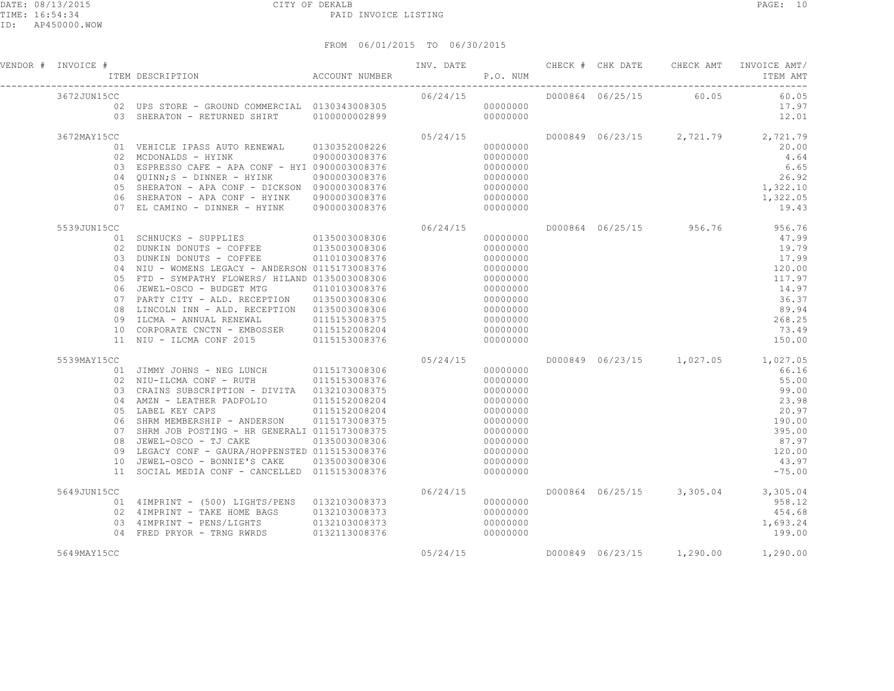CITY OF DEKALB
PAID INVOICE LISTING

DATE: 08/13/2015
TIME: 16:54:34
ID: AP450000.WOW

FROM 06/01/2015 TO 06/30/2015

| VENDOR # | INVOICE # / ITEM DESCRIPTION | ACCOUNT NUMBER | INV. DATE | P.O. NUM | CHECK # | CHK DATE | CHECK AMT | INVOICE AMT/ ITEM AMT |
|---|---|---|---|---|---|---|---|---|
| | 3672JUN15CC | | 06/24/15 | | D000864 | 06/25/15 | 60.05 | 60.05 |
| | 02 UPS STORE - GROUND COMMERCIAL | 0130343008305 | | 00000000 | | | | 17.97 |
| | 03 SHERATON - RETURNED SHIRT | 0100000002899 | | 00000000 | | | | 12.01 |
| | 3672MAY15CC | | 05/24/15 | | D000849 | 06/23/15 | 2,721.79 | 2,721.79 |
| | 01 VEHICLE IPASS AUTO RENEWAL | 0130352008226 | | 00000000 | | | | 20.00 |
| | 02 MCDONALDS - HYINK | 0900003008376 | | 00000000 | | | | 4.64 |
| | 03 ESPRESSO CAFE - APA CONF - HYI | 0900003008376 | | 00000000 | | | | 6.65 |
| | 04 QUINN;S - DINNER - HYINK | 0900003008376 | | 00000000 | | | | 26.92 |
| | 05 SHERATON - APA CONF - DICKSON | 0900003008376 | | 00000000 | | | | 1,322.10 |
| | 06 SHERATON - APA CONF - HYINK | 0900003008376 | | 00000000 | | | | 1,322.05 |
| | 07 EL CAMINO - DINNER - HYINK | 0900003008376 | | 00000000 | | | | 19.43 |
| | 5539JUN15CC | | 06/24/15 | | D000864 | 06/25/15 | 956.76 | 956.76 |
| | 01 SCHNUCKS - SUPPLIES | 0135003008306 | | 00000000 | | | | 47.99 |
| | 02 DUNKIN DONUTS - COFFEE | 0135003008306 | | 00000000 | | | | 19.79 |
| | 03 DUNKIN DONUTS - COFFEE | 0110103008376 | | 00000000 | | | | 17.99 |
| | 04 NIU - WOMENS LEGACY - ANDERSON | 0115173008376 | | 00000000 | | | | 120.00 |
| | 05 FTD - SYMPATHY FLOWERS/ HILAND | 0135003008306 | | 00000000 | | | | 117.97 |
| | 06 JEWEL-OSCO - BUDGET MTG | 0110103008376 | | 00000000 | | | | 14.97 |
| | 07 PARTY CITY - ALD. RECEPTION | 0135003008306 | | 00000000 | | | | 36.37 |
| | 08 LINCOLN INN - ALD. RECEPTION | 0135003008306 | | 00000000 | | | | 89.94 |
| | 09 ILCMA - ANNUAL RENEWAL | 0115153008375 | | 00000000 | | | | 268.25 |
| | 10 CORPORATE CNCTN - EMBOSSER | 0115152008204 | | 00000000 | | | | 73.49 |
| | 11 NIU - ILCMA CONF 2015 | 0115153008376 | | 00000000 | | | | 150.00 |
| | 5539MAY15CC | | 05/24/15 | | D000849 | 06/23/15 | 1,027.05 | 1,027.05 |
| | 01 JIMMY JOHNS - NEG LUNCH | 0115173008306 | | 00000000 | | | | 66.16 |
| | 02 NIU-ILCMA CONF - RUTH | 0115153008376 | | 00000000 | | | | 55.00 |
| | 03 CRAINS SUBSCRIPTION - DIVITA | 0132103008375 | | 00000000 | | | | 99.00 |
| | 04 AMZN - LEATHER PADFOLIO | 0115152008204 | | 00000000 | | | | 23.98 |
| | 05 LABEL KEY CAPS | 0115152008204 | | 00000000 | | | | 20.97 |
| | 06 SHRM MEMBERSHIP - ANDERSON | 0115173008375 | | 00000000 | | | | 190.00 |
| | 07 SHRM JOB POSTING - HR GENERALI | 0115173008375 | | 00000000 | | | | 395.00 |
| | 08 JEWEL-OSCO - TJ CAKE | 0135003008306 | | 00000000 | | | | 87.97 |
| | 09 LEGACY CONF - GAURA/HOPPENSTED | 0115153008376 | | 00000000 | | | | 120.00 |
| | 10 JEWEL-OSCO - BONNIE'S CAKE | 0135003008306 | | 00000000 | | | | 43.97 |
| | 11 SOCIAL MEDIA CONF - CANCELLED | 0115153008376 | | 00000000 | | | | -75.00 |
| | 5649JUN15CC | | 06/24/15 | | D000864 | 06/25/15 | 3,305.04 | 3,305.04 |
| | 01 4IMPRINT - (500) LIGHTS/PENS | 0132103008373 | | 00000000 | | | | 958.12 |
| | 02 4IMPRINT - TAKE HOME BAGS | 0132103008373 | | 00000000 | | | | 454.68 |
| | 03 4IMPRINT - PENS/LIGHTS | 0132103008373 | | 00000000 | | | | 1,693.24 |
| | 04 FRED PRYOR - TRNG RWRDS | 0132113008376 | | 00000000 | | | | 199.00 |
| | 5649MAY15CC | | 05/24/15 | | D000849 | 06/23/15 | 1,290.00 | 1,290.00 |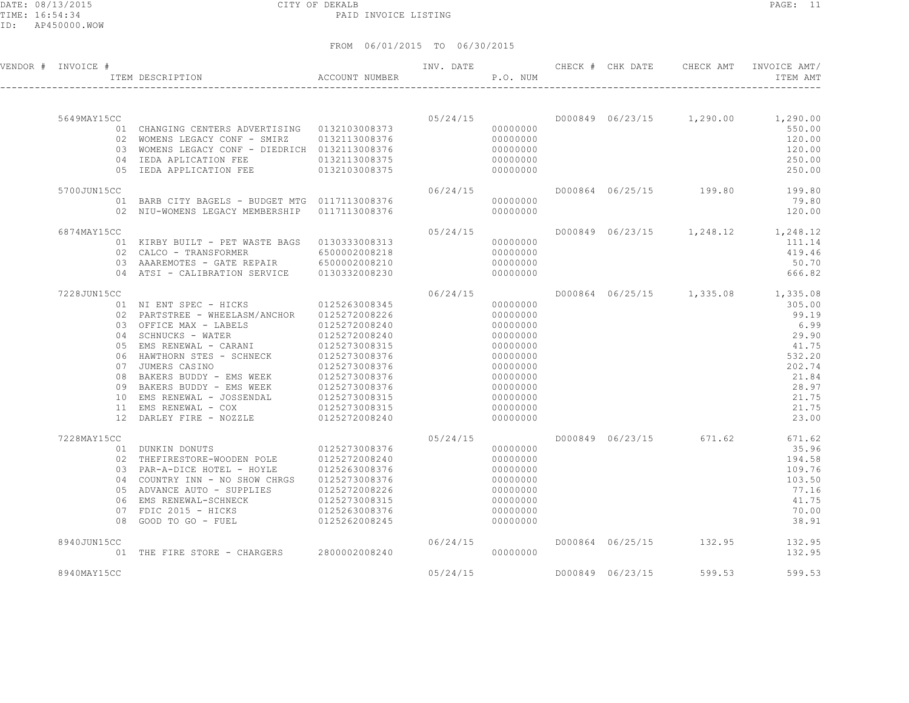DATE: 08/13/2015 CITY OF DEKALB
TIME: 16:54:34 PAID INVOICE LISTING
ID: AP450000.WOW

FROM 06/01/2015 TO 06/30/2015

| VENDOR # | INVOICE # | ITEM DESCRIPTION | ACCOUNT NUMBER | INV. DATE | P.O. NUM | CHECK # | CHK DATE | CHECK AMT | INVOICE AMT/ ITEM AMT |
|---|---|---|---|---|---|---|---|---|---|
| | 5649MAY15CC | | | 05/24/15 | | D000849 | 06/23/15 | 1,290.00 | 1,290.00 |
| | 01 | CHANGING CENTERS ADVERTISING | 0132103008373 | | 00000000 | | | | 550.00 |
| | 02 | WOMENS LEGACY CONF - SMIRZ | 0132113008376 | | 00000000 | | | | 120.00 |
| | 03 | WOMENS LEGACY CONF - DIEDRICH | 0132113008376 | | 00000000 | | | | 120.00 |
| | 04 | IEDA APLICATION FEE | 0132113008375 | | 00000000 | | | | 250.00 |
| | 05 | IEDA APPLICATION FEE | 0132103008375 | | 00000000 | | | | 250.00 |
| | 5700JUN15CC | | | 06/24/15 | | D000864 | 06/25/15 | 199.80 | 199.80 |
| | 01 | BARB CITY BAGELS - BUDGET MTG | 0117113008376 | | 00000000 | | | | 79.80 |
| | 02 | NIU-WOMENS LEGACY MEMBERSHIP | 0117113008376 | | 00000000 | | | | 120.00 |
| | 6874MAY15CC | | | 05/24/15 | | D000849 | 06/23/15 | 1,248.12 | 1,248.12 |
| | 01 | KIRBY BUILT - PET WASTE BAGS | 0130333008313 | | 00000000 | | | | 111.14 |
| | 02 | CALCO - TRANSFORMER | 6500002008218 | | 00000000 | | | | 419.46 |
| | 03 | AAAREMOTES - GATE REPAIR | 6500002008210 | | 00000000 | | | | 50.70 |
| | 04 | ATSI - CALIBRATION SERVICE | 0130332008230 | | 00000000 | | | | 666.82 |
| | 7228JUN15CC | | | 06/24/15 | | D000864 | 06/25/15 | 1,335.08 | 1,335.08 |
| | 01 | NI ENT SPEC - HICKS | 0125263008345 | | 00000000 | | | | 305.00 |
| | 02 | PARTSTREE - WHEELASM/ANCHOR | 0125272008226 | | 00000000 | | | | 99.19 |
| | 03 | OFFICE MAX - LABELS | 0125272008240 | | 00000000 | | | | 6.99 |
| | 04 | SCHNUCKS - WATER | 0125272008240 | | 00000000 | | | | 29.90 |
| | 05 | EMS RENEWAL - CARANI | 0125273008315 | | 00000000 | | | | 41.75 |
| | 06 | HAWTHORN STES - SCHNECK | 0125273008376 | | 00000000 | | | | 532.20 |
| | 07 | JUMERS CASINO | 0125273008376 | | 00000000 | | | | 202.74 |
| | 08 | BAKERS BUDDY - EMS WEEK | 0125273008376 | | 00000000 | | | | 21.84 |
| | 09 | BAKERS BUDDY - EMS WEEK | 0125273008376 | | 00000000 | | | | 28.97 |
| | 10 | EMS RENEWAL - JOSSENDAL | 0125273008315 | | 00000000 | | | | 21.75 |
| | 11 | EMS RENEWAL - COX | 0125273008315 | | 00000000 | | | | 21.75 |
| | 12 | DARLEY FIRE - NOZZLE | 0125272008240 | | 00000000 | | | | 23.00 |
| | 7228MAY15CC | | | 05/24/15 | | D000849 | 06/23/15 | 671.62 | 671.62 |
| | 01 | DUNKIN DONUTS | 0125273008376 | | 00000000 | | | | 35.96 |
| | 02 | THEFIRESTORE-WOODEN POLE | 0125272008240 | | 00000000 | | | | 194.58 |
| | 03 | PAR-A-DICE HOTEL - HOYLE | 0125263008376 | | 00000000 | | | | 109.76 |
| | 04 | COUNTRY INN - NO SHOW CHRGS | 0125273008376 | | 00000000 | | | | 103.50 |
| | 05 | ADVANCE AUTO - SUPPLIES | 0125272008226 | | 00000000 | | | | 77.16 |
| | 06 | EMS RENEWAL-SCHNECK | 0125273008315 | | 00000000 | | | | 41.75 |
| | 07 | FDIC 2015 - HICKS | 0125263008376 | | 00000000 | | | | 70.00 |
| | 08 | GOOD TO GO - FUEL | 0125262008245 | | 00000000 | | | | 38.91 |
| | 8940JUN15CC | | | 06/24/15 | | D000864 | 06/25/15 | 132.95 | 132.95 |
| | 01 | THE FIRE STORE - CHARGERS | 2800002008240 | | 00000000 | | | | 132.95 |
| | 8940MAY15CC | | | 05/24/15 | | D000849 | 06/23/15 | 599.53 | 599.53 |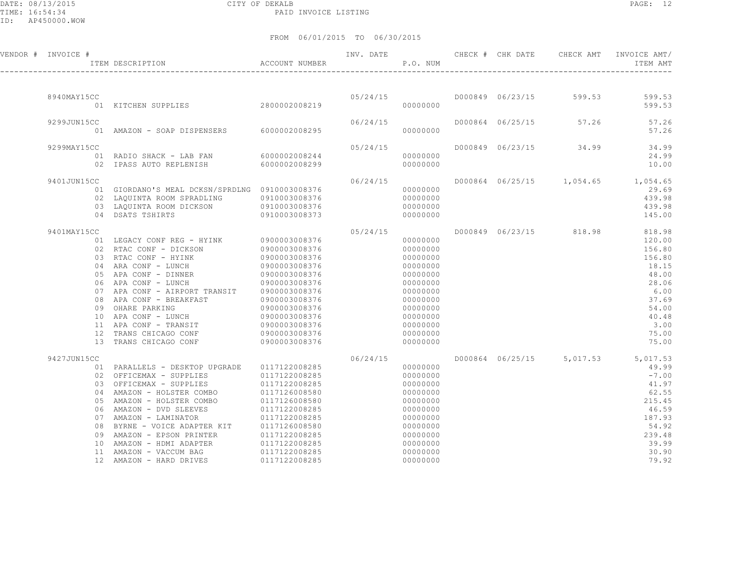CITY OF DEKALB

PAID INVOICE LISTING

FROM 06/01/2015 TO 06/30/2015

| VENDOR # | INVOICE # | ITEM DESCRIPTION | ACCOUNT NUMBER | INV. DATE | P.O. NUM | CHECK # | CHK DATE | CHECK AMT | INVOICE AMT/ ITEM AMT |
|---|---|---|---|---|---|---|---|---|---|
| | 8940MAY15CC | | | 05/24/15 | | D000849 | 06/23/15 | 599.53 | 599.53 |
| | 01 | KITCHEN SUPPLIES | 2800002008219 | | 00000000 | | | | 599.53 |
| | 9299JUN15CC | | | 06/24/15 | | D000864 | 06/25/15 | 57.26 | 57.26 |
| | 01 | AMAZON - SOAP DISPENSERS | 6000002008295 | | 00000000 | | | | 57.26 |
| | 9299MAY15CC | | | 05/24/15 | | D000849 | 06/23/15 | 34.99 | 34.99 |
| | 01 | RADIO SHACK - LAB FAN | 6000002008244 | | 00000000 | | | | 24.99 |
| | 02 | IPASS AUTO REPLENISH | 6000002008299 | | 00000000 | | | | 10.00 |
| | 9401JUN15CC | | | 06/24/15 | | D000864 | 06/25/15 | 1,054.65 | 1,054.65 |
| | 01 | GIORDANO'S MEAL DCKSN/SPRDLNG | 0910003008376 | | 00000000 | | | | 29.69 |
| | 02 | LAQUINTA ROOM SPRADLING | 0910003008376 | | 00000000 | | | | 439.98 |
| | 03 | LAQUINTA ROOM DICKSON | 0910003008376 | | 00000000 | | | | 439.98 |
| | 04 | DSATS TSHIRTS | 0910003008373 | | 00000000 | | | | 145.00 |
| | 9401MAY15CC | | | 05/24/15 | | D000849 | 06/23/15 | 818.98 | 818.98 |
| | 01 | LEGACY CONF REG - HYINK | 0900003008376 | | 00000000 | | | | 120.00 |
| | 02 | RTAC CONF - DICKSON | 0900003008376 | | 00000000 | | | | 156.80 |
| | 03 | RTAC CONF - HYINK | 0900003008376 | | 00000000 | | | | 156.80 |
| | 04 | ARA CONF - LUNCH | 0900003008376 | | 00000000 | | | | 18.15 |
| | 05 | APA CONF - DINNER | 0900003008376 | | 00000000 | | | | 48.00 |
| | 06 | APA CONF - LUNCH | 0900003008376 | | 00000000 | | | | 28.06 |
| | 07 | APA CONF - AIRPORT TRANSIT | 0900003008376 | | 00000000 | | | | 6.00 |
| | 08 | APA CONF - BREAKFAST | 0900003008376 | | 00000000 | | | | 37.69 |
| | 09 | OHARE PARKING | 0900003008376 | | 00000000 | | | | 54.00 |
| | 10 | APA CONF - LUNCH | 0900003008376 | | 00000000 | | | | 40.48 |
| | 11 | APA CONF - TRANSIT | 0900003008376 | | 00000000 | | | | 3.00 |
| | 12 | TRANS CHICAGO CONF | 0900003008376 | | 00000000 | | | | 75.00 |
| | 13 | TRANS CHICAGO CONF | 0900003008376 | | 00000000 | | | | 75.00 |
| | 9427JUN15CC | | | 06/24/15 | | D000864 | 06/25/15 | 5,017.53 | 5,017.53 |
| | 01 | PARALLELS - DESKTOP UPGRADE | 0117122008285 | | 00000000 | | | | 49.99 |
| | 02 | OFFICEMAX - SUPPLIES | 0117122008285 | | 00000000 | | | | -7.00 |
| | 03 | OFFICEMAX - SUPPLIES | 0117122008285 | | 00000000 | | | | 41.97 |
| | 04 | AMAZON - HOLSTER COMBO | 0117126008580 | | 00000000 | | | | 62.55 |
| | 05 | AMAZON - HOLSTER COMBO | 0117126008580 | | 00000000 | | | | 215.45 |
| | 06 | AMAZON - DVD SLEEVES | 0117122008285 | | 00000000 | | | | 46.59 |
| | 07 | AMAZON - LAMINATOR | 0117122008285 | | 00000000 | | | | 187.93 |
| | 08 | BYRNE - VOICE ADAPTER KIT | 0117126008580 | | 00000000 | | | | 54.92 |
| | 09 | AMAZON - EPSON PRINTER | 0117122008285 | | 00000000 | | | | 239.48 |
| | 10 | AMAZON - HDMI ADAPTER | 0117122008285 | | 00000000 | | | | 39.99 |
| | 11 | AMAZON - VACCUM BAG | 0117122008285 | | 00000000 | | | | 30.90 |
| | 12 | AMAZON - HARD DRIVES | 0117122008285 | | 00000000 | | | | 79.92 |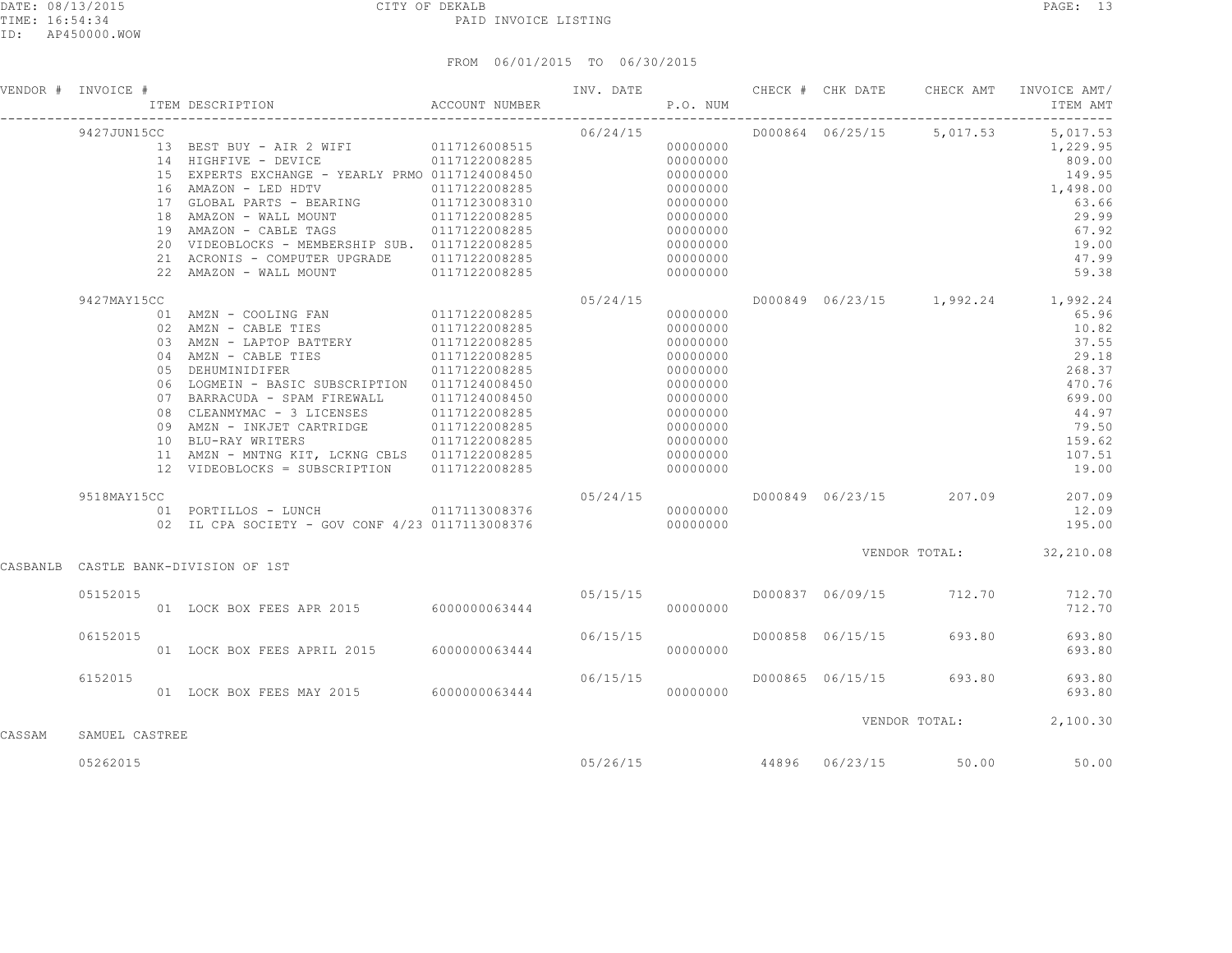CITY OF DEKALB
PAID INVOICE LISTING

FROM 06/01/2015 TO 06/30/2015

| VENDOR # | INVOICE # | ITEM DESCRIPTION | ACCOUNT NUMBER | INV. DATE | P.O. NUM | CHECK # | CHK DATE | CHECK AMT | INVOICE AMT/ ITEM AMT |
|---|---|---|---|---|---|---|---|---|---|
| | 9427JUN15CC | | | 06/24/15 | | D000864 | 06/25/15 | 5,017.53 | 5,017.53 |
| | | 13 BEST BUY - AIR 2 WIFI | 0117126008515 | | 00000000 | | | | 1,229.95 |
| | | 14 HIGHFIVE - DEVICE | 0117122008285 | | 00000000 | | | | 809.00 |
| | | 15 EXPERTS EXCHANGE - YEARLY PRMO | 0117124008450 | | 00000000 | | | | 149.95 |
| | | 16 AMAZON - LED HDTV | 0117122008285 | | 00000000 | | | | 1,498.00 |
| | | 17 GLOBAL PARTS - BEARING | 0117123008310 | | 00000000 | | | | 63.66 |
| | | 18 AMAZON - WALL MOUNT | 0117122008285 | | 00000000 | | | | 29.99 |
| | | 19 AMAZON - CABLE TAGS | 0117122008285 | | 00000000 | | | | 67.92 |
| | | 20 VIDEOBLOCKS - MEMBERSHIP SUB. | 0117122008285 | | 00000000 | | | | 19.00 |
| | | 21 ACRONIS - COMPUTER UPGRADE | 0117122008285 | | 00000000 | | | | 47.99 |
| | | 22 AMAZON - WALL MOUNT | 0117122008285 | | 00000000 | | | | 59.38 |
| | 9427MAY15CC | | | 05/24/15 | | D000849 | 06/23/15 | 1,992.24 | 1,992.24 |
| | | 01 AMZN - COOLING FAN | 0117122008285 | | 00000000 | | | | 65.96 |
| | | 02 AMZN - CABLE TIES | 0117122008285 | | 00000000 | | | | 10.82 |
| | | 03 AMZN - LAPTOP BATTERY | 0117122008285 | | 00000000 | | | | 37.55 |
| | | 04 AMZN - CABLE TIES | 0117122008285 | | 00000000 | | | | 29.18 |
| | | 05 DEHUMINIDIFER | 0117122008285 | | 00000000 | | | | 268.37 |
| | | 06 LOGMEIN - BASIC SUBSCRIPTION | 0117124008450 | | 00000000 | | | | 470.76 |
| | | 07 BARRACUDA - SPAM FIREWALL | 0117124008450 | | 00000000 | | | | 699.00 |
| | | 08 CLEANMYMAC - 3 LICENSES | 0117122008285 | | 00000000 | | | | 44.97 |
| | | 09 AMZN - INKJET CARTRIDGE | 0117122008285 | | 00000000 | | | | 79.50 |
| | | 10 BLU-RAY WRITERS | 0117122008285 | | 00000000 | | | | 159.62 |
| | | 11 AMZN - MNTNG KIT, LCKNG CBLS | 0117122008285 | | 00000000 | | | | 107.51 |
| | | 12 VIDEOBLOCKS = SUBSCRIPTION | 0117122008285 | | 00000000 | | | | 19.00 |
| | 9518MAY15CC | | | 05/24/15 | | D000849 | 06/23/15 | 207.09 | 207.09 |
| | | 01 PORTILLOS - LUNCH | 0117113008376 | | 00000000 | | | | 12.09 |
| | | 02 IL CPA SOCIETY - GOV CONF 4/23 | 0117113008376 | | 00000000 | | | | 195.00 |
| | | | | | | | VENDOR TOTAL: | | 32,210.08 |
| CASBANLB | CASTLE BANK-DIVISION OF 1ST | | | | | | | | |
| | 05152015 | | | 05/15/15 | | D000837 | 06/09/15 | 712.70 | 712.70 |
| | | 01 LOCK BOX FEES APR 2015 | 6000000063444 | | 00000000 | | | | 712.70 |
| | 06152015 | | | 06/15/15 | | D000858 | 06/15/15 | 693.80 | 693.80 |
| | | 01 LOCK BOX FEES APRIL 2015 | 6000000063444 | | 00000000 | | | | 693.80 |
| | 6152015 | | | 06/15/15 | | D000865 | 06/15/15 | 693.80 | 693.80 |
| | | 01 LOCK BOX FEES MAY 2015 | 6000000063444 | | 00000000 | | | | 693.80 |
| | | | | | | | VENDOR TOTAL: | | 2,100.30 |
| CASSAM | SAMUEL CASTREE | | | | | | | | |
| | 05262015 | | | 05/26/15 | | 44896 | 06/23/15 | 50.00 | 50.00 |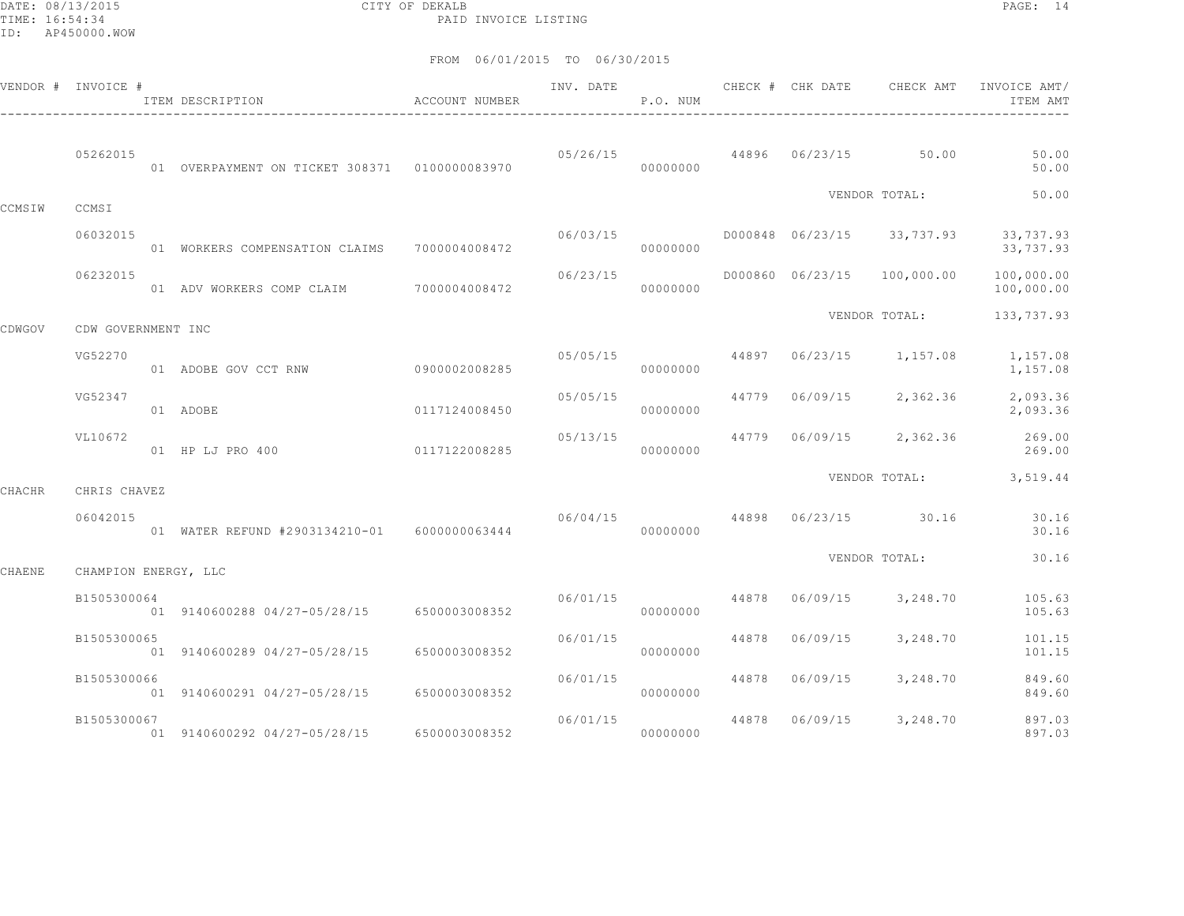CITY OF DEKALB
PAID INVOICE LISTING

FROM 06/01/2015 TO 06/30/2015

| VENDOR # | INVOICE # | ITEM DESCRIPTION | ACCOUNT NUMBER | INV. DATE | P.O. NUM | CHECK # | CHK DATE | CHECK AMT | INVOICE AMT/ ITEM AMT |
|---|---|---|---|---|---|---|---|---|---|
| | 05262015 | | | 05/26/15 | | 44896 | 06/23/15 | 50.00 | 50.00 |
| | | 01 OVERPAYMENT ON TICKET 308371 | 0100000083970 | | 00000000 | | | | 50.00 |
| | | | | | | | | VENDOR TOTAL: | 50.00 |
| CCMSIW | CCMSI | | | | | | | | |
| | 06032015 | | | 06/03/15 | | D000848 | 06/23/15 | 33,737.93 | 33,737.93 |
| | | 01 WORKERS COMPENSATION CLAIMS | 7000004008472 | | 00000000 | | | | 33,737.93 |
| | 06232015 | | | 06/23/15 | | D000860 | 06/23/15 | 100,000.00 | 100,000.00 |
| | | 01 ADV WORKERS COMP CLAIM | 7000004008472 | | 00000000 | | | | 100,000.00 |
| | | | | | | | | VENDOR TOTAL: | 133,737.93 |
| CDWGOV | CDW GOVERNMENT INC | | | | | | | | |
| | VG52270 | | | 05/05/15 | | 44897 | 06/23/15 | 1,157.08 | 1,157.08 |
| | | 01 ADOBE GOV CCT RNW | 0900002008285 | | 00000000 | | | | 1,157.08 |
| | VG52347 | | | 05/05/15 | | 44779 | 06/09/15 | 2,362.36 | 2,093.36 |
| | | 01 ADOBE | 0117124008450 | | 00000000 | | | | 2,093.36 |
| | VL10672 | | | 05/13/15 | | 44779 | 06/09/15 | 2,362.36 | 269.00 |
| | | 01 HP LJ PRO 400 | 0117122008285 | | 00000000 | | | | 269.00 |
| | | | | | | | | VENDOR TOTAL: | 3,519.44 |
| CHACHR | CHRIS CHAVEZ | | | | | | | | |
| | 06042015 | | | 06/04/15 | | 44898 | 06/23/15 | 30.16 | 30.16 |
| | | 01 WATER REFUND #2903134210-01 | 6000000063444 | | 00000000 | | | | 30.16 |
| | | | | | | | | VENDOR TOTAL: | 30.16 |
| CHAENE | CHAMPION ENERGY, LLC | | | | | | | | |
| | B1505300064 | | | 06/01/15 | | 44878 | 06/09/15 | 3,248.70 | 105.63 |
| | | 01 9140600288 04/27-05/28/15 | 6500003008352 | | 00000000 | | | | 105.63 |
| | B1505300065 | | | 06/01/15 | | 44878 | 06/09/15 | 3,248.70 | 101.15 |
| | | 01 9140600289 04/27-05/28/15 | 6500003008352 | | 00000000 | | | | 101.15 |
| | B1505300066 | | | 06/01/15 | | 44878 | 06/09/15 | 3,248.70 | 849.60 |
| | | 01 9140600291 04/27-05/28/15 | 6500003008352 | | 00000000 | | | | 849.60 |
| | B1505300067 | | | 06/01/15 | | 44878 | 06/09/15 | 3,248.70 | 897.03 |
| | | 01 9140600292 04/27-05/28/15 | 6500003008352 | | 00000000 | | | | 897.03 |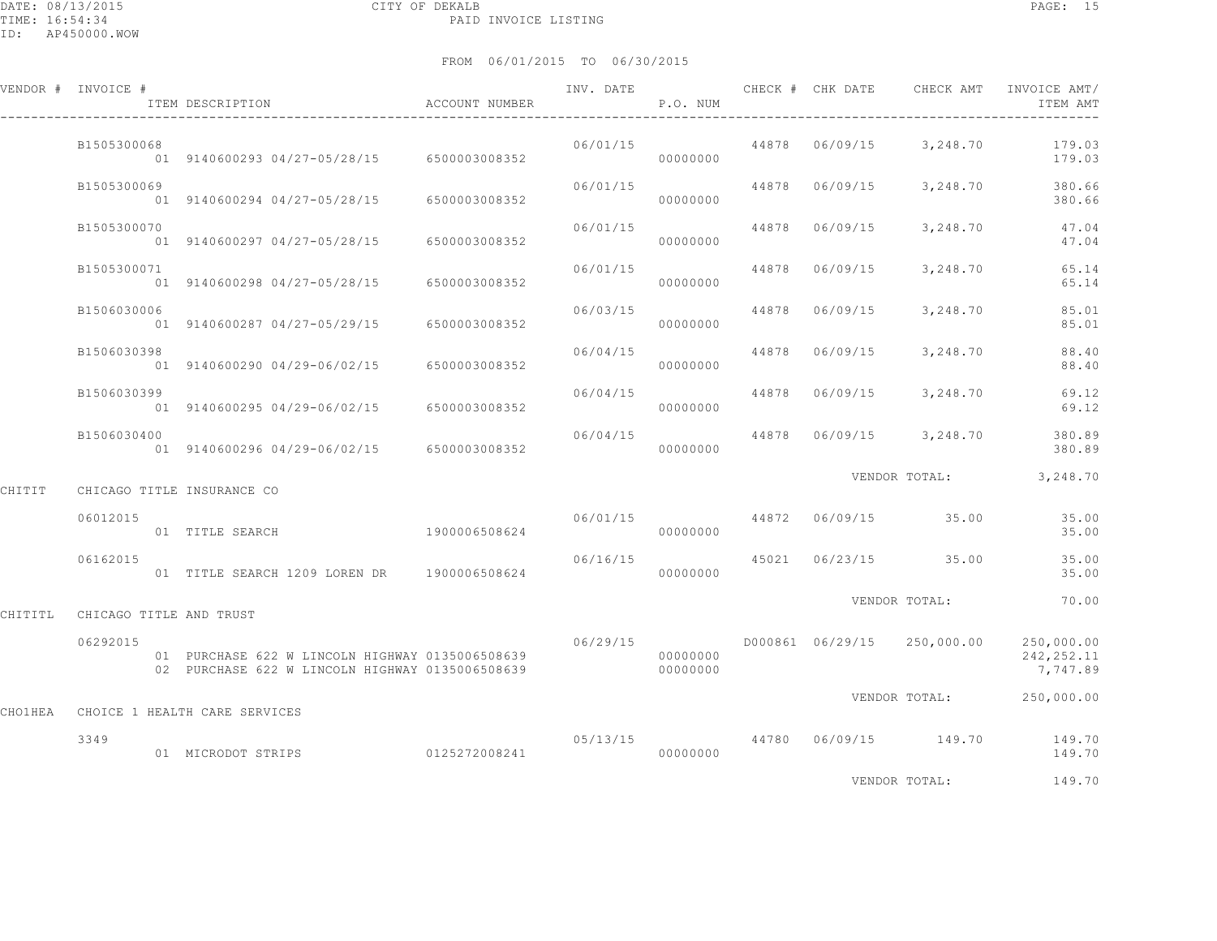CITY OF DEKALB
PAID INVOICE LISTING

FROM 06/01/2015 TO 06/30/2015

| VENDOR # | INVOICE # / ITEM DESCRIPTION | ACCOUNT NUMBER | INV. DATE | P.O. NUM | CHECK # | CHK DATE | CHECK AMT | INVOICE AMT/ ITEM AMT |
|---|---|---|---|---|---|---|---|---|
| | B1505300068 | | 06/01/15 | | 44878 | 06/09/15 | 3,248.70 | 179.03 |
| | 01 9140600293 04/27-05/28/15 | 6500003008352 | | 00000000 | | | | 179.03 |
| | B1505300069 | | 06/01/15 | | 44878 | 06/09/15 | 3,248.70 | 380.66 |
| | 01 9140600294 04/27-05/28/15 | 6500003008352 | | 00000000 | | | | 380.66 |
| | B1505300070 | | 06/01/15 | | 44878 | 06/09/15 | 3,248.70 | 47.04 |
| | 01 9140600297 04/27-05/28/15 | 6500003008352 | | 00000000 | | | | 47.04 |
| | B1505300071 | | 06/01/15 | | 44878 | 06/09/15 | 3,248.70 | 65.14 |
| | 01 9140600298 04/27-05/28/15 | 6500003008352 | | 00000000 | | | | 65.14 |
| | B1506030006 | | 06/03/15 | | 44878 | 06/09/15 | 3,248.70 | 85.01 |
| | 01 9140600287 04/27-05/29/15 | 6500003008352 | | 00000000 | | | | 85.01 |
| | B1506030398 | | 06/04/15 | | 44878 | 06/09/15 | 3,248.70 | 88.40 |
| | 01 9140600290 04/29-06/02/15 | 6500003008352 | | 00000000 | | | | 88.40 |
| | B1506030399 | | 06/04/15 | | 44878 | 06/09/15 | 3,248.70 | 69.12 |
| | 01 9140600295 04/29-06/02/15 | 6500003008352 | | 00000000 | | | | 69.12 |
| | B1506030400 | | 06/04/15 | | 44878 | 06/09/15 | 3,248.70 | 380.89 |
| | 01 9140600296 04/29-06/02/15 | 6500003008352 | | 00000000 | | | | 380.89 |
| | | | | | | VENDOR TOTAL: | | 3,248.70 |
| CHITIT | CHICAGO TITLE INSURANCE CO | | | | | | | |
| | 06012015 | | 06/01/15 | | 44872 | 06/09/15 | 35.00 | 35.00 |
| | 01 TITLE SEARCH | 1900006508624 | | 00000000 | | | | 35.00 |
| | 06162015 | | 06/16/15 | | 45021 | 06/23/15 | 35.00 | 35.00 |
| | 01 TITLE SEARCH 1209 LOREN DR | 1900006508624 | | 00000000 | | | | 35.00 |
| | | | | | | VENDOR TOTAL: | | 70.00 |
| CHITITL | CHICAGO TITLE AND TRUST | | | | | | | |
| | 06292015 | | 06/29/15 | | D000861 | 06/29/15 | 250,000.00 | 250,000.00 |
| | 01 PURCHASE 622 W LINCOLN HIGHWAY | 0135006508639 | | 00000000 | | | | 242,252.11 |
| | 02 PURCHASE 622 W LINCOLN HIGHWAY | 0135006508639 | | 00000000 | | | | 7,747.89 |
| | | | | | | VENDOR TOTAL: | | 250,000.00 |
| CHO1HEA | CHOICE 1 HEALTH CARE SERVICES | | | | | | | |
| | 3349 | | 05/13/15 | | 44780 | 06/09/15 | 149.70 | 149.70 |
| | 01 MICRODOT STRIPS | 0125272008241 | | 00000000 | | | | 149.70 |
| | | | | | | VENDOR TOTAL: | | 149.70 |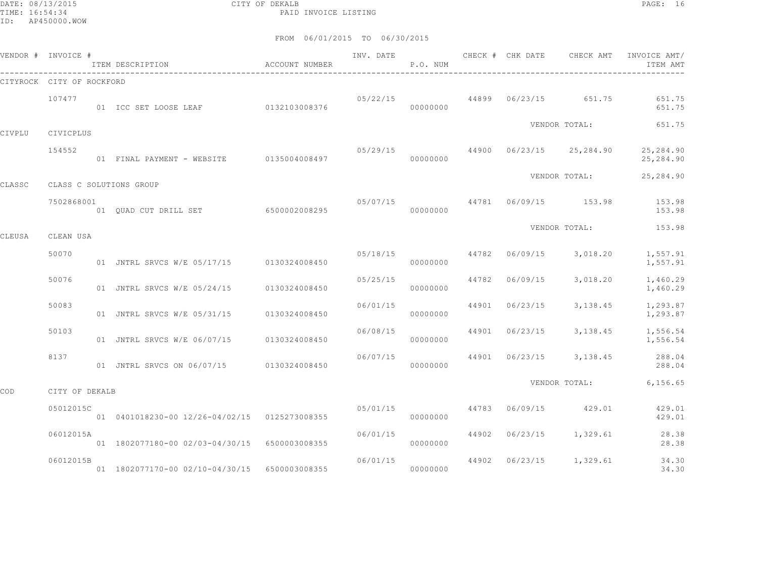CITY OF DEKALB
PAID INVOICE LISTING

DATE: 08/13/2015
TIME: 16:54:34
ID: AP450000.WOW

FROM 06/01/2015 TO 06/30/2015

| VENDOR # | INVOICE # | ITEM DESCRIPTION | ACCOUNT NUMBER | INV. DATE | P.O. NUM | CHECK # | CHK DATE | CHECK AMT | INVOICE AMT/ ITEM AMT |
|---|---|---|---|---|---|---|---|---|---|
| CITYROCK | CITY OF ROCKFORD | | | | | | | | |
| | 107477 | | | 05/22/15 | | 44899 | 06/23/15 | 651.75 | 651.75 |
| | | 01 ICC SET LOOSE LEAF | 0132103008376 | | 00000000 | | | | 651.75 |
| | | | | | | | VENDOR TOTAL: | | 651.75 |
| CIVPLU | CIVICPLUS | | | | | | | | |
| | 154552 | | | 05/29/15 | | 44900 | 06/23/15 | 25,284.90 | 25,284.90 |
| | | 01 FINAL PAYMENT - WEBSITE | 0135004008497 | | 00000000 | | | | 25,284.90 |
| | | | | | | | VENDOR TOTAL: | | 25,284.90 |
| CLASSC | CLASS C SOLUTIONS GROUP | | | | | | | | |
| | 7502868001 | | | 05/07/15 | | 44781 | 06/09/15 | 153.98 | 153.98 |
| | | 01 QUAD CUT DRILL SET | 6500002008295 | | 00000000 | | | | 153.98 |
| | | | | | | | VENDOR TOTAL: | | 153.98 |
| CLEUSA | CLEAN USA | | | | | | | | |
| | 50070 | | | 05/18/15 | | 44782 | 06/09/15 | 3,018.20 | 1,557.91 |
| | | 01 JNTRL SRVCS W/E 05/17/15 | 0130324008450 | | 00000000 | | | | 1,557.91 |
| | 50076 | | | 05/25/15 | | 44782 | 06/09/15 | 3,018.20 | 1,460.29 |
| | | 01 JNTRL SRVCS W/E 05/24/15 | 0130324008450 | | 00000000 | | | | 1,460.29 |
| | 50083 | | | 06/01/15 | | 44901 | 06/23/15 | 3,138.45 | 1,293.87 |
| | | 01 JNTRL SRVCS W/E 05/31/15 | 0130324008450 | | 00000000 | | | | 1,293.87 |
| | 50103 | | | 06/08/15 | | 44901 | 06/23/15 | 3,138.45 | 1,556.54 |
| | | 01 JNTRL SRVCS W/E 06/07/15 | 0130324008450 | | 00000000 | | | | 1,556.54 |
| | 8137 | | | 06/07/15 | | 44901 | 06/23/15 | 3,138.45 | 288.04 |
| | | 01 JNTRL SRVCS ON 06/07/15 | 0130324008450 | | 00000000 | | | | 288.04 |
| | | | | | | | VENDOR TOTAL: | | 6,156.65 |
| COD | CITY OF DEKALB | | | | | | | | |
| | 05012015C | | | 05/01/15 | | 44783 | 06/09/15 | 429.01 | 429.01 |
| | | 01 0401018230-00 12/26-04/02/15 | 0125273008355 | | 00000000 | | | | 429.01 |
| | 06012015A | | | 06/01/15 | | 44902 | 06/23/15 | 1,329.61 | 28.38 |
| | | 01 1802077180-00 02/03-04/30/15 | 6500003008355 | | 00000000 | | | | 28.38 |
| | 06012015B | | | 06/01/15 | | 44902 | 06/23/15 | 1,329.61 | 34.30 |
| | | 01 1802077170-00 02/10-04/30/15 | 6500003008355 | | 00000000 | | | | 34.30 |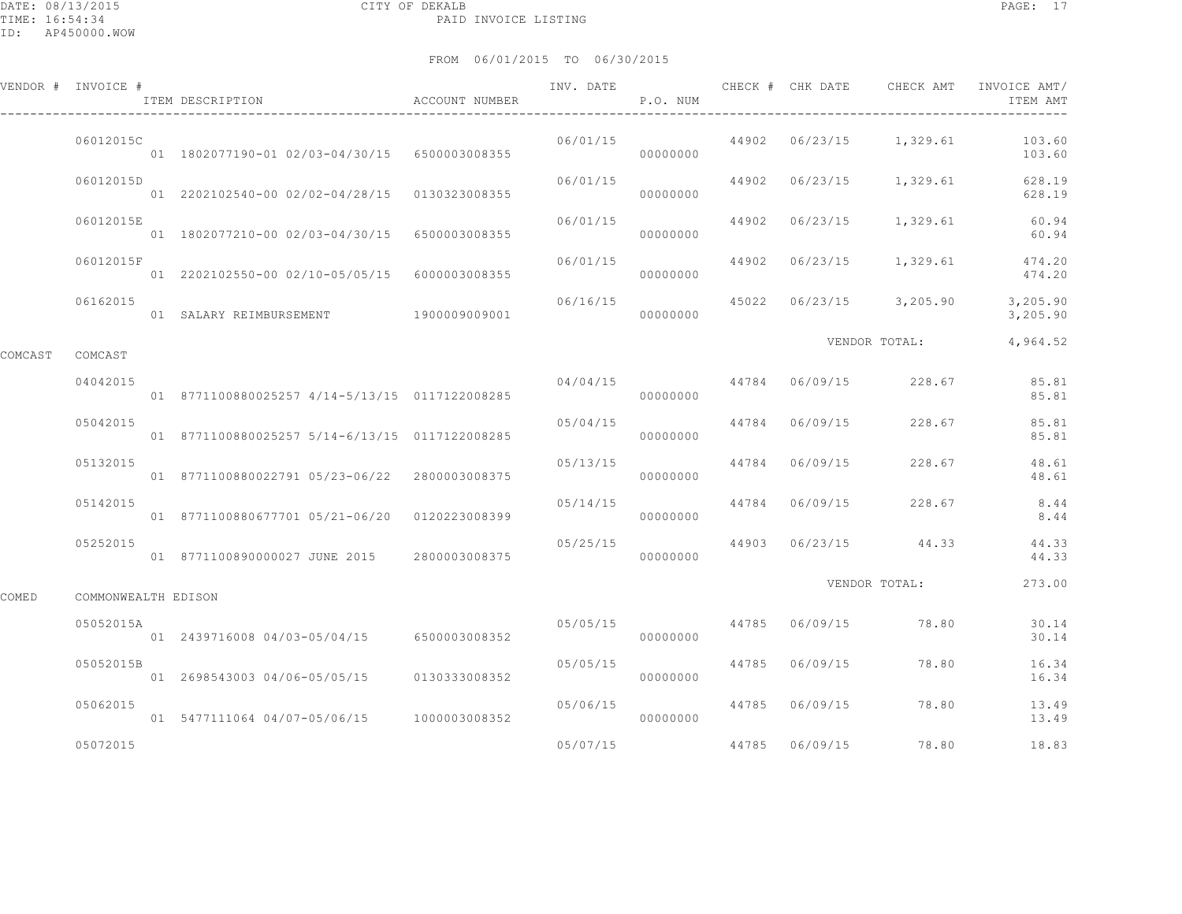CITY OF DEKALB
PAID INVOICE LISTING

FROM 06/01/2015 TO 06/30/2015

| VENDOR # | INVOICE # | ITEM DESCRIPTION | ACCOUNT NUMBER | INV. DATE | P.O. NUM | CHECK # | CHK DATE | CHECK AMT | INVOICE AMT/ ITEM AMT |
|---|---|---|---|---|---|---|---|---|---|
| | 06012015C | | | 06/01/15 | | 44902 | 06/23/15 | 1,329.61 | 103.60 |
| | | 01 1802077190-01 02/03-04/30/15 | 6500003008355 | | 00000000 | | | | 103.60 |
| | 06012015D | | | 06/01/15 | | 44902 | 06/23/15 | 1,329.61 | 628.19 |
| | | 01 2202102540-00 02/02-04/28/15 | 0130323008355 | | 00000000 | | | | 628.19 |
| | 06012015E | | | 06/01/15 | | 44902 | 06/23/15 | 1,329.61 | 60.94 |
| | | 01 1802077210-00 02/03-04/30/15 | 6500003008355 | | 00000000 | | | | 60.94 |
| | 06012015F | | | 06/01/15 | | 44902 | 06/23/15 | 1,329.61 | 474.20 |
| | | 01 2202102550-00 02/10-05/05/15 | 6000003008355 | | 00000000 | | | | 474.20 |
| | 06162015 | | | 06/16/15 | | 45022 | 06/23/15 | 3,205.90 | 3,205.90 |
| | | 01 SALARY REIMBURSEMENT | 1900009009001 | | 00000000 | | | | 3,205.90 |
| | | | | | | | | VENDOR TOTAL: | 4,964.52 |
| COMCAST | COMCAST | | | | | | | | |
| | 04042015 | | | 04/04/15 | | 44784 | 06/09/15 | 228.67 | 85.81 |
| | | 01 8771100880025257 4/14-5/13/15 | 0117122008285 | | 00000000 | | | | 85.81 |
| | 05042015 | | | 05/04/15 | | 44784 | 06/09/15 | 228.67 | 85.81 |
| | | 01 8771100880025257 5/14-6/13/15 | 0117122008285 | | 00000000 | | | | 85.81 |
| | 05132015 | | | 05/13/15 | | 44784 | 06/09/15 | 228.67 | 48.61 |
| | | 01 8771100880022791 05/23-06/22 | 2800003008375 | | 00000000 | | | | 48.61 |
| | 05142015 | | | 05/14/15 | | 44784 | 06/09/15 | 228.67 | 8.44 |
| | | 01 8771100880677701 05/21-06/20 | 0120223008399 | | 00000000 | | | | 8.44 |
| | 05252015 | | | 05/25/15 | | 44903 | 06/23/15 | 44.33 | 44.33 |
| | | 01 8771100890000027 JUNE 2015 | 2800003008375 | | 00000000 | | | | 44.33 |
| | | | | | | | | VENDOR TOTAL: | 273.00 |
| COMED | COMMONWEALTH EDISON | | | | | | | | |
| | 05052015A | | | 05/05/15 | | 44785 | 06/09/15 | 78.80 | 30.14 |
| | | 01 2439716008 04/03-05/04/15 | 6500003008352 | | 00000000 | | | | 30.14 |
| | 05052015B | | | 05/05/15 | | 44785 | 06/09/15 | 78.80 | 16.34 |
| | | 01 2698543003 04/06-05/05/15 | 0130333008352 | | 00000000 | | | | 16.34 |
| | 05062015 | | | 05/06/15 | | 44785 | 06/09/15 | 78.80 | 13.49 |
| | | 01 5477111064 04/07-05/06/15 | 1000003008352 | | 00000000 | | | | 13.49 |
| | 05072015 | | | 05/07/15 | | 44785 | 06/09/15 | 78.80 | 18.83 |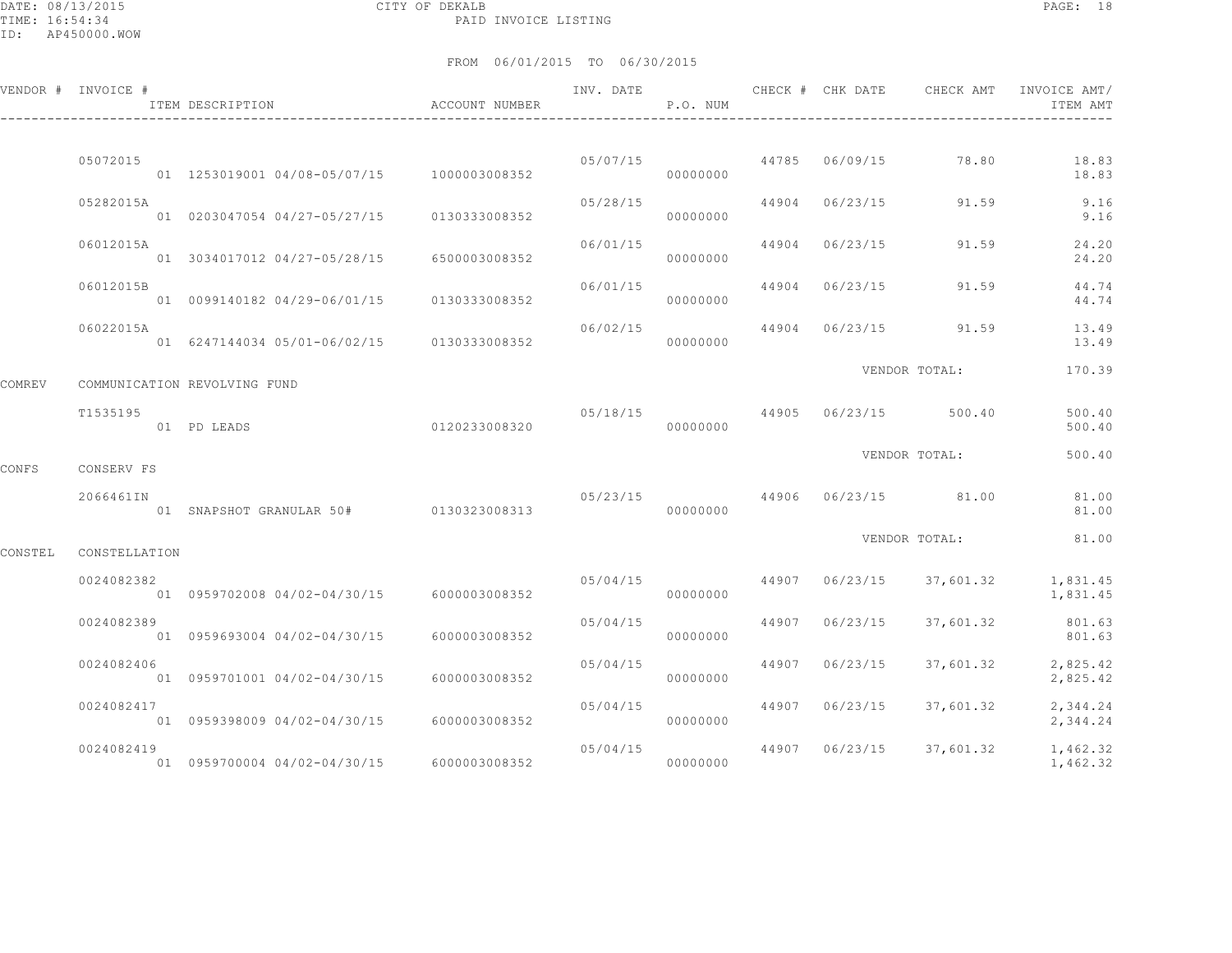DATE: 08/13/2015 CITY OF DEKALB
TIME: 16:54:34 PAID INVOICE LISTING
ID: AP450000.WOW

FROM 06/01/2015 TO 06/30/2015

| VENDOR # | INVOICE # / ITEM DESCRIPTION | ACCOUNT NUMBER | INV. DATE | P.O. NUM | CHECK # | CHK DATE | CHECK AMT | INVOICE AMT/ ITEM AMT |
|---|---|---|---|---|---|---|---|---|
| | 05072015 | | 05/07/15 | | 44785 | 06/09/15 | 78.80 | 18.83 |
| | 01 1253019001 04/08-05/07/15 | 1000003008352 | | 00000000 | | | | 18.83 |
| | 05282015A | | 05/28/15 | | 44904 | 06/23/15 | 91.59 | 9.16 |
| | 01 0203047054 04/27-05/27/15 | 0130333008352 | | 00000000 | | | | 9.16 |
| | 06012015A | | 06/01/15 | | 44904 | 06/23/15 | 91.59 | 24.20 |
| | 01 3034017012 04/27-05/28/15 | 6500003008352 | | 00000000 | | | | 24.20 |
| | 06012015B | | 06/01/15 | | 44904 | 06/23/15 | 91.59 | 44.74 |
| | 01 0099140182 04/29-06/01/15 | 0130333008352 | | 00000000 | | | | 44.74 |
| | 06022015A | | 06/02/15 | | 44904 | 06/23/15 | 91.59 | 13.49 |
| | 01 6247144034 05/01-06/02/15 | 0130333008352 | | 00000000 | | | | 13.49 |
| | | | | | | VENDOR TOTAL: | | 170.39 |
| COMREV | COMMUNICATION REVOLVING FUND | | | | | | | |
| | T1535195 | | 05/18/15 | | 44905 | 06/23/15 | 500.40 | 500.40 |
| | 01 PD LEADS | 0120233008320 | | 00000000 | | | | 500.40 |
| | | | | | | VENDOR TOTAL: | | 500.40 |
| CONFS | CONSERV FS | | | | | | | |
| | 2066461IN | | 05/23/15 | | 44906 | 06/23/15 | 81.00 | 81.00 |
| | 01 SNAPSHOT GRANULAR 50# | 0130323008313 | | 00000000 | | | | 81.00 |
| | | | | | | VENDOR TOTAL: | | 81.00 |
| CONSTEL | CONSTELLATION | | | | | | | |
| | 0024082382 | | 05/04/15 | | 44907 | 06/23/15 | 37,601.32 | 1,831.45 |
| | 01 0959702008 04/02-04/30/15 | 6000003008352 | | 00000000 | | | | 1,831.45 |
| | 0024082389 | | 05/04/15 | | 44907 | 06/23/15 | 37,601.32 | 801.63 |
| | 01 0959693004 04/02-04/30/15 | 6000003008352 | | 00000000 | | | | 801.63 |
| | 0024082406 | | 05/04/15 | | 44907 | 06/23/15 | 37,601.32 | 2,825.42 |
| | 01 0959701001 04/02-04/30/15 | 6000003008352 | | 00000000 | | | | 2,825.42 |
| | 0024082417 | | 05/04/15 | | 44907 | 06/23/15 | 37,601.32 | 2,344.24 |
| | 01 0959398009 04/02-04/30/15 | 6000003008352 | | 00000000 | | | | 2,344.24 |
| | 0024082419 | | 05/04/15 | | 44907 | 06/23/15 | 37,601.32 | 1,462.32 |
| | 01 0959700004 04/02-04/30/15 | 6000003008352 | | 00000000 | | | | 1,462.32 |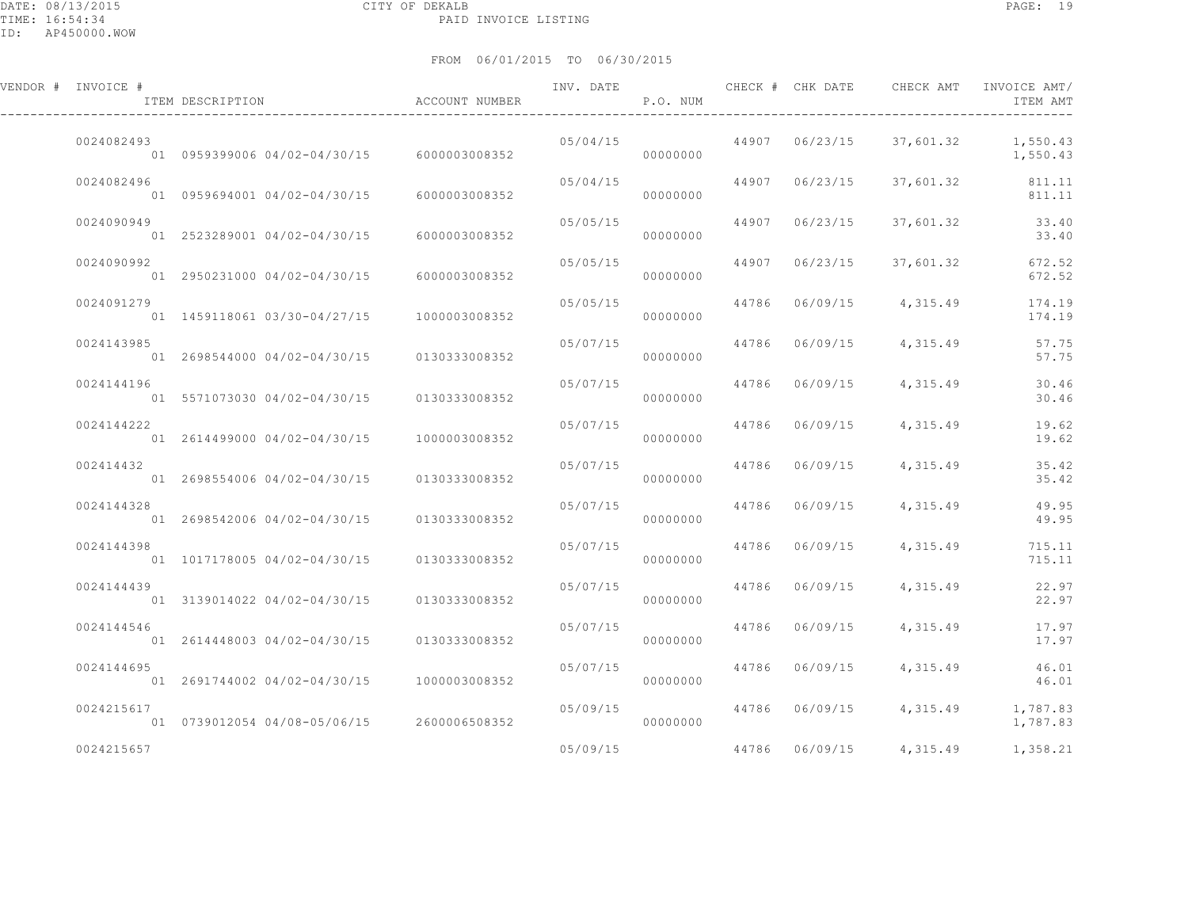DATE: 08/13/2015 CITY OF DEKALB
TIME: 16:54:34 PAID INVOICE LISTING
ID: AP450000.WOW

FROM 06/01/2015 TO 06/30/2015

| VENDOR # | INVOICE # / ITEM DESCRIPTION | ACCOUNT NUMBER | INV. DATE | P.O. NUM | CHECK # | CHK DATE | CHECK AMT | INVOICE AMT/ ITEM AMT |
|---|---|---|---|---|---|---|---|---|
| | 0024082493 | | 05/04/15 | | 44907 | 06/23/15 | 37,601.32 | 1,550.43 |
| | 01 0959399006 04/02-04/30/15 | 6000003008352 | | 00000000 | | | | 1,550.43 |
| | 0024082496 | | 05/04/15 | | 44907 | 06/23/15 | 37,601.32 | 811.11 |
| | 01 0959694001 04/02-04/30/15 | 6000003008352 | | 00000000 | | | | 811.11 |
| | 0024090949 | | 05/05/15 | | 44907 | 06/23/15 | 37,601.32 | 33.40 |
| | 01 2523289001 04/02-04/30/15 | 6000003008352 | | 00000000 | | | | 33.40 |
| | 0024090992 | | 05/05/15 | | 44907 | 06/23/15 | 37,601.32 | 672.52 |
| | 01 2950231000 04/02-04/30/15 | 6000003008352 | | 00000000 | | | | 672.52 |
| | 0024091279 | | 05/05/15 | | 44786 | 06/09/15 | 4,315.49 | 174.19 |
| | 01 1459118061 03/30-04/27/15 | 1000003008352 | | 00000000 | | | | 174.19 |
| | 0024143985 | | 05/07/15 | | 44786 | 06/09/15 | 4,315.49 | 57.75 |
| | 01 2698544000 04/02-04/30/15 | 0130333008352 | | 00000000 | | | | 57.75 |
| | 0024144196 | | 05/07/15 | | 44786 | 06/09/15 | 4,315.49 | 30.46 |
| | 01 5571073030 04/02-04/30/15 | 0130333008352 | | 00000000 | | | | 30.46 |
| | 0024144222 | | 05/07/15 | | 44786 | 06/09/15 | 4,315.49 | 19.62 |
| | 01 2614499000 04/02-04/30/15 | 1000003008352 | | 00000000 | | | | 19.62 |
| | 002414432 | | 05/07/15 | | 44786 | 06/09/15 | 4,315.49 | 35.42 |
| | 01 2698554006 04/02-04/30/15 | 0130333008352 | | 00000000 | | | | 35.42 |
| | 0024144328 | | 05/07/15 | | 44786 | 06/09/15 | 4,315.49 | 49.95 |
| | 01 2698542006 04/02-04/30/15 | 0130333008352 | | 00000000 | | | | 49.95 |
| | 0024144398 | | 05/07/15 | | 44786 | 06/09/15 | 4,315.49 | 715.11 |
| | 01 1017178005 04/02-04/30/15 | 0130333008352 | | 00000000 | | | | 715.11 |
| | 0024144439 | | 05/07/15 | | 44786 | 06/09/15 | 4,315.49 | 22.97 |
| | 01 3139014022 04/02-04/30/15 | 0130333008352 | | 00000000 | | | | 22.97 |
| | 0024144546 | | 05/07/15 | | 44786 | 06/09/15 | 4,315.49 | 17.97 |
| | 01 2614448003 04/02-04/30/15 | 0130333008352 | | 00000000 | | | | 17.97 |
| | 0024144695 | | 05/07/15 | | 44786 | 06/09/15 | 4,315.49 | 46.01 |
| | 01 2691744002 04/02-04/30/15 | 1000003008352 | | 00000000 | | | | 46.01 |
| | 0024215617 | | 05/09/15 | | 44786 | 06/09/15 | 4,315.49 | 1,787.83 |
| | 01 0739012054 04/08-05/06/15 | 2600006508352 | | 00000000 | | | | 1,787.83 |
| | 0024215657 | | 05/09/15 | | 44786 | 06/09/15 | 4,315.49 | 1,358.21 |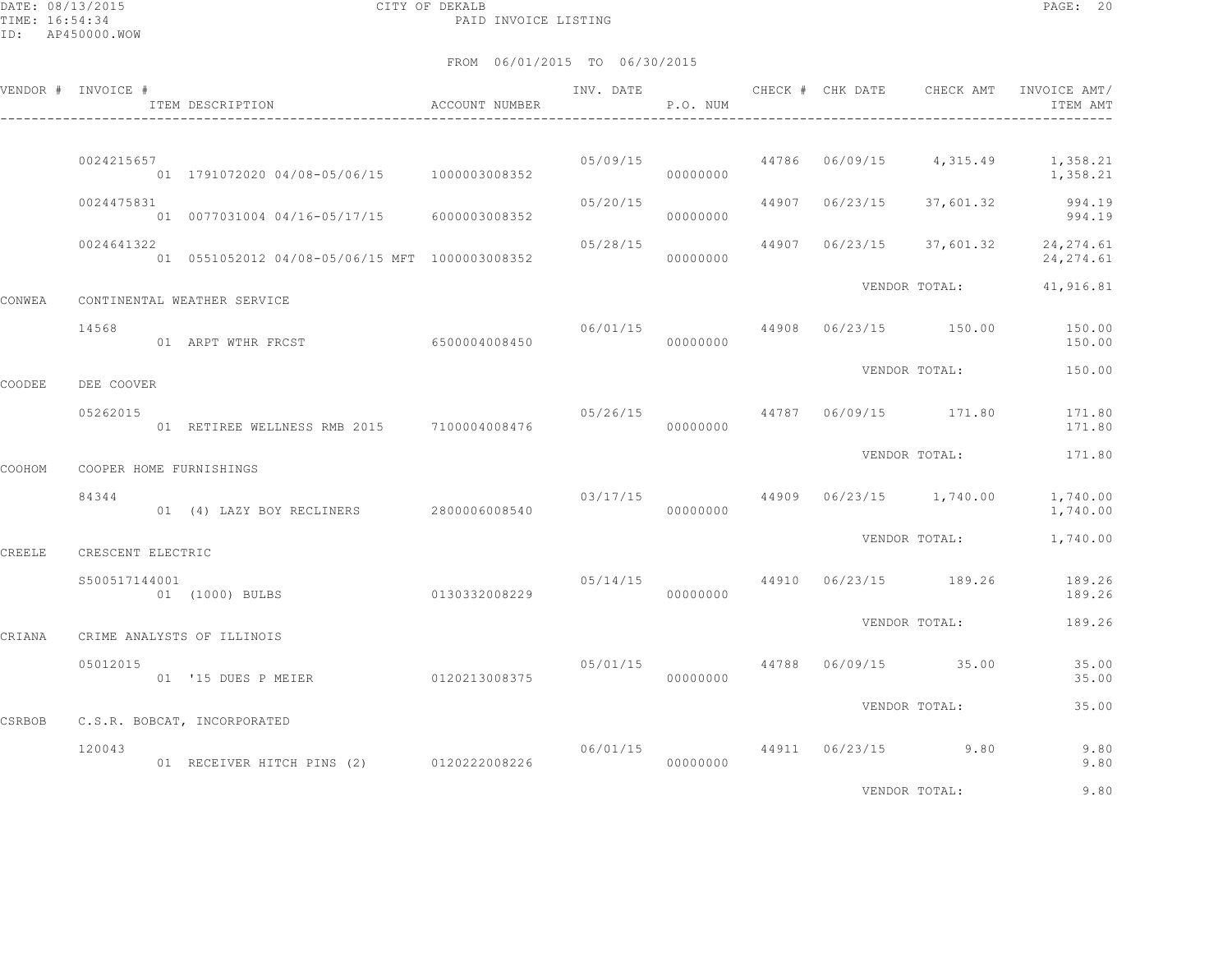CITY OF DEKALB

PAID INVOICE LISTING

FROM 06/01/2015 TO 06/30/2015

| VENDOR # | INVOICE # / ITEM DESCRIPTION | ACCOUNT NUMBER | INV. DATE | P.O. NUM | CHECK # | CHK DATE | CHECK AMT | INVOICE AMT/ ITEM AMT |
|---|---|---|---|---|---|---|---|---|
| | 0024215657 | | 05/09/15 | | 44786 | 06/09/15 | 4,315.49 | 1,358.21 |
| | 01 1791072020 04/08-05/06/15 | 1000003008352 | | 00000000 | | | | 1,358.21 |
| | 0024475831 | | 05/20/15 | | 44907 | 06/23/15 | 37,601.32 | 994.19 |
| | 01 0077031004 04/16-05/17/15 | 6000003008352 | | 00000000 | | | | 994.19 |
| | 0024641322 | | 05/28/15 | | 44907 | 06/23/15 | 37,601.32 | 24,274.61 |
| | 01 0551052012 04/08-05/06/15 MFT | 1000003008352 | | 00000000 | | | | 24,274.61 |
| | | | | | | VENDOR TOTAL: | | 41,916.81 |
| CONWEA | CONTINENTAL WEATHER SERVICE | | | | | | | |
| | 14568 | | 06/01/15 | | 44908 | 06/23/15 | 150.00 | 150.00 |
| | 01 ARPT WTHR FRCST | 6500004008450 | | 00000000 | | | | 150.00 |
| | | | | | | VENDOR TOTAL: | | 150.00 |
| COODEE | DEE COOVER | | | | | | | |
| | 05262015 | | 05/26/15 | | 44787 | 06/09/15 | 171.80 | 171.80 |
| | 01 RETIREE WELLNESS RMB 2015 | 7100004008476 | | 00000000 | | | | 171.80 |
| | | | | | | VENDOR TOTAL: | | 171.80 |
| COOHOM | COOPER HOME FURNISHINGS | | | | | | | |
| | 84344 | | 03/17/15 | | 44909 | 06/23/15 | 1,740.00 | 1,740.00 |
| | 01 (4) LAZY BOY RECLINERS | 2800006008540 | | 00000000 | | | | 1,740.00 |
| | | | | | | VENDOR TOTAL: | | 1,740.00 |
| CREELE | CRESCENT ELECTRIC | | | | | | | |
| | S500517144001 | | 05/14/15 | | 44910 | 06/23/15 | 189.26 | 189.26 |
| | 01 (1000) BULBS | 0130332008229 | | 00000000 | | | | 189.26 |
| | | | | | | VENDOR TOTAL: | | 189.26 |
| CRIANA | CRIME ANALYSTS OF ILLINOIS | | | | | | | |
| | 05012015 | | 05/01/15 | | 44788 | 06/09/15 | 35.00 | 35.00 |
| | 01 '15 DUES P MEIER | 0120213008375 | | 00000000 | | | | 35.00 |
| | | | | | | VENDOR TOTAL: | | 35.00 |
| CSRBOB | C.S.R. BOBCAT, INCORPORATED | | | | | | | |
| | 120043 | | 06/01/15 | | 44911 | 06/23/15 | 9.80 | 9.80 |
| | 01 RECEIVER HITCH PINS (2) | 0120222008226 | | 00000000 | | | | 9.80 |
| | | | | | | VENDOR TOTAL: | | 9.80 |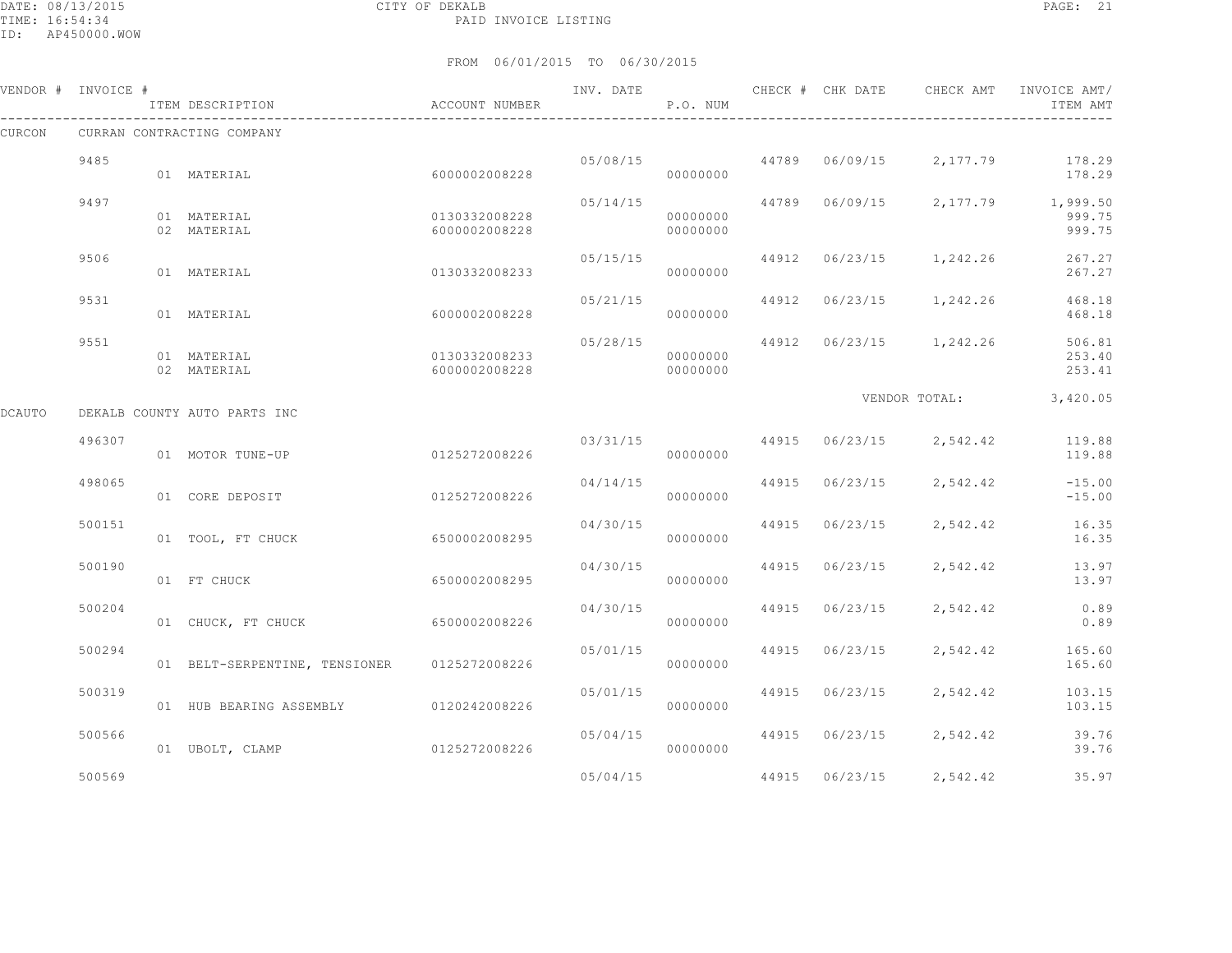CITY OF DEKALB

PAID INVOICE LISTING

FROM 06/01/2015 TO 06/30/2015

| VENDOR # | INVOICE # | ITEM DESCRIPTION | ACCOUNT NUMBER | INV. DATE | P.O. NUM | CHECK # | CHK DATE | CHECK AMT | INVOICE AMT/ ITEM AMT |
|---|---|---|---|---|---|---|---|---|---|
| CURCON | CURRAN CONTRACTING COMPANY | | | | | | | | |
| | 9485 | | | 05/08/15 | | 44789 | 06/09/15 | 2,177.79 | 178.29 |
| | | 01 MATERIAL | 6000002008228 | | 00000000 | | | | 178.29 |
| | 9497 | | | 05/14/15 | | 44789 | 06/09/15 | 2,177.79 | 1,999.50 |
| | | 01 MATERIAL | 0130332008228 | | 00000000 | | | | 999.75 |
| | | 02 MATERIAL | 6000002008228 | | 00000000 | | | | 999.75 |
| | 9506 | | | 05/15/15 | | 44912 | 06/23/15 | 1,242.26 | 267.27 |
| | | 01 MATERIAL | 0130332008233 | | 00000000 | | | | 267.27 |
| | 9531 | | | 05/21/15 | | 44912 | 06/23/15 | 1,242.26 | 468.18 |
| | | 01 MATERIAL | 6000002008228 | | 00000000 | | | | 468.18 |
| | 9551 | | | 05/28/15 | | 44912 | 06/23/15 | 1,242.26 | 506.81 |
| | | 01 MATERIAL | 0130332008233 | | 00000000 | | | | 253.40 |
| | | 02 MATERIAL | 6000002008228 | | 00000000 | | | | 253.41 |
| | | | | | | | | VENDOR TOTAL: | 3,420.05 |
| DCAUTO | DEKALB COUNTY AUTO PARTS INC | | | | | | | | |
| | 496307 | | | 03/31/15 | | 44915 | 06/23/15 | 2,542.42 | 119.88 |
| | | 01 MOTOR TUNE-UP | 0125272008226 | | 00000000 | | | | 119.88 |
| | 498065 | | | 04/14/15 | | 44915 | 06/23/15 | 2,542.42 | -15.00 |
| | | 01 CORE DEPOSIT | 0125272008226 | | 00000000 | | | | -15.00 |
| | 500151 | | | 04/30/15 | | 44915 | 06/23/15 | 2,542.42 | 16.35 |
| | | 01 TOOL, FT CHUCK | 6500002008295 | | 00000000 | | | | 16.35 |
| | 500190 | | | 04/30/15 | | 44915 | 06/23/15 | 2,542.42 | 13.97 |
| | | 01 FT CHUCK | 6500002008295 | | 00000000 | | | | 13.97 |
| | 500204 | | | 04/30/15 | | 44915 | 06/23/15 | 2,542.42 | 0.89 |
| | | 01 CHUCK, FT CHUCK | 6500002008226 | | 00000000 | | | | 0.89 |
| | 500294 | | | 05/01/15 | | 44915 | 06/23/15 | 2,542.42 | 165.60 |
| | | 01 BELT-SERPENTINE, TENSIONER | 0125272008226 | | 00000000 | | | | 165.60 |
| | 500319 | | | 05/01/15 | | 44915 | 06/23/15 | 2,542.42 | 103.15 |
| | | 01 HUB BEARING ASSEMBLY | 0120242008226 | | 00000000 | | | | 103.15 |
| | 500566 | | | 05/04/15 | | 44915 | 06/23/15 | 2,542.42 | 39.76 |
| | | 01 UBOLT, CLAMP | 0125272008226 | | 00000000 | | | | 39.76 |
| | 500569 | | | 05/04/15 | | 44915 | 06/23/15 | 2,542.42 | 35.97 |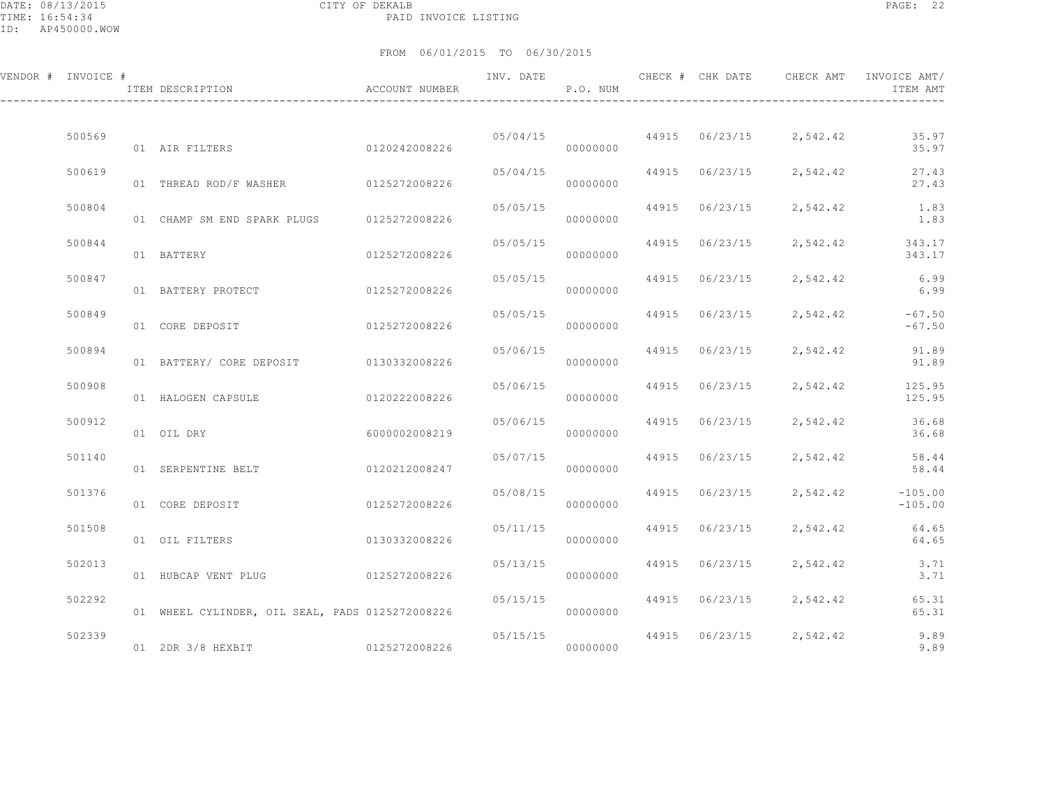DATE: 08/13/2015 CITY OF DEKALB
TIME: 16:54:34 PAID INVOICE LISTING
ID: AP450000.WOW

FROM 06/01/2015 TO 06/30/2015

| VENDOR # | INVOICE # | ITEM DESCRIPTION | ACCOUNT NUMBER | INV. DATE | P.O. NUM | CHECK # | CHK DATE | CHECK AMT | INVOICE AMT/ ITEM AMT |
|---|---|---|---|---|---|---|---|---|---|
| | 500569 | | | 05/04/15 | | 44915 | 06/23/15 | 2,542.42 | 35.97 |
| | | 01 AIR FILTERS | 0120242008226 | | 00000000 | | | | 35.97 |
| | 500619 | | | 05/04/15 | | 44915 | 06/23/15 | 2,542.42 | 27.43 |
| | | 01 THREAD ROD/F WASHER | 0125272008226 | | 00000000 | | | | 27.43 |
| | 500804 | | | 05/05/15 | | 44915 | 06/23/15 | 2,542.42 | 1.83 |
| | | 01 CHAMP SM END SPARK PLUGS | 0125272008226 | | 00000000 | | | | 1.83 |
| | 500844 | | | 05/05/15 | | 44915 | 06/23/15 | 2,542.42 | 343.17 |
| | | 01 BATTERY | 0125272008226 | | 00000000 | | | | 343.17 |
| | 500847 | | | 05/05/15 | | 44915 | 06/23/15 | 2,542.42 | 6.99 |
| | | 01 BATTERY PROTECT | 0125272008226 | | 00000000 | | | | 6.99 |
| | 500849 | | | 05/05/15 | | 44915 | 06/23/15 | 2,542.42 | -67.50 |
| | | 01 CORE DEPOSIT | 0125272008226 | | 00000000 | | | | -67.50 |
| | 500894 | | | 05/06/15 | | 44915 | 06/23/15 | 2,542.42 | 91.89 |
| | | 01 BATTERY/ CORE DEPOSIT | 0130332008226 | | 00000000 | | | | 91.89 |
| | 500908 | | | 05/06/15 | | 44915 | 06/23/15 | 2,542.42 | 125.95 |
| | | 01 HALOGEN CAPSULE | 0120222008226 | | 00000000 | | | | 125.95 |
| | 500912 | | | 05/06/15 | | 44915 | 06/23/15 | 2,542.42 | 36.68 |
| | | 01 OIL DRY | 6000002008219 | | 00000000 | | | | 36.68 |
| | 501140 | | | 05/07/15 | | 44915 | 06/23/15 | 2,542.42 | 58.44 |
| | | 01 SERPENTINE BELT | 0120212008247 | | 00000000 | | | | 58.44 |
| | 501376 | | | 05/08/15 | | 44915 | 06/23/15 | 2,542.42 | -105.00 |
| | | 01 CORE DEPOSIT | 0125272008226 | | 00000000 | | | | -105.00 |
| | 501508 | | | 05/11/15 | | 44915 | 06/23/15 | 2,542.42 | 64.65 |
| | | 01 OIL FILTERS | 0130332008226 | | 00000000 | | | | 64.65 |
| | 502013 | | | 05/13/15 | | 44915 | 06/23/15 | 2,542.42 | 3.71 |
| | | 01 HUBCAP VENT PLUG | 0125272008226 | | 00000000 | | | | 3.71 |
| | 502292 | | | 05/15/15 | | 44915 | 06/23/15 | 2,542.42 | 65.31 |
| | | 01 WHEEL CYLINDER, OIL SEAL, PADS | 0125272008226 | | 00000000 | | | | 65.31 |
| | 502339 | | | 05/15/15 | | 44915 | 06/23/15 | 2,542.42 | 9.89 |
| | | 01 2DR 3/8 HEXBIT | 0125272008226 | | 00000000 | | | | 9.89 |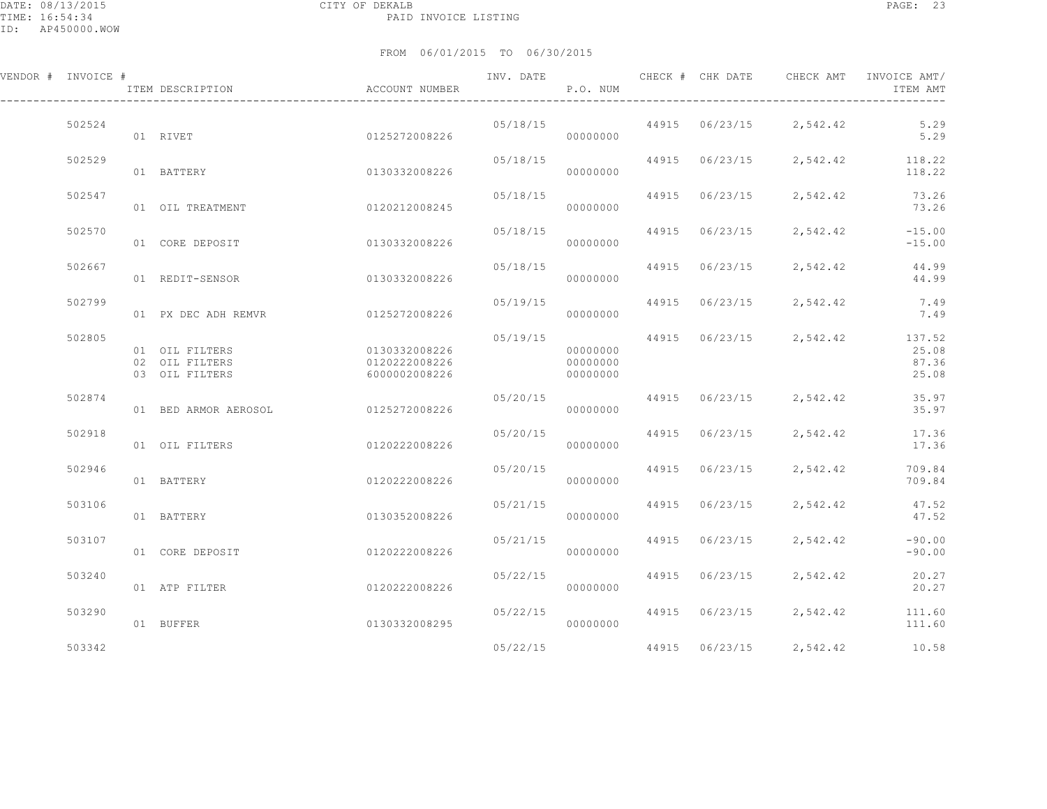CITY OF DEKALB
PAID INVOICE LISTING

DATE: 08/13/2015
TIME: 16:54:34
ID: AP450000.WOW

FROM 06/01/2015 TO 06/30/2015

| VENDOR # | INVOICE # | ITEM DESCRIPTION | ACCOUNT NUMBER | INV. DATE | P.O. NUM | CHECK # | CHK DATE | CHECK AMT | INVOICE AMT/ ITEM AMT |
|---|---|---|---|---|---|---|---|---|---|
| | 502524 | | | 05/18/15 | | 44915 | 06/23/15 | 2,542.42 | 5.29 |
| | | 01 RIVET | 0125272008226 | | 00000000 | | | | 5.29 |
| | 502529 | | | 05/18/15 | | 44915 | 06/23/15 | 2,542.42 | 118.22 |
| | | 01 BATTERY | 0130332008226 | | 00000000 | | | | 118.22 |
| | 502547 | | | 05/18/15 | | 44915 | 06/23/15 | 2,542.42 | 73.26 |
| | | 01 OIL TREATMENT | 0120212008245 | | 00000000 | | | | 73.26 |
| | 502570 | | | 05/18/15 | | 44915 | 06/23/15 | 2,542.42 | -15.00 |
| | | 01 CORE DEPOSIT | 0130332008226 | | 00000000 | | | | -15.00 |
| | 502667 | | | 05/18/15 | | 44915 | 06/23/15 | 2,542.42 | 44.99 |
| | | 01 REDIT-SENSOR | 0130332008226 | | 00000000 | | | | 44.99 |
| | 502799 | | | 05/19/15 | | 44915 | 06/23/15 | 2,542.42 | 7.49 |
| | | 01 PX DEC ADH REMVR | 0125272008226 | | 00000000 | | | | 7.49 |
| | 502805 | | | 05/19/15 | | 44915 | 06/23/15 | 2,542.42 | 137.52 |
| | | 01 OIL FILTERS | 0130332008226 | | 00000000 | | | | 25.08 |
| | | 02 OIL FILTERS | 0120222008226 | | 00000000 | | | | 87.36 |
| | | 03 OIL FILTERS | 6000002008226 | | 00000000 | | | | 25.08 |
| | 502874 | | | 05/20/15 | | 44915 | 06/23/15 | 2,542.42 | 35.97 |
| | | 01 BED ARMOR AEROSOL | 0125272008226 | | 00000000 | | | | 35.97 |
| | 502918 | | | 05/20/15 | | 44915 | 06/23/15 | 2,542.42 | 17.36 |
| | | 01 OIL FILTERS | 0120222008226 | | 00000000 | | | | 17.36 |
| | 502946 | | | 05/20/15 | | 44915 | 06/23/15 | 2,542.42 | 709.84 |
| | | 01 BATTERY | 0120222008226 | | 00000000 | | | | 709.84 |
| | 503106 | | | 05/21/15 | | 44915 | 06/23/15 | 2,542.42 | 47.52 |
| | | 01 BATTERY | 0130352008226 | | 00000000 | | | | 47.52 |
| | 503107 | | | 05/21/15 | | 44915 | 06/23/15 | 2,542.42 | -90.00 |
| | | 01 CORE DEPOSIT | 0120222008226 | | 00000000 | | | | -90.00 |
| | 503240 | | | 05/22/15 | | 44915 | 06/23/15 | 2,542.42 | 20.27 |
| | | 01 ATP FILTER | 0120222008226 | | 00000000 | | | | 20.27 |
| | 503290 | | | 05/22/15 | | 44915 | 06/23/15 | 2,542.42 | 111.60 |
| | | 01 BUFFER | 0130332008295 | | 00000000 | | | | 111.60 |
| | 503342 | | | 05/22/15 | | 44915 | 06/23/15 | 2,542.42 | 10.58 |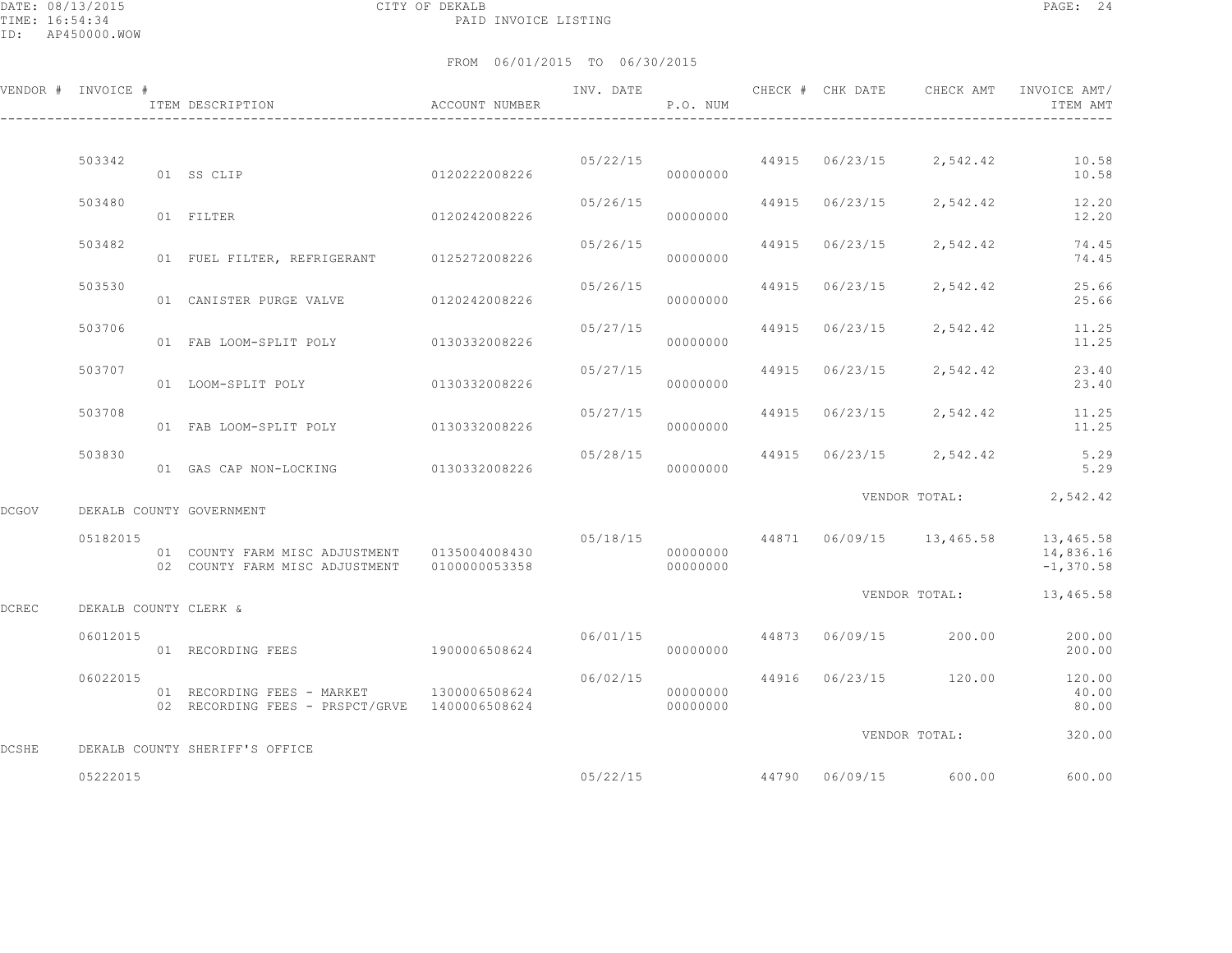CITY OF DEKALB
PAID INVOICE LISTING

FROM 06/01/2015 TO 06/30/2015

| VENDOR # | INVOICE # | ITEM DESCRIPTION | ACCOUNT NUMBER | INV. DATE | P.O. NUM | CHECK # | CHK DATE | CHECK AMT | INVOICE AMT/ ITEM AMT |
|---|---|---|---|---|---|---|---|---|---|
| | 503342 | | | 05/22/15 | | 44915 | 06/23/15 | 2,542.42 | 10.58 |
| | | 01 SS CLIP | 0120222008226 | | 00000000 | | | | 10.58 |
| | 503480 | | | 05/26/15 | | 44915 | 06/23/15 | 2,542.42 | 12.20 |
| | | 01 FILTER | 0120242008226 | | 00000000 | | | | 12.20 |
| | 503482 | | | 05/26/15 | | 44915 | 06/23/15 | 2,542.42 | 74.45 |
| | | 01 FUEL FILTER, REFRIGERANT | 0125272008226 | | 00000000 | | | | 74.45 |
| | 503530 | | | 05/26/15 | | 44915 | 06/23/15 | 2,542.42 | 25.66 |
| | | 01 CANISTER PURGE VALVE | 0120242008226 | | 00000000 | | | | 25.66 |
| | 503706 | | | 05/27/15 | | 44915 | 06/23/15 | 2,542.42 | 11.25 |
| | | 01 FAB LOOM-SPLIT POLY | 0130332008226 | | 00000000 | | | | 11.25 |
| | 503707 | | | 05/27/15 | | 44915 | 06/23/15 | 2,542.42 | 23.40 |
| | | 01 LOOM-SPLIT POLY | 0130332008226 | | 00000000 | | | | 23.40 |
| | 503708 | | | 05/27/15 | | 44915 | 06/23/15 | 2,542.42 | 11.25 |
| | | 01 FAB LOOM-SPLIT POLY | 0130332008226 | | 00000000 | | | | 11.25 |
| | 503830 | | | 05/28/15 | | 44915 | 06/23/15 | 2,542.42 | 5.29 |
| | | 01 GAS CAP NON-LOCKING | 0130332008226 | | 00000000 | | | | 5.29 |
| | | | | | | | VENDOR TOTAL: | | 2,542.42 |
| DCGOV | DEKALB COUNTY GOVERNMENT | | | | | | | | |
| | 05182015 | | | 05/18/15 | | 44871 | 06/09/15 | 13,465.58 | 13,465.58 |
| | | 01 COUNTY FARM MISC ADJUSTMENT | 0135004008430 | | 00000000 | | | | 14,836.16 |
| | | 02 COUNTY FARM MISC ADJUSTMENT | 0100000053358 | | 00000000 | | | | -1,370.58 |
| | | | | | | | VENDOR TOTAL: | | 13,465.58 |
| DCREC | DEKALB COUNTY CLERK & | | | | | | | | |
| | 06012015 | | | 06/01/15 | | 44873 | 06/09/15 | 200.00 | 200.00 |
| | | 01 RECORDING FEES | 1900006508624 | | 00000000 | | | | 200.00 |
| | 06022015 | | | 06/02/15 | | 44916 | 06/23/15 | 120.00 | 120.00 |
| | | 01 RECORDING FEES - MARKET | 1300006508624 | | 00000000 | | | | 40.00 |
| | | 02 RECORDING FEES - PRSPCT/GRVE | 1400006508624 | | 00000000 | | | | 80.00 |
| | | | | | | | VENDOR TOTAL: | | 320.00 |
| DCSHE | DEKALB COUNTY SHERIFF'S OFFICE | | | | | | | | |
| | 05222015 | | | 05/22/15 | | 44790 | 06/09/15 | 600.00 | 600.00 |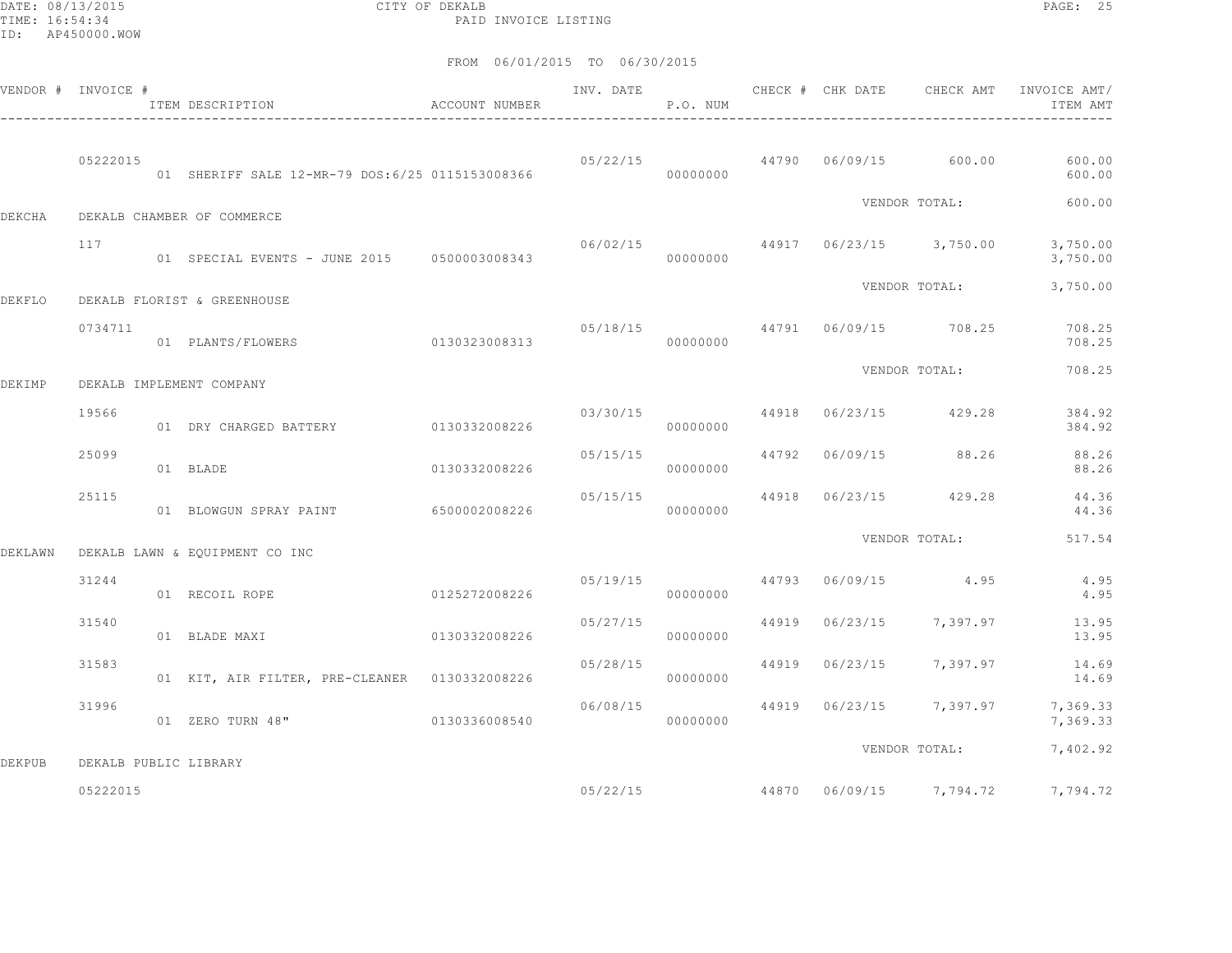DATE: 08/13/2015 CITY OF DEKALB
TIME: 16:54:34 PAID INVOICE LISTING
ID: AP450000.WOW

FROM 06/01/2015 TO 06/30/2015

| VENDOR # | INVOICE # | ITEM DESCRIPTION | ACCOUNT NUMBER | INV. DATE | P.O. NUM | CHECK # | CHK DATE | CHECK AMT | INVOICE AMT/ ITEM AMT |
|---|---|---|---|---|---|---|---|---|---|
| | 05222015 | | | 05/22/15 | | 44790 | 06/09/15 | 600.00 | 600.00 |
| | | 01 SHERIFF SALE 12-MR-79 DOS:6/25 | 0115153008366 | | 00000000 | | | | 600.00 |
| | | | | | | | VENDOR TOTAL: | | 600.00 |
| DEKCHA | DEKALB CHAMBER OF COMMERCE | | | | | | | | |
| | 117 | | | 06/02/15 | | 44917 | 06/23/15 | 3,750.00 | 3,750.00 |
| | | 01 SPECIAL EVENTS - JUNE 2015 | 0500003008343 | | 00000000 | | | | 3,750.00 |
| | | | | | | | VENDOR TOTAL: | | 3,750.00 |
| DEKFLO | DEKALB FLORIST & GREENHOUSE | | | | | | | | |
| | 0734711 | | | 05/18/15 | | 44791 | 06/09/15 | 708.25 | 708.25 |
| | | 01 PLANTS/FLOWERS | 0130323008313 | | 00000000 | | | | 708.25 |
| | | | | | | | VENDOR TOTAL: | | 708.25 |
| DEKIMP | DEKALB IMPLEMENT COMPANY | | | | | | | | |
| | 19566 | | | 03/30/15 | | 44918 | 06/23/15 | 429.28 | 384.92 |
| | | 01 DRY CHARGED BATTERY | 0130332008226 | | 00000000 | | | | 384.92 |
| | 25099 | | | 05/15/15 | | 44792 | 06/09/15 | 88.26 | 88.26 |
| | | 01 BLADE | 0130332008226 | | 00000000 | | | | 88.26 |
| | 25115 | | | 05/15/15 | | 44918 | 06/23/15 | 429.28 | 44.36 |
| | | 01 BLOWGUN SPRAY PAINT | 6500002008226 | | 00000000 | | | | 44.36 |
| | | | | | | | VENDOR TOTAL: | | 517.54 |
| DEKLAWN | DEKALB LAWN & EQUIPMENT CO INC | | | | | | | | |
| | 31244 | | | 05/19/15 | | 44793 | 06/09/15 | 4.95 | 4.95 |
| | | 01 RECOIL ROPE | 0125272008226 | | 00000000 | | | | 4.95 |
| | 31540 | | | 05/27/15 | | 44919 | 06/23/15 | 7,397.97 | 13.95 |
| | | 01 BLADE MAXI | 0130332008226 | | 00000000 | | | | 13.95 |
| | 31583 | | | 05/28/15 | | 44919 | 06/23/15 | 7,397.97 | 14.69 |
| | | 01 KIT, AIR FILTER, PRE-CLEANER | 0130332008226 | | 00000000 | | | | 14.69 |
| | 31996 | | | 06/08/15 | | 44919 | 06/23/15 | 7,397.97 | 7,369.33 |
| | | 01 ZERO TURN 48" | 0130336008540 | | 00000000 | | | | 7,369.33 |
| | | | | | | | VENDOR TOTAL: | | 7,402.92 |
| DEKPUB | DEKALB PUBLIC LIBRARY | | | | | | | | |
| | 05222015 | | | 05/22/15 | | 44870 | 06/09/15 | 7,794.72 | 7,794.72 |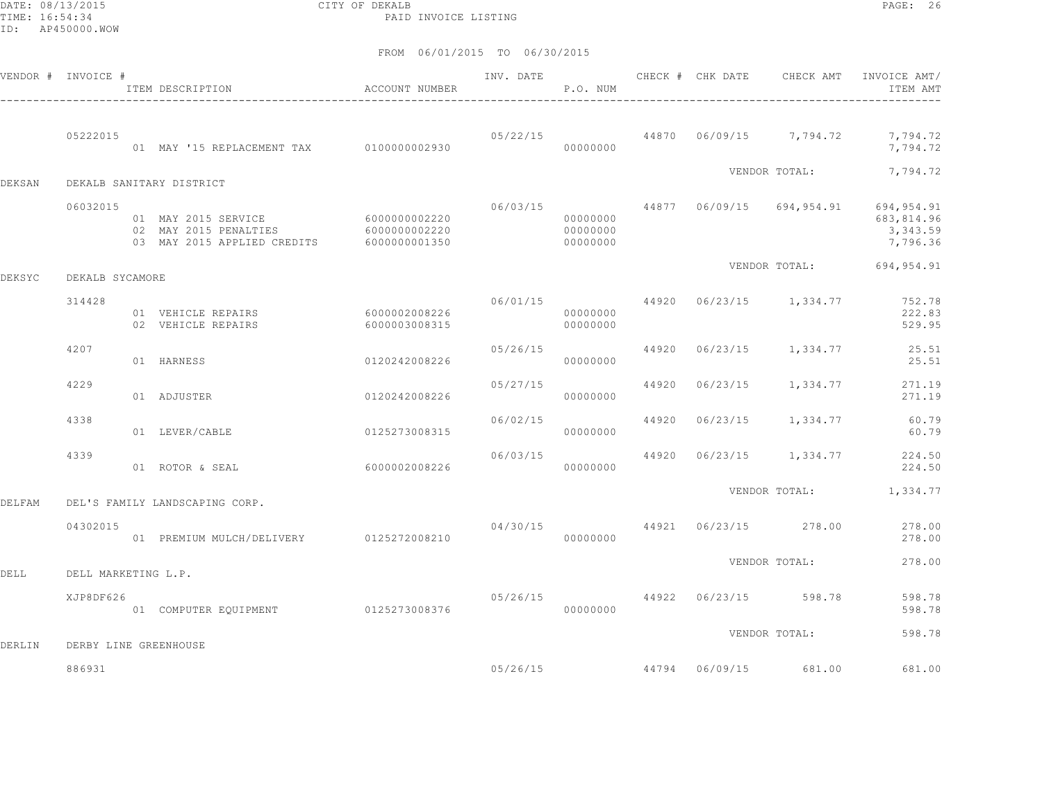DATE: 08/13/2015 CITY OF DEKALB
TIME: 16:54:34 PAID INVOICE LISTING
ID: AP450000.WOW

FROM 06/01/2015 TO 06/30/2015

| VENDOR # | INVOICE # | ITEM DESCRIPTION | ACCOUNT NUMBER | INV. DATE | P.O. NUM | CHECK # | CHK DATE | CHECK AMT | INVOICE AMT/ ITEM AMT |
|---|---|---|---|---|---|---|---|---|---|
| | 05222015 | | | 05/22/15 | | 44870 | 06/09/15 | 7,794.72 | 7,794.72 |
| | | 01 MAY '15 REPLACEMENT TAX | 0100000002930 | | 00000000 | | | | 7,794.72 |
| | | | | | | | | VENDOR TOTAL: | 7,794.72 |
| DEKSAN | DEKALB SANITARY DISTRICT | | | | | | | | |
| | 06032015 | | | 06/03/15 | | 44877 | 06/09/15 | 694,954.91 | 694,954.91 |
| | | 01 MAY 2015 SERVICE | 6000000002220 | | 00000000 | | | | 683,814.96 |
| | | 02 MAY 2015 PENALTIES | 6000000002220 | | 00000000 | | | | 3,343.59 |
| | | 03 MAY 2015 APPLIED CREDITS | 6000000001350 | | 00000000 | | | | 7,796.36 |
| | | | | | | | | VENDOR TOTAL: | 694,954.91 |
| DEKSYC | DEKALB SYCAMORE | | | | | | | | |
| | 314428 | | | 06/01/15 | | 44920 | 06/23/15 | 1,334.77 | 752.78 |
| | | 01 VEHICLE REPAIRS | 6000002008226 | | 00000000 | | | | 222.83 |
| | | 02 VEHICLE REPAIRS | 6000003008315 | | 00000000 | | | | 529.95 |
| | 4207 | | | 05/26/15 | | 44920 | 06/23/15 | 1,334.77 | 25.51 |
| | | 01 HARNESS | 0120242008226 | | 00000000 | | | | 25.51 |
| | 4229 | | | 05/27/15 | | 44920 | 06/23/15 | 1,334.77 | 271.19 |
| | | 01 ADJUSTER | 0120242008226 | | 00000000 | | | | 271.19 |
| | 4338 | | | 06/02/15 | | 44920 | 06/23/15 | 1,334.77 | 60.79 |
| | | 01 LEVER/CABLE | 0125273008315 | | 00000000 | | | | 60.79 |
| | 4339 | | | 06/03/15 | | 44920 | 06/23/15 | 1,334.77 | 224.50 |
| | | 01 ROTOR & SEAL | 6000002008226 | | 00000000 | | | | 224.50 |
| | | | | | | | | VENDOR TOTAL: | 1,334.77 |
| DELFAM | DEL'S FAMILY LANDSCAPING CORP. | | | | | | | | |
| | 04302015 | | | 04/30/15 | | 44921 | 06/23/15 | 278.00 | 278.00 |
| | | 01 PREMIUM MULCH/DELIVERY | 0125272008210 | | 00000000 | | | | 278.00 |
| | | | | | | | | VENDOR TOTAL: | 278.00 |
| DELL | DELL MARKETING L.P. | | | | | | | | |
| | XJP8DF626 | | | 05/26/15 | | 44922 | 06/23/15 | 598.78 | 598.78 |
| | | 01 COMPUTER EQUIPMENT | 0125273008376 | | 00000000 | | | | 598.78 |
| | | | | | | | | VENDOR TOTAL: | 598.78 |
| DERLIN | DERBY LINE GREENHOUSE | | | | | | | | |
| | 886931 | | | 05/26/15 | | 44794 | 06/09/15 | 681.00 | 681.00 |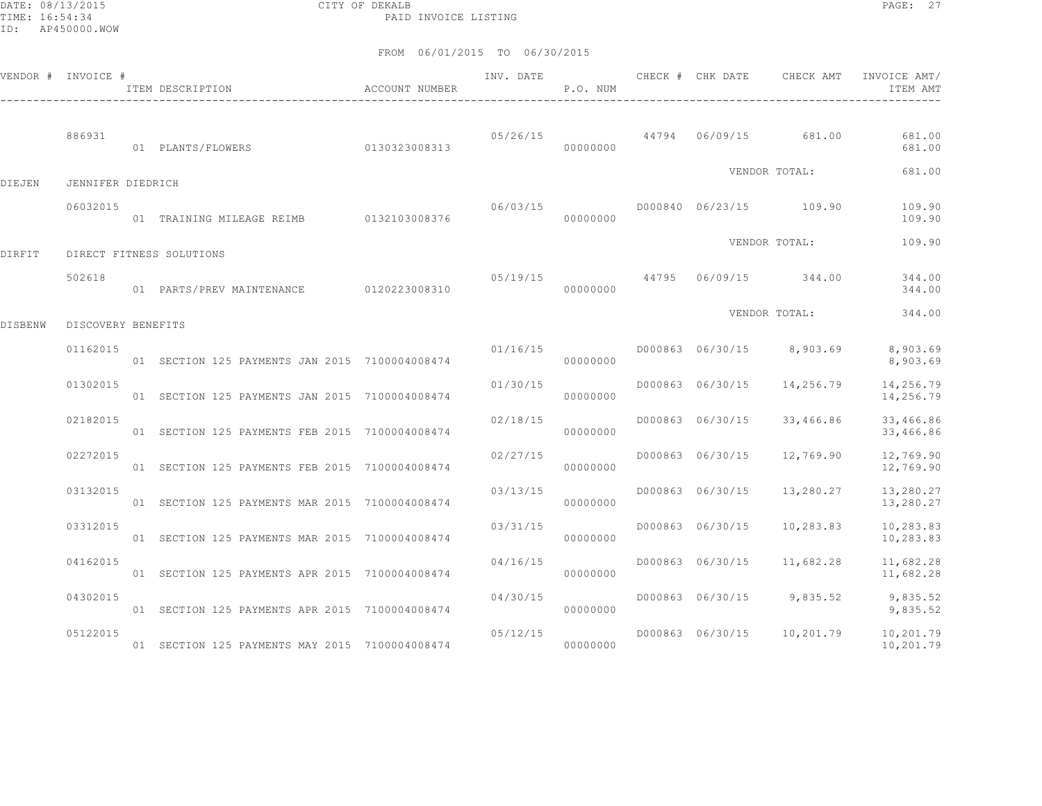CITY OF DEKALB

PAID INVOICE LISTING

DATE: 08/13/2015
TIME: 16:54:34
ID: AP450000.WOW

FROM 06/01/2015 TO 06/30/2015

| VENDOR # | INVOICE # | ITEM DESCRIPTION | ACCOUNT NUMBER | INV. DATE | P.O. NUM | CHECK # | CHK DATE | CHECK AMT | INVOICE AMT/ ITEM AMT |
|---|---|---|---|---|---|---|---|---|---|
| | 886931 | | | 05/26/15 | | 44794 | 06/09/15 | 681.00 | 681.00 |
| | | 01 PLANTS/FLOWERS | 0130323008313 | | 00000000 | | | | 681.00 |
| | | | | | | | | VENDOR TOTAL: | 681.00 |
| DIEJEN | JENNIFER DIEDRICH | | | | | | | | |
| | 06032015 | | | 06/03/15 | | D000840 | 06/23/15 | 109.90 | 109.90 |
| | | 01 TRAINING MILEAGE REIMB | 0132103008376 | | 00000000 | | | | 109.90 |
| | | | | | | | | VENDOR TOTAL: | 109.90 |
| DIRFIT | DIRECT FITNESS SOLUTIONS | | | | | | | | |
| | 502618 | | | 05/19/15 | | 44795 | 06/09/15 | 344.00 | 344.00 |
| | | 01 PARTS/PREV MAINTENANCE | 0120223008310 | | 00000000 | | | | 344.00 |
| | | | | | | | | VENDOR TOTAL: | 344.00 |
| DISBENW | DISCOVERY BENEFITS | | | | | | | | |
| | 01162015 | | | 01/16/15 | | D000863 | 06/30/15 | 8,903.69 | 8,903.69 |
| | | 01 SECTION 125 PAYMENTS JAN 2015 | 7100004008474 | | 00000000 | | | | 8,903.69 |
| | 01302015 | | | 01/30/15 | | D000863 | 06/30/15 | 14,256.79 | 14,256.79 |
| | | 01 SECTION 125 PAYMENTS JAN 2015 | 7100004008474 | | 00000000 | | | | 14,256.79 |
| | 02182015 | | | 02/18/15 | | D000863 | 06/30/15 | 33,466.86 | 33,466.86 |
| | | 01 SECTION 125 PAYMENTS FEB 2015 | 7100004008474 | | 00000000 | | | | 33,466.86 |
| | 02272015 | | | 02/27/15 | | D000863 | 06/30/15 | 12,769.90 | 12,769.90 |
| | | 01 SECTION 125 PAYMENTS FEB 2015 | 7100004008474 | | 00000000 | | | | 12,769.90 |
| | 03132015 | | | 03/13/15 | | D000863 | 06/30/15 | 13,280.27 | 13,280.27 |
| | | 01 SECTION 125 PAYMENTS MAR 2015 | 7100004008474 | | 00000000 | | | | 13,280.27 |
| | 03312015 | | | 03/31/15 | | D000863 | 06/30/15 | 10,283.83 | 10,283.83 |
| | | 01 SECTION 125 PAYMENTS MAR 2015 | 7100004008474 | | 00000000 | | | | 10,283.83 |
| | 04162015 | | | 04/16/15 | | D000863 | 06/30/15 | 11,682.28 | 11,682.28 |
| | | 01 SECTION 125 PAYMENTS APR 2015 | 7100004008474 | | 00000000 | | | | 11,682.28 |
| | 04302015 | | | 04/30/15 | | D000863 | 06/30/15 | 9,835.52 | 9,835.52 |
| | | 01 SECTION 125 PAYMENTS APR 2015 | 7100004008474 | | 00000000 | | | | 9,835.52 |
| | 05122015 | | | 05/12/15 | | D000863 | 06/30/15 | 10,201.79 | 10,201.79 |
| | | 01 SECTION 125 PAYMENTS MAY 2015 | 7100004008474 | | 00000000 | | | | 10,201.79 |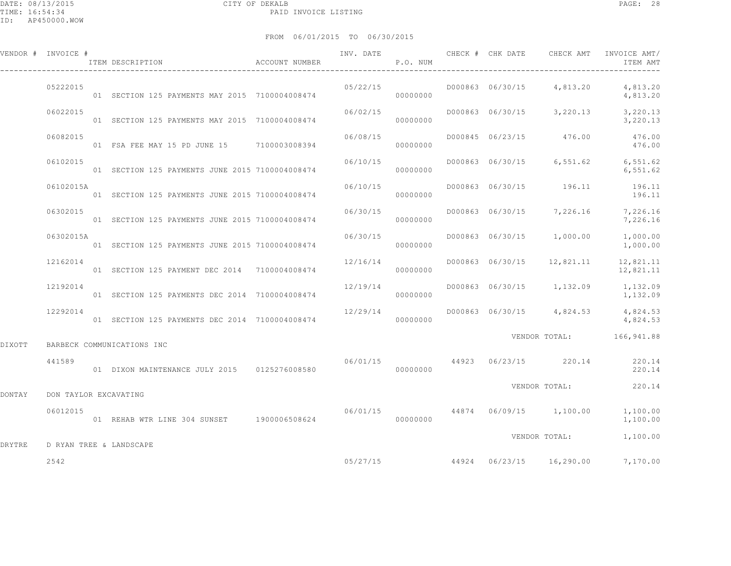DATE: 08/13/2015 CITY OF DEKALB
TIME: 16:54:34 PAID INVOICE LISTING
ID: AP450000.WOW

FROM 06/01/2015 TO 06/30/2015

| VENDOR # | INVOICE # | ITEM DESCRIPTION | ACCOUNT NUMBER | INV. DATE | P.O. NUM | CHECK # | CHK DATE | CHECK AMT | INVOICE AMT/ ITEM AMT |
|---|---|---|---|---|---|---|---|---|---|
| | 05222015 | | | 05/22/15 | | D000863 | 06/30/15 | 4,813.20 | 4,813.20 |
| | | 01 SECTION 125 PAYMENTS MAY 2015 | 7100004008474 | | 00000000 | | | | 4,813.20 |
| | 06022015 | | | 06/02/15 | | D000863 | 06/30/15 | 3,220.13 | 3,220.13 |
| | | 01 SECTION 125 PAYMENTS MAY 2015 | 7100004008474 | | 00000000 | | | | 3,220.13 |
| | 06082015 | | | 06/08/15 | | D000845 | 06/23/15 | 476.00 | 476.00 |
| | | 01 FSA FEE MAY 15 PD JUNE 15 | 7100003008394 | | 00000000 | | | | 476.00 |
| | 06102015 | | | 06/10/15 | | D000863 | 06/30/15 | 6,551.62 | 6,551.62 |
| | | 01 SECTION 125 PAYMENTS JUNE 2015 | 7100004008474 | | 00000000 | | | | 6,551.62 |
| | 06102015A | | | 06/10/15 | | D000863 | 06/30/15 | 196.11 | 196.11 |
| | | 01 SECTION 125 PAYMENTS JUNE 2015 | 7100004008474 | | 00000000 | | | | 196.11 |
| | 06302015 | | | 06/30/15 | | D000863 | 06/30/15 | 7,226.16 | 7,226.16 |
| | | 01 SECTION 125 PAYMENTS JUNE 2015 | 7100004008474 | | 00000000 | | | | 7,226.16 |
| | 06302015A | | | 06/30/15 | | D000863 | 06/30/15 | 1,000.00 | 1,000.00 |
| | | 01 SECTION 125 PAYMENTS JUNE 2015 | 7100004008474 | | 00000000 | | | | 1,000.00 |
| | 12162014 | | | 12/16/14 | | D000863 | 06/30/15 | 12,821.11 | 12,821.11 |
| | | 01 SECTION 125 PAYMENT DEC 2014 | 7100004008474 | | 00000000 | | | | 12,821.11 |
| | 12192014 | | | 12/19/14 | | D000863 | 06/30/15 | 1,132.09 | 1,132.09 |
| | | 01 SECTION 125 PAYMENTS DEC 2014 | 7100004008474 | | 00000000 | | | | 1,132.09 |
| | 12292014 | | | 12/29/14 | | D000863 | 06/30/15 | 4,824.53 | 4,824.53 |
| | | 01 SECTION 125 PAYMENTS DEC 2014 | 7100004008474 | | 00000000 | | | | 4,824.53 |
| | | | | | | | | VENDOR TOTAL: | 166,941.88 |
| DIXOTT | BARBECK COMMUNICATIONS INC | | | | | | | | |
| | 441589 | | | 06/01/15 | | 44923 | 06/23/15 | 220.14 | 220.14 |
| | | 01 DIXON MAINTENANCE JULY 2015 | 0125276008580 | | 00000000 | | | | 220.14 |
| | | | | | | | | VENDOR TOTAL: | 220.14 |
| DONTAY | DON TAYLOR EXCAVATING | | | | | | | | |
| | 06012015 | | | 06/01/15 | | 44874 | 06/09/15 | 1,100.00 | 1,100.00 |
| | | 01 REHAB WTR LINE 304 SUNSET | 1900006508624 | | 00000000 | | | | 1,100.00 |
| | | | | | | | | VENDOR TOTAL: | 1,100.00 |
| DRYTRE | D RYAN TREE & LANDSCAPE | | | | | | | | |
| | 2542 | | | 05/27/15 | | 44924 | 06/23/15 | 16,290.00 | 7,170.00 |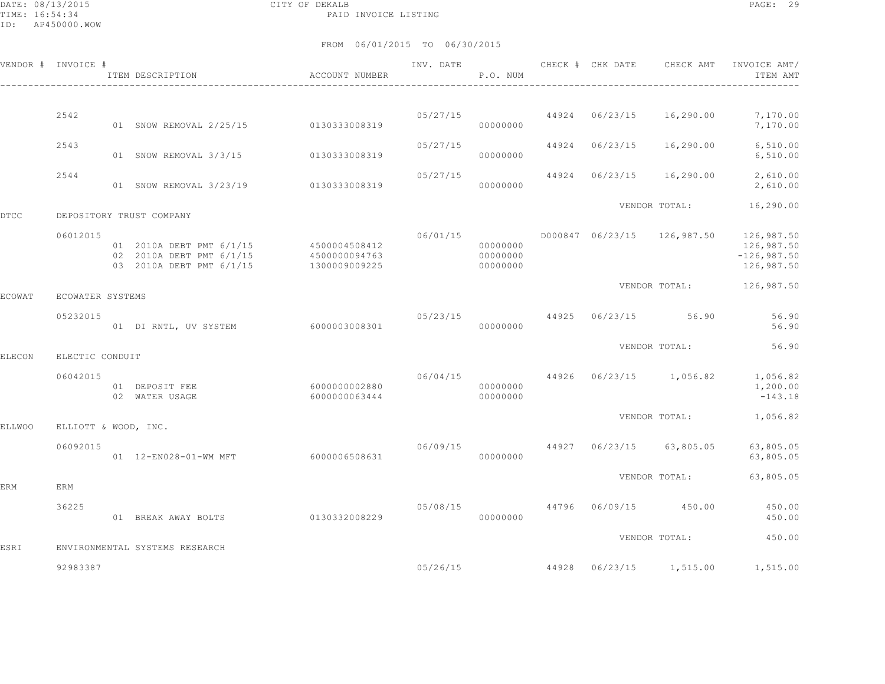CITY OF DEKALB
PAID INVOICE LISTING

DATE: 08/13/2015
TIME: 16:54:34
ID: AP450000.WOW

FROM 06/01/2015 TO 06/30/2015

| VENDOR # | INVOICE # | ITEM DESCRIPTION | ACCOUNT NUMBER | INV. DATE | P.O. NUM | CHECK # | CHK DATE | CHECK AMT | INVOICE AMT/ ITEM AMT |
|---|---|---|---|---|---|---|---|---|---|
| | 2542 | | | 05/27/15 | | 44924 | 06/23/15 | 16,290.00 | 7,170.00 |
| | | 01 SNOW REMOVAL 2/25/15 | 0130333008319 | | 00000000 | | | | 7,170.00 |
| | 2543 | | | 05/27/15 | | 44924 | 06/23/15 | 16,290.00 | 6,510.00 |
| | | 01 SNOW REMOVAL 3/3/15 | 0130333008319 | | 00000000 | | | | 6,510.00 |
| | 2544 | | | 05/27/15 | | 44924 | 06/23/15 | 16,290.00 | 2,610.00 |
| | | 01 SNOW REMOVAL 3/23/19 | 0130333008319 | | 00000000 | | | | 2,610.00 |
| | | | | | | | VENDOR TOTAL: | | 16,290.00 |
| DTCC | DEPOSITORY TRUST COMPANY | | | | | | | | |
| | 06012015 | | | 06/01/15 | | D000847 | 06/23/15 | 126,987.50 | 126,987.50 |
| | | 01 2010A DEBT PMT 6/1/15 | 4500004508412 | | 00000000 | | | | 126,987.50 |
| | | 02 2010A DEBT PMT 6/1/15 | 4500000094763 | | 00000000 | | | | -126,987.50 |
| | | 03 2010A DEBT PMT 6/1/15 | 1300009009225 | | 00000000 | | | | 126,987.50 |
| | | | | | | | VENDOR TOTAL: | | 126,987.50 |
| ECOWAT | ECOWATER SYSTEMS | | | | | | | | |
| | 05232015 | | | 05/23/15 | | 44925 | 06/23/15 | 56.90 | 56.90 |
| | | 01 DI RNTL, UV SYSTEM | 6000003008301 | | 00000000 | | | | 56.90 |
| | | | | | | | VENDOR TOTAL: | | 56.90 |
| ELECON | ELECTIC CONDUIT | | | | | | | | |
| | 06042015 | | | 06/04/15 | | 44926 | 06/23/15 | 1,056.82 | 1,056.82 |
| | | 01 DEPOSIT FEE | 6000000002880 | | 00000000 | | | | 1,200.00 |
| | | 02 WATER USAGE | 6000000063444 | | 00000000 | | | | -143.18 |
| | | | | | | | VENDOR TOTAL: | | 1,056.82 |
| ELLWOO | ELLIOTT & WOOD, INC. | | | | | | | | |
| | 06092015 | | | 06/09/15 | | 44927 | 06/23/15 | 63,805.05 | 63,805.05 |
| | | 01 12-EN028-01-WM MFT | 6000006508631 | | 00000000 | | | | 63,805.05 |
| | | | | | | | VENDOR TOTAL: | | 63,805.05 |
| ERM | ERM | | | | | | | | |
| | 36225 | | | 05/08/15 | | 44796 | 06/09/15 | 450.00 | 450.00 |
| | | 01 BREAK AWAY BOLTS | 0130332008229 | | 00000000 | | | | 450.00 |
| | | | | | | | VENDOR TOTAL: | | 450.00 |
| ESRI | ENVIRONMENTAL SYSTEMS RESEARCH | | | | | | | | |
| | 92983387 | | | 05/26/15 | | 44928 | 06/23/15 | 1,515.00 | 1,515.00 |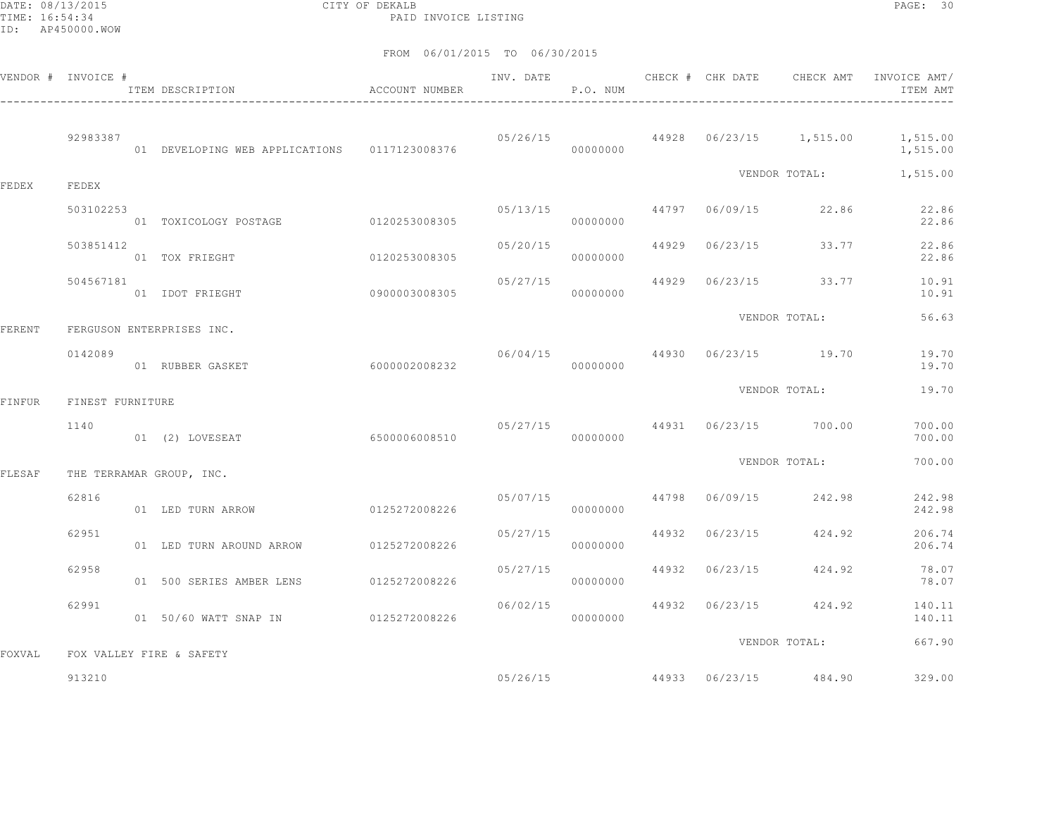CITY OF DEKALB
PAID INVOICE LISTING

DATE: 08/13/2015
TIME: 16:54:34
ID: AP450000.WOW

FROM 06/01/2015 TO 06/30/2015

| VENDOR # | INVOICE # | ITEM DESCRIPTION | ACCOUNT NUMBER | INV. DATE | P.O. NUM | CHECK # | CHK DATE | CHECK AMT | INVOICE AMT/ ITEM AMT |
|---|---|---|---|---|---|---|---|---|---|
| | 92983387 | | | 05/26/15 | | 44928 | 06/23/15 | 1,515.00 | 1,515.00 |
| | | 01 DEVELOPING WEB APPLICATIONS | 0117123008376 | | 00000000 | | | | 1,515.00 |
| | | | | | | | | VENDOR TOTAL: | 1,515.00 |
| FEDEX | FEDEX | | | | | | | | |
| | 503102253 | | | 05/13/15 | | 44797 | 06/09/15 | 22.86 | 22.86 |
| | | 01 TOXICOLOGY POSTAGE | 0120253008305 | | 00000000 | | | | 22.86 |
| | 503851412 | | | 05/20/15 | | 44929 | 06/23/15 | 33.77 | 22.86 |
| | | 01 TOX FRIEGHT | 0120253008305 | | 00000000 | | | | 22.86 |
| | 504567181 | | | 05/27/15 | | 44929 | 06/23/15 | 33.77 | 10.91 |
| | | 01 IDOT FRIEGHT | 0900003008305 | | 00000000 | | | | 10.91 |
| | | | | | | | | VENDOR TOTAL: | 56.63 |
| FERENT | FERGUSON ENTERPRISES INC. | | | | | | | | |
| | 0142089 | | | 06/04/15 | | 44930 | 06/23/15 | 19.70 | 19.70 |
| | | 01 RUBBER GASKET | 6000002008232 | | 00000000 | | | | 19.70 |
| | | | | | | | | VENDOR TOTAL: | 19.70 |
| FINFUR | FINEST FURNITURE | | | | | | | | |
| | 1140 | | | 05/27/15 | | 44931 | 06/23/15 | 700.00 | 700.00 |
| | | 01 (2) LOVESEAT | 6500006008510 | | 00000000 | | | | 700.00 |
| | | | | | | | | VENDOR TOTAL: | 700.00 |
| FLESAF | THE TERRAMAR GROUP, INC. | | | | | | | | |
| | 62816 | | | 05/07/15 | | 44798 | 06/09/15 | 242.98 | 242.98 |
| | | 01 LED TURN ARROW | 0125272008226 | | 00000000 | | | | 242.98 |
| | 62951 | | | 05/27/15 | | 44932 | 06/23/15 | 424.92 | 206.74 |
| | | 01 LED TURN AROUND ARROW | 0125272008226 | | 00000000 | | | | 206.74 |
| | 62958 | | | 05/27/15 | | 44932 | 06/23/15 | 424.92 | 78.07 |
| | | 01 500 SERIES AMBER LENS | 0125272008226 | | 00000000 | | | | 78.07 |
| | 62991 | | | 06/02/15 | | 44932 | 06/23/15 | 424.92 | 140.11 |
| | | 01 50/60 WATT SNAP IN | 0125272008226 | | 00000000 | | | | 140.11 |
| | | | | | | | | VENDOR TOTAL: | 667.90 |
| FOXVAL | FOX VALLEY FIRE & SAFETY | | | | | | | | |
| | 913210 | | | 05/26/15 | | 44933 | 06/23/15 | 484.90 | 329.00 |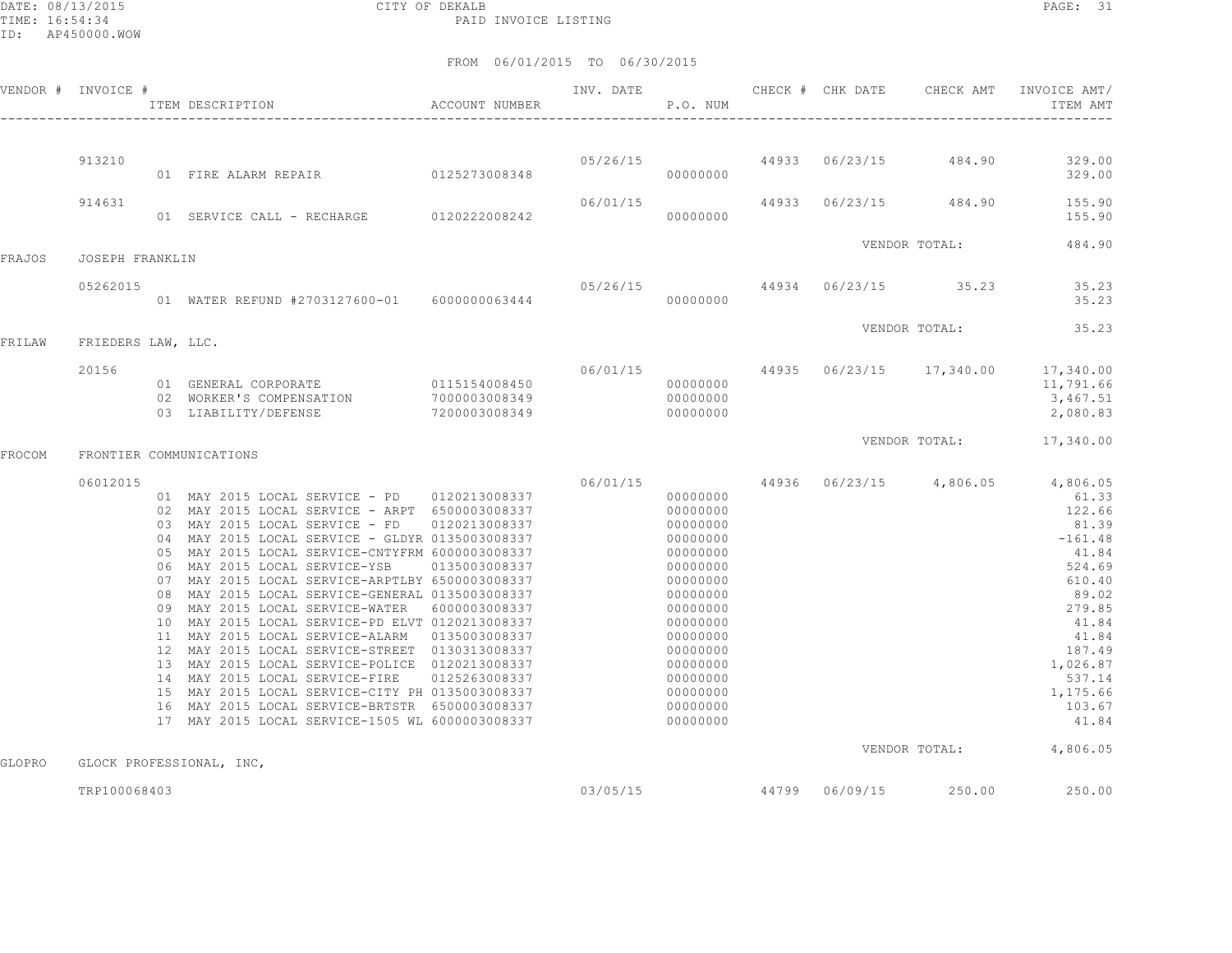DATE: 08/13/2015 CITY OF DEKALB
TIME: 16:54:34 PAID INVOICE LISTING
ID: AP450000.WOW

FROM 06/01/2015 TO 06/30/2015

| VENDOR # | INVOICE # | ITEM DESCRIPTION | ACCOUNT NUMBER | INV. DATE | P.O. NUM | CHECK # | CHK DATE | CHECK AMT | INVOICE AMT/ ITEM AMT |
|---|---|---|---|---|---|---|---|---|---|
| | 913210 | | | 05/26/15 | | 44933 | 06/23/15 | 484.90 | 329.00 |
| | | 01 FIRE ALARM REPAIR | 0125273008348 | | 00000000 | | | | 329.00 |
| | 914631 | | | 06/01/15 | | 44933 | 06/23/15 | 484.90 | 155.90 |
| | | 01 SERVICE CALL - RECHARGE | 0120222008242 | | 00000000 | | | | 155.90 |
| | | | | | | | | VENDOR TOTAL: | 484.90 |
| FRAJOS | JOSEPH FRANKLIN | | | | | | | | |
| | 05262015 | | | 05/26/15 | | 44934 | 06/23/15 | 35.23 | 35.23 |
| | | 01 WATER REFUND #2703127600-01 | 6000000063444 | | 00000000 | | | | 35.23 |
| | | | | | | | | VENDOR TOTAL: | 35.23 |
| FRILAW | FRIEDERS LAW, LLC. | | | | | | | | |
| | 20156 | | | 06/01/15 | | 44935 | 06/23/15 | 17,340.00 | 17,340.00 |
| | | 01 GENERAL CORPORATE | 0115154008450 | | 00000000 | | | | 11,791.66 |
| | | 02 WORKER'S COMPENSATION | 7000003008349 | | 00000000 | | | | 3,467.51 |
| | | 03 LIABILITY/DEFENSE | 7200003008349 | | 00000000 | | | | 2,080.83 |
| | | | | | | | | VENDOR TOTAL: | 17,340.00 |
| FROCOM | FRONTIER COMMUNICATIONS | | | | | | | | |
| | 06012015 | | | 06/01/15 | | 44936 | 06/23/15 | 4,806.05 | 4,806.05 |
| | | 01 MAY 2015 LOCAL SERVICE - PD | 0120213008337 | | 00000000 | | | | 61.33 |
| | | 02 MAY 2015 LOCAL SERVICE - ARPT | 6500003008337 | | 00000000 | | | | 122.66 |
| | | 03 MAY 2015 LOCAL SERVICE - FD | 0120213008337 | | 00000000 | | | | 81.39 |
| | | 04 MAY 2015 LOCAL SERVICE - GLDYR | 0135003008337 | | 00000000 | | | | -161.48 |
| | | 05 MAY 2015 LOCAL SERVICE-CNTYFRM | 6000003008337 | | 00000000 | | | | 41.84 |
| | | 06 MAY 2015 LOCAL SERVICE-YSB | 0135003008337 | | 00000000 | | | | 524.69 |
| | | 07 MAY 2015 LOCAL SERVICE-ARPTLBY | 6500003008337 | | 00000000 | | | | 610.40 |
| | | 08 MAY 2015 LOCAL SERVICE-GENERAL | 0135003008337 | | 00000000 | | | | 89.02 |
| | | 09 MAY 2015 LOCAL SERVICE-WATER | 6000003008337 | | 00000000 | | | | 279.85 |
| | | 10 MAY 2015 LOCAL SERVICE-PD ELVT | 0120213008337 | | 00000000 | | | | 41.84 |
| | | 11 MAY 2015 LOCAL SERVICE-ALARM | 0135003008337 | | 00000000 | | | | 41.84 |
| | | 12 MAY 2015 LOCAL SERVICE-STREET | 0130313008337 | | 00000000 | | | | 187.49 |
| | | 13 MAY 2015 LOCAL SERVICE-POLICE | 0120213008337 | | 00000000 | | | | 1,026.87 |
| | | 14 MAY 2015 LOCAL SERVICE-FIRE | 0125263008337 | | 00000000 | | | | 537.14 |
| | | 15 MAY 2015 LOCAL SERVICE-CITY PH | 0135003008337 | | 00000000 | | | | 1,175.66 |
| | | 16 MAY 2015 LOCAL SERVICE-BRTSTR | 6500003008337 | | 00000000 | | | | 103.67 |
| | | 17 MAY 2015 LOCAL SERVICE-1505 WL | 6000003008337 | | 00000000 | | | | 41.84 |
| | | | | | | | | VENDOR TOTAL: | 4,806.05 |
| GLOPRO | GLOCK PROFESSIONAL, INC, | | | | | | | | |
| | TRP100068403 | | | 03/05/15 | | 44799 | 06/09/15 | 250.00 | 250.00 |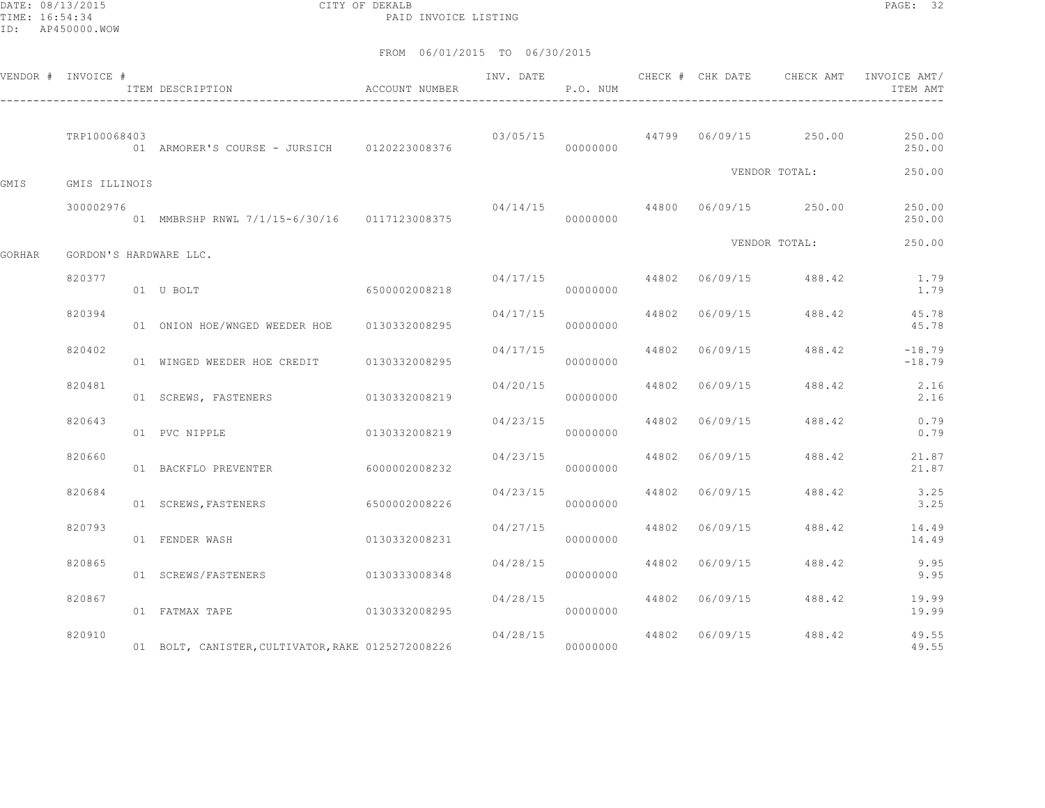CITY OF DEKALB
PAID INVOICE LISTING

DATE: 08/13/2015
TIME: 16:54:34
ID: AP450000.WOW

FROM 06/01/2015 TO 06/30/2015

| VENDOR # | INVOICE # | ITEM DESCRIPTION | ACCOUNT NUMBER | INV. DATE | P.O. NUM | CHECK # | CHK DATE | CHECK AMT | INVOICE AMT/ ITEM AMT |
|---|---|---|---|---|---|---|---|---|---|
| | TRP100068403 | | | 03/05/15 | | 44799 | 06/09/15 | 250.00 | 250.00 |
| | | 01 ARMORER'S COURSE - JURSICH | 0120223008376 | | 00000000 | | | | 250.00 |
| | | | | | | | VENDOR TOTAL: | | 250.00 |
| GMIS | GMIS ILLINOIS | | | | | | | | |
| | 300002976 | | | 04/14/15 | | 44800 | 06/09/15 | 250.00 | 250.00 |
| | | 01 MMBRSHP RNWL 7/1/15-6/30/16 | 0117123008375 | | 00000000 | | | | 250.00 |
| | | | | | | | VENDOR TOTAL: | | 250.00 |
| GORHAR | GORDON'S HARDWARE LLC. | | | | | | | | |
| | 820377 | | | 04/17/15 | | 44802 | 06/09/15 | 488.42 | 1.79 |
| | | 01 U BOLT | 6500002008218 | | 00000000 | | | | 1.79 |
| | 820394 | | | 04/17/15 | | 44802 | 06/09/15 | 488.42 | 45.78 |
| | | 01 ONION HOE/WNGED WEEDER HOE | 0130332008295 | | 00000000 | | | | 45.78 |
| | 820402 | | | 04/17/15 | | 44802 | 06/09/15 | 488.42 | -18.79 |
| | | 01 WINGED WEEDER HOE CREDIT | 0130332008295 | | 00000000 | | | | -18.79 |
| | 820481 | | | 04/20/15 | | 44802 | 06/09/15 | 488.42 | 2.16 |
| | | 01 SCREWS, FASTENERS | 0130332008219 | | 00000000 | | | | 2.16 |
| | 820643 | | | 04/23/15 | | 44802 | 06/09/15 | 488.42 | 0.79 |
| | | 01 PVC NIPPLE | 0130332008219 | | 00000000 | | | | 0.79 |
| | 820660 | | | 04/23/15 | | 44802 | 06/09/15 | 488.42 | 21.87 |
| | | 01 BACKFLO PREVENTER | 6000002008232 | | 00000000 | | | | 21.87 |
| | 820684 | | | 04/23/15 | | 44802 | 06/09/15 | 488.42 | 3.25 |
| | | 01 SCREWS,FASTENERS | 6500002008226 | | 00000000 | | | | 3.25 |
| | 820793 | | | 04/27/15 | | 44802 | 06/09/15 | 488.42 | 14.49 |
| | | 01 FENDER WASH | 0130332008231 | | 00000000 | | | | 14.49 |
| | 820865 | | | 04/28/15 | | 44802 | 06/09/15 | 488.42 | 9.95 |
| | | 01 SCREWS/FASTENERS | 0130333008348 | | 00000000 | | | | 9.95 |
| | 820867 | | | 04/28/15 | | 44802 | 06/09/15 | 488.42 | 19.99 |
| | | 01 FATMAX TAPE | 0130332008295 | | 00000000 | | | | 19.99 |
| | 820910 | | | 04/28/15 | | 44802 | 06/09/15 | 488.42 | 49.55 |
| | | 01 BOLT, CANISTER,CULTIVATOR,RAKE | 0125272008226 | | 00000000 | | | | 49.55 |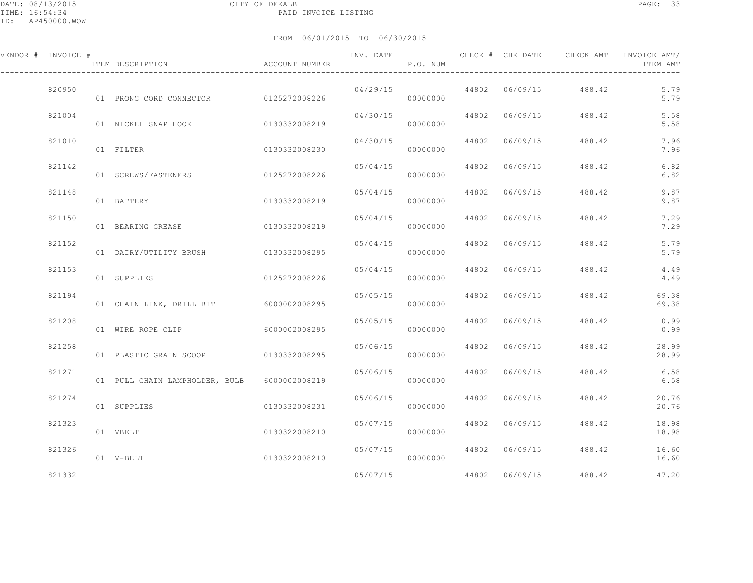CITY OF DEKALB

PAID INVOICE LISTING

DATE: 08/13/2015
TIME: 16:54:34
ID: AP450000.WOW

FROM 06/01/2015 TO 06/30/2015

| VENDOR # | INVOICE # | ITEM DESCRIPTION | ACCOUNT NUMBER | INV. DATE | P.O. NUM | CHECK # | CHK DATE | CHECK AMT | INVOICE AMT/ ITEM AMT |
|---|---|---|---|---|---|---|---|---|---|
| | 820950 | | | 04/29/15 | | 44802 | 06/09/15 | 488.42 | 5.79 |
| | | 01 PRONG CORD CONNECTOR | 0125272008226 | | 00000000 | | | | 5.79 |
| | 821004 | | | 04/30/15 | | 44802 | 06/09/15 | 488.42 | 5.58 |
| | | 01 NICKEL SNAP HOOK | 0130332008219 | | 00000000 | | | | 5.58 |
| | 821010 | | | 04/30/15 | | 44802 | 06/09/15 | 488.42 | 7.96 |
| | | 01 FILTER | 0130332008230 | | 00000000 | | | | 7.96 |
| | 821142 | | | 05/04/15 | | 44802 | 06/09/15 | 488.42 | 6.82 |
| | | 01 SCREWS/FASTENERS | 0125272008226 | | 00000000 | | | | 6.82 |
| | 821148 | | | 05/04/15 | | 44802 | 06/09/15 | 488.42 | 9.87 |
| | | 01 BATTERY | 0130332008219 | | 00000000 | | | | 9.87 |
| | 821150 | | | 05/04/15 | | 44802 | 06/09/15 | 488.42 | 7.29 |
| | | 01 BEARING GREASE | 0130332008219 | | 00000000 | | | | 7.29 |
| | 821152 | | | 05/04/15 | | 44802 | 06/09/15 | 488.42 | 5.79 |
| | | 01 DAIRY/UTILITY BRUSH | 0130332008295 | | 00000000 | | | | 5.79 |
| | 821153 | | | 05/04/15 | | 44802 | 06/09/15 | 488.42 | 4.49 |
| | | 01 SUPPLIES | 0125272008226 | | 00000000 | | | | 4.49 |
| | 821194 | | | 05/05/15 | | 44802 | 06/09/15 | 488.42 | 69.38 |
| | | 01 CHAIN LINK, DRILL BIT | 6000002008295 | | 00000000 | | | | 69.38 |
| | 821208 | | | 05/05/15 | | 44802 | 06/09/15 | 488.42 | 0.99 |
| | | 01 WIRE ROPE CLIP | 6000002008295 | | 00000000 | | | | 0.99 |
| | 821258 | | | 05/06/15 | | 44802 | 06/09/15 | 488.42 | 28.99 |
| | | 01 PLASTIC GRAIN SCOOP | 0130332008295 | | 00000000 | | | | 28.99 |
| | 821271 | | | 05/06/15 | | 44802 | 06/09/15 | 488.42 | 6.58 |
| | | 01 PULL CHAIN LAMPHOLDER, BULB | 6000002008219 | | 00000000 | | | | 6.58 |
| | 821274 | | | 05/06/15 | | 44802 | 06/09/15 | 488.42 | 20.76 |
| | | 01 SUPPLIES | 0130332008231 | | 00000000 | | | | 20.76 |
| | 821323 | | | 05/07/15 | | 44802 | 06/09/15 | 488.42 | 18.98 |
| | | 01 VBELT | 0130322008210 | | 00000000 | | | | 18.98 |
| | 821326 | | | 05/07/15 | | 44802 | 06/09/15 | 488.42 | 16.60 |
| | | 01 V-BELT | 0130322008210 | | 00000000 | | | | 16.60 |
| | 821332 | | | 05/07/15 | | 44802 | 06/09/15 | 488.42 | 47.20 |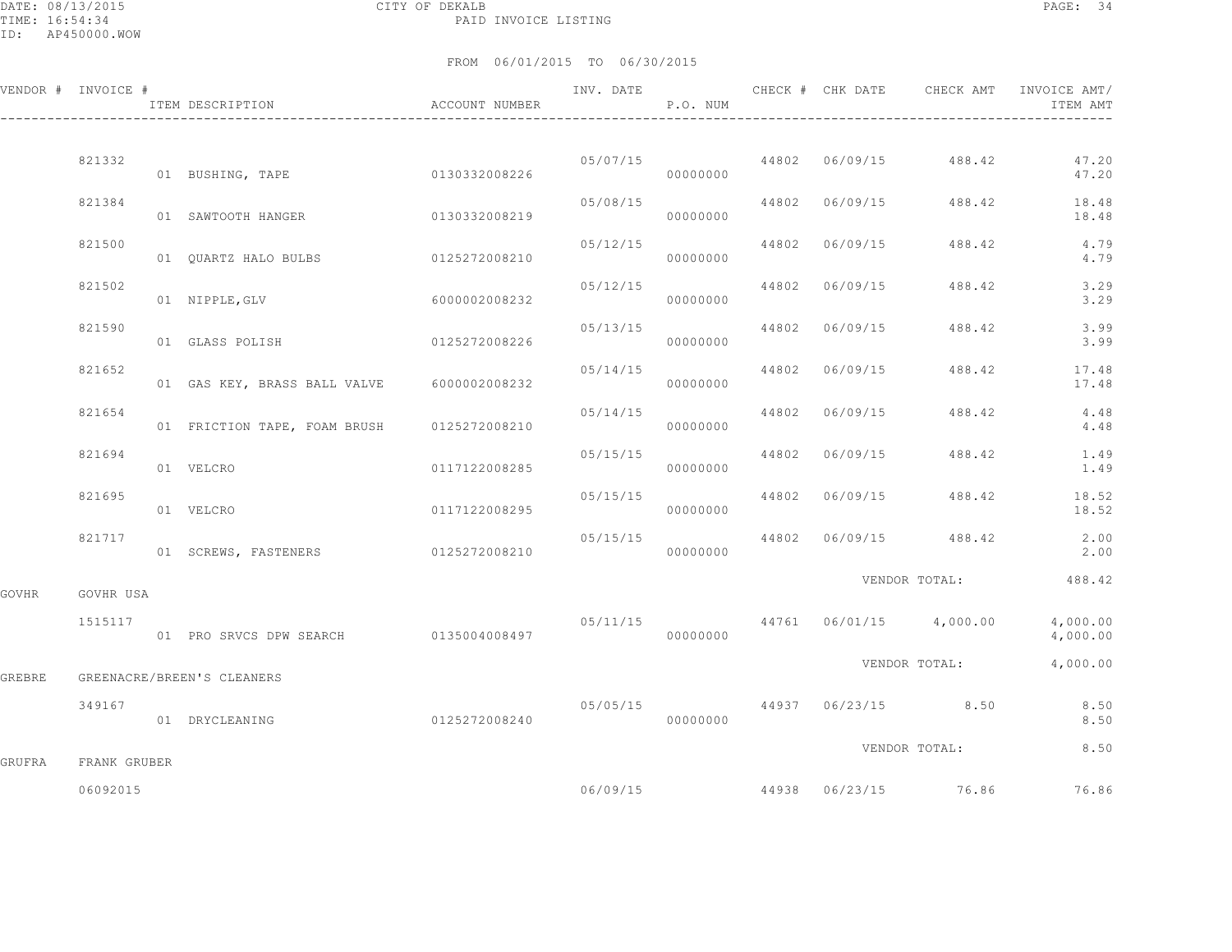CITY OF DEKALB
PAID INVOICE LISTING

DATE: 08/13/2015
TIME: 16:54:34
ID: AP450000.WOW

FROM 06/01/2015 TO 06/30/2015

| VENDOR # | INVOICE # | ITEM DESCRIPTION | ACCOUNT NUMBER | INV. DATE | P.O. NUM | CHECK # | CHK DATE | CHECK AMT | INVOICE AMT/ ITEM AMT |
|---|---|---|---|---|---|---|---|---|---|
| | 821332 | | | 05/07/15 | | 44802 | 06/09/15 | 488.42 | 47.20 |
| | | 01 BUSHING, TAPE | 0130332008226 | | 00000000 | | | | 47.20 |
| | 821384 | | | 05/08/15 | | 44802 | 06/09/15 | 488.42 | 18.48 |
| | | 01 SAWTOOTH HANGER | 0130332008219 | | 00000000 | | | | 18.48 |
| | 821500 | | | 05/12/15 | | 44802 | 06/09/15 | 488.42 | 4.79 |
| | | 01 QUARTZ HALO BULBS | 0125272008210 | | 00000000 | | | | 4.79 |
| | 821502 | | | 05/12/15 | | 44802 | 06/09/15 | 488.42 | 3.29 |
| | | 01 NIPPLE,GLV | 6000002008232 | | 00000000 | | | | 3.29 |
| | 821590 | | | 05/13/15 | | 44802 | 06/09/15 | 488.42 | 3.99 |
| | | 01 GLASS POLISH | 0125272008226 | | 00000000 | | | | 3.99 |
| | 821652 | | | 05/14/15 | | 44802 | 06/09/15 | 488.42 | 17.48 |
| | | 01 GAS KEY, BRASS BALL VALVE | 6000002008232 | | 00000000 | | | | 17.48 |
| | 821654 | | | 05/14/15 | | 44802 | 06/09/15 | 488.42 | 4.48 |
| | | 01 FRICTION TAPE, FOAM BRUSH | 0125272008210 | | 00000000 | | | | 4.48 |
| | 821694 | | | 05/15/15 | | 44802 | 06/09/15 | 488.42 | 1.49 |
| | | 01 VELCRO | 0117122008285 | | 00000000 | | | | 1.49 |
| | 821695 | | | 05/15/15 | | 44802 | 06/09/15 | 488.42 | 18.52 |
| | | 01 VELCRO | 0117122008295 | | 00000000 | | | | 18.52 |
| | 821717 | | | 05/15/15 | | 44802 | 06/09/15 | 488.42 | 2.00 |
| | | 01 SCREWS, FASTENERS | 0125272008210 | | 00000000 | | | | 2.00 |
| | | | | | | | | VENDOR TOTAL: | 488.42 |
| GOVHR | GOVHR USA | | | | | | | | |
| | 1515117 | | | 05/11/15 | | 44761 | 06/01/15 | 4,000.00 | 4,000.00 |
| | | 01 PRO SRVCS DPW SEARCH | 0135004008497 | | 00000000 | | | | 4,000.00 |
| | | | | | | | | VENDOR TOTAL: | 4,000.00 |
| GREBRE | GREENACRE/BREEN'S CLEANERS | | | | | | | | |
| | 349167 | | | 05/05/15 | | 44937 | 06/23/15 | 8.50 | 8.50 |
| | | 01 DRYCLEANING | 0125272008240 | | 00000000 | | | | 8.50 |
| | | | | | | | | VENDOR TOTAL: | 8.50 |
| GRUFRA | FRANK GRUBER | | | | | | | | |
| | 06092015 | | | 06/09/15 | | 44938 | 06/23/15 | 76.86 | 76.86 |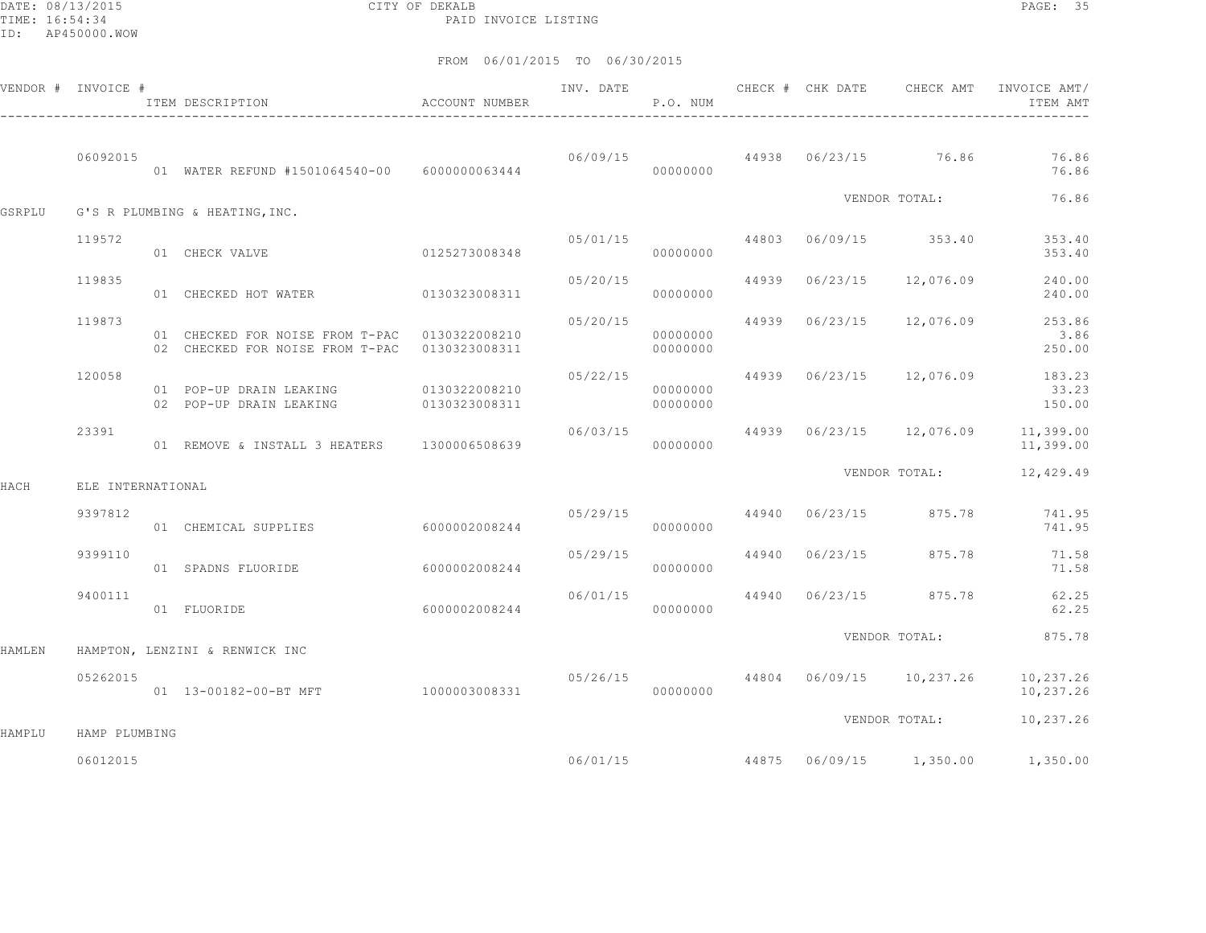CITY OF DEKALB
PAID INVOICE LISTING

FROM 06/01/2015 TO 06/30/2015

| VENDOR # | INVOICE # | ITEM DESCRIPTION | ACCOUNT NUMBER | INV. DATE | P.O. NUM | CHECK # | CHK DATE | CHECK AMT | INVOICE AMT/ ITEM AMT |
|---|---|---|---|---|---|---|---|---|---|
| | 06092015 | | | 06/09/15 | | 44938 | 06/23/15 | 76.86 | 76.86 |
| | | 01 WATER REFUND #1501064540-00 | 6000000063444 | | 00000000 | | | | 76.86 |
| | | | | | | | | VENDOR TOTAL: | 76.86 |
| GSRPLU | G'S R PLUMBING & HEATING,INC. | | | | | | | | |
| | 119572 | | | 05/01/15 | | 44803 | 06/09/15 | 353.40 | 353.40 |
| | | 01 CHECK VALVE | 0125273008348 | | 00000000 | | | | 353.40 |
| | 119835 | | | 05/20/15 | | 44939 | 06/23/15 | 12,076.09 | 240.00 |
| | | 01 CHECKED HOT WATER | 0130323008311 | | 00000000 | | | | 240.00 |
| | 119873 | | | 05/20/15 | | 44939 | 06/23/15 | 12,076.09 | 253.86 |
| | | 01 CHECKED FOR NOISE FROM T-PAC | 0130322008210 | | 00000000 | | | | 3.86 |
| | | 02 CHECKED FOR NOISE FROM T-PAC | 0130323008311 | | 00000000 | | | | 250.00 |
| | 120058 | | | 05/22/15 | | 44939 | 06/23/15 | 12,076.09 | 183.23 |
| | | 01 POP-UP DRAIN LEAKING | 0130322008210 | | 00000000 | | | | 33.23 |
| | | 02 POP-UP DRAIN LEAKING | 0130323008311 | | 00000000 | | | | 150.00 |
| | 23391 | | | 06/03/15 | | 44939 | 06/23/15 | 12,076.09 | 11,399.00 |
| | | 01 REMOVE & INSTALL 3 HEATERS | 1300006508639 | | 00000000 | | | | 11,399.00 |
| | | | | | | | | VENDOR TOTAL: | 12,429.49 |
| HACH | ELE INTERNATIONAL | | | | | | | | |
| | 9397812 | | | 05/29/15 | | 44940 | 06/23/15 | 875.78 | 741.95 |
| | | 01 CHEMICAL SUPPLIES | 6000002008244 | | 00000000 | | | | 741.95 |
| | 9399110 | | | 05/29/15 | | 44940 | 06/23/15 | 875.78 | 71.58 |
| | | 01 SPADNS FLUORIDE | 6000002008244 | | 00000000 | | | | 71.58 |
| | 9400111 | | | 06/01/15 | | 44940 | 06/23/15 | 875.78 | 62.25 |
| | | 01 FLUORIDE | 6000002008244 | | 00000000 | | | | 62.25 |
| | | | | | | | | VENDOR TOTAL: | 875.78 |
| HAMLEN | HAMPTON, LENZINI & RENWICK INC | | | | | | | | |
| | 05262015 | | | 05/26/15 | | 44804 | 06/09/15 | 10,237.26 | 10,237.26 |
| | | 01 13-00182-00-BT MFT | 1000003008331 | | 00000000 | | | | 10,237.26 |
| | | | | | | | | VENDOR TOTAL: | 10,237.26 |
| HAMPLU | HAMP PLUMBING | | | | | | | | |
| | 06012015 | | | 06/01/15 | | 44875 | 06/09/15 | 1,350.00 | 1,350.00 |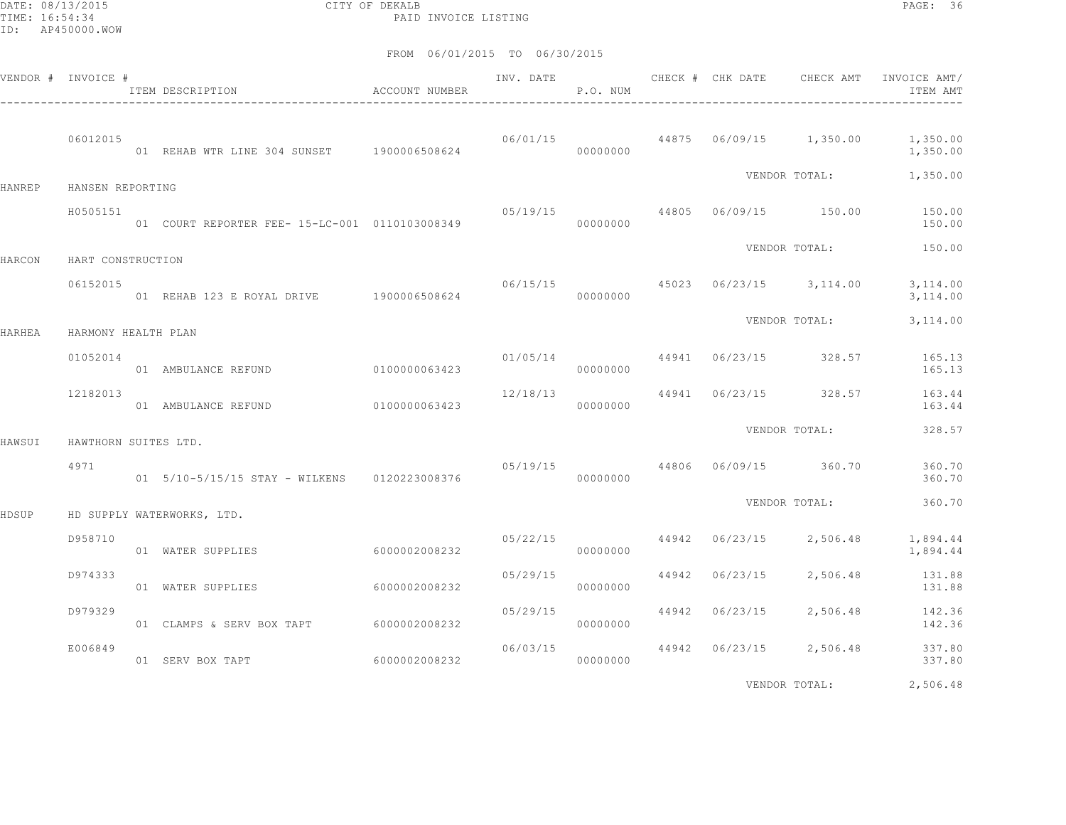CITY OF DEKALB
PAID INVOICE LISTING

DATE: 08/13/2015
TIME: 16:54:34
ID: AP450000.WOW

FROM 06/01/2015 TO 06/30/2015

| VENDOR # | INVOICE # / ITEM DESCRIPTION | ACCOUNT NUMBER | INV. DATE | P.O. NUM | CHECK # | CHK DATE | CHECK AMT | INVOICE AMT/ ITEM AMT |
|---|---|---|---|---|---|---|---|---|
| | 06012015 | | 06/01/15 | | 44875 | 06/09/15 | 1,350.00 | 1,350.00 |
| | 01 REHAB WTR LINE 304 SUNSET | 1900006508624 | | 00000000 | | | | 1,350.00 |
| | | | | | | VENDOR TOTAL: | | 1,350.00 |
| HANREP | HANSEN REPORTING | | | | | | | |
| | H0505151 | | 05/19/15 | | 44805 | 06/09/15 | 150.00 | 150.00 |
| | 01 COURT REPORTER FEE- 15-LC-001 | 0110103008349 | | 00000000 | | | | 150.00 |
| | | | | | | VENDOR TOTAL: | | 150.00 |
| HARCON | HART CONSTRUCTION | | | | | | | |
| | 06152015 | | 06/15/15 | | 45023 | 06/23/15 | 3,114.00 | 3,114.00 |
| | 01 REHAB 123 E ROYAL DRIVE | 1900006508624 | | 00000000 | | | | 3,114.00 |
| | | | | | | VENDOR TOTAL: | | 3,114.00 |
| HARHEA | HARMONY HEALTH PLAN | | | | | | | |
| | 01052014 | | 01/05/14 | | 44941 | 06/23/15 | 328.57 | 165.13 |
| | 01 AMBULANCE REFUND | 0100000063423 | | 00000000 | | | | 165.13 |
| | 12182013 | | 12/18/13 | | 44941 | 06/23/15 | 328.57 | 163.44 |
| | 01 AMBULANCE REFUND | 0100000063423 | | 00000000 | | | | 163.44 |
| | | | | | | VENDOR TOTAL: | | 328.57 |
| HAWSUI | HAWTHORN SUITES LTD. | | | | | | | |
| | 4971 | | 05/19/15 | | 44806 | 06/09/15 | 360.70 | 360.70 |
| | 01 5/10-5/15/15 STAY - WILKENS | 0120223008376 | | 00000000 | | | | 360.70 |
| | | | | | | VENDOR TOTAL: | | 360.70 |
| HDSUP | HD SUPPLY WATERWORKS, LTD. | | | | | | | |
| | D958710 | | 05/22/15 | | 44942 | 06/23/15 | 2,506.48 | 1,894.44 |
| | 01 WATER SUPPLIES | 6000002008232 | | 00000000 | | | | 1,894.44 |
| | D974333 | | 05/29/15 | | 44942 | 06/23/15 | 2,506.48 | 131.88 |
| | 01 WATER SUPPLIES | 6000002008232 | | 00000000 | | | | 131.88 |
| | D979329 | | 05/29/15 | | 44942 | 06/23/15 | 2,506.48 | 142.36 |
| | 01 CLAMPS & SERV BOX TAPT | 6000002008232 | | 00000000 | | | | 142.36 |
| | E006849 | | 06/03/15 | | 44942 | 06/23/15 | 2,506.48 | 337.80 |
| | 01 SERV BOX TAPT | 6000002008232 | | 00000000 | | | | 337.80 |
| | | | | | | VENDOR TOTAL: | | 2,506.48 |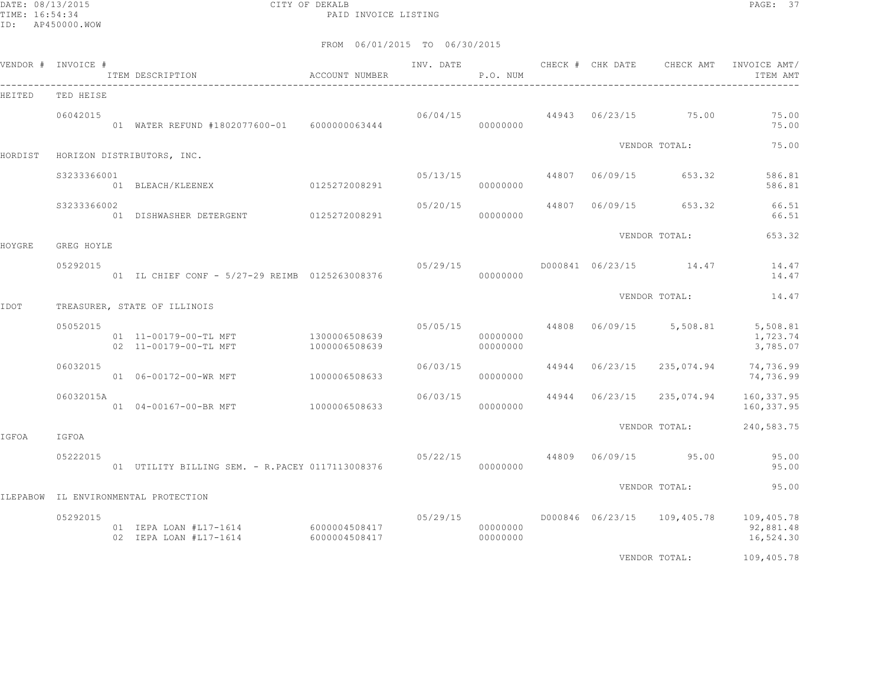CITY OF DEKALB
PAID INVOICE LISTING

FROM 06/01/2015 TO 06/30/2015

| VENDOR # | INVOICE # | ITEM DESCRIPTION | ACCOUNT NUMBER | INV. DATE | P.O. NUM | CHECK # | CHK DATE | CHECK AMT | INVOICE AMT/ ITEM AMT |
|---|---|---|---|---|---|---|---|---|---|
| HEITED | TED HEISE | | | | | | | | |
| | 06042015 | | | 06/04/15 | | 44943 | 06/23/15 | 75.00 | 75.00 |
| | | 01 WATER REFUND #1802077600-01 | 6000000063444 | | 00000000 | | | | 75.00 |
| | | | | | | | | VENDOR TOTAL: | 75.00 |
| HORDIST | HORIZON DISTRIBUTORS, INC. | | | | | | | | |
| | S3233366001 | | | 05/13/15 | | 44807 | 06/09/15 | 653.32 | 586.81 |
| | | 01 BLEACH/KLEENEX | 0125272008291 | | 00000000 | | | | 586.81 |
| | S3233366002 | | | 05/20/15 | | 44807 | 06/09/15 | 653.32 | 66.51 |
| | | 01 DISHWASHER DETERGENT | 0125272008291 | | 00000000 | | | | 66.51 |
| | | | | | | | | VENDOR TOTAL: | 653.32 |
| HOYGRE | GREG HOYLE | | | | | | | | |
| | 05292015 | | | 05/29/15 | | D000841 | 06/23/15 | 14.47 | 14.47 |
| | | 01 IL CHIEF CONF - 5/27-29 REIMB | 0125263008376 | | 00000000 | | | | 14.47 |
| | | | | | | | | VENDOR TOTAL: | 14.47 |
| IDOT | TREASURER, STATE OF ILLINOIS | | | | | | | | |
| | 05052015 | | | 05/05/15 | | 44808 | 06/09/15 | 5,508.81 | 5,508.81 |
| | | 01 11-00179-00-TL MFT | 1300006508639 | | 00000000 | | | | 1,723.74 |
| | | 02 11-00179-00-TL MFT | 1000006508639 | | 00000000 | | | | 3,785.07 |
| | 06032015 | | | 06/03/15 | | 44944 | 06/23/15 | 235,074.94 | 74,736.99 |
| | | 01 06-00172-00-WR MFT | 1000006508633 | | 00000000 | | | | 74,736.99 |
| | 06032015A | | | 06/03/15 | | 44944 | 06/23/15 | 235,074.94 | 160,337.95 |
| | | 01 04-00167-00-BR MFT | 1000006508633 | | 00000000 | | | | 160,337.95 |
| | | | | | | | | VENDOR TOTAL: | 240,583.75 |
| IGFOA | IGFOA | | | | | | | | |
| | 05222015 | | | 05/22/15 | | 44809 | 06/09/15 | 95.00 | 95.00 |
| | | 01 UTILITY BILLING SEM. - R.PACEY | 0117113008376 | | 00000000 | | | | 95.00 |
| | | | | | | | | VENDOR TOTAL: | 95.00 |
| ILEPABOW | IL ENVIRONMENTAL PROTECTION | | | | | | | | |
| | 05292015 | | | 05/29/15 | | D000846 | 06/23/15 | 109,405.78 | 109,405.78 |
| | | 01 IEPA LOAN #L17-1614 | 6000004508417 | | 00000000 | | | | 92,881.48 |
| | | 02 IEPA LOAN #L17-1614 | 6000004508417 | | 00000000 | | | | 16,524.30 |
| | | | | | | | | VENDOR TOTAL: | 109,405.78 |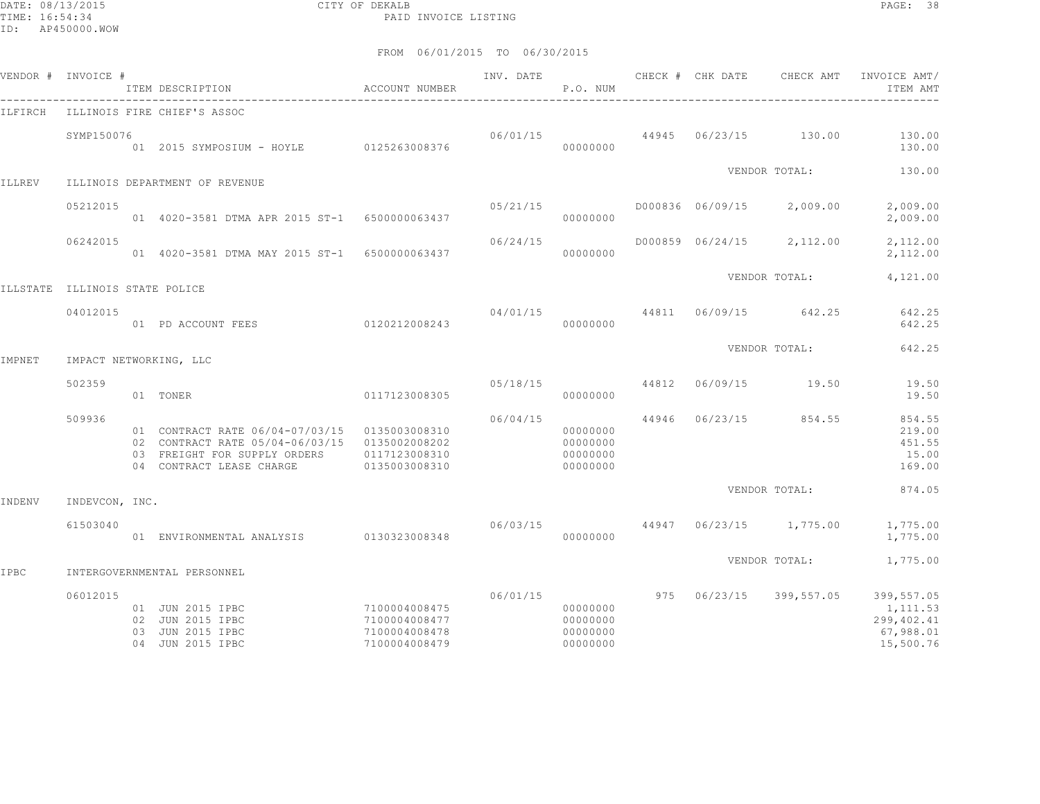CITY OF DEKALB
PAID INVOICE LISTING

DATE: 08/13/2015
TIME: 16:54:34
ID: AP450000.WOW

FROM 06/01/2015 TO 06/30/2015

| VENDOR # | INVOICE # | ITEM DESCRIPTION | ACCOUNT NUMBER | INV. DATE | P.O. NUM | CHECK # | CHK DATE | CHECK AMT | INVOICE AMT/ ITEM AMT |
|---|---|---|---|---|---|---|---|---|---|
| ILFIRCH | ILLINOIS FIRE CHIEF'S ASSOC | | | | | | | | |
| | SYMP150076 | | | 06/01/15 | | 44945 | 06/23/15 | 130.00 | 130.00 |
| | | 01 2015 SYMPOSIUM - HOYLE | 0125263008376 | | 00000000 | | | | 130.00 |
| | | | | | | | | VENDOR TOTAL: | 130.00 |
| ILLREV | ILLINOIS DEPARTMENT OF REVENUE | | | | | | | | |
| | 05212015 | | | 05/21/15 | | D000836 | 06/09/15 | 2,009.00 | 2,009.00 |
| | | 01 4020-3581 DTMA APR 2015 ST-1 | 6500000063437 | | 00000000 | | | | 2,009.00 |
| | 06242015 | | | 06/24/15 | | D000859 | 06/24/15 | 2,112.00 | 2,112.00 |
| | | 01 4020-3581 DTMA MAY 2015 ST-1 | 6500000063437 | | 00000000 | | | | 2,112.00 |
| | | | | | | | | VENDOR TOTAL: | 4,121.00 |
| ILLSTATE | ILLINOIS STATE POLICE | | | | | | | | |
| | 04012015 | | | 04/01/15 | | 44811 | 06/09/15 | 642.25 | 642.25 |
| | | 01 PD ACCOUNT FEES | 0120212008243 | | 00000000 | | | | 642.25 |
| | | | | | | | | VENDOR TOTAL: | 642.25 |
| IMPNET | IMPACT NETWORKING, LLC | | | | | | | | |
| | 502359 | | | 05/18/15 | | 44812 | 06/09/15 | 19.50 | 19.50 |
| | | 01 TONER | 0117123008305 | | 00000000 | | | | 19.50 |
| | 509936 | | | 06/04/15 | | 44946 | 06/23/15 | 854.55 | 854.55 |
| | | 01 CONTRACT RATE 06/04-07/03/15 | 0135003008310 | | 00000000 | | | | 219.00 |
| | | 02 CONTRACT RATE 05/04-06/03/15 | 0135002008202 | | 00000000 | | | | 451.55 |
| | | 03 FREIGHT FOR SUPPLY ORDERS | 0117123008310 | | 00000000 | | | | 15.00 |
| | | 04 CONTRACT LEASE CHARGE | 0135003008310 | | 00000000 | | | | 169.00 |
| | | | | | | | | VENDOR TOTAL: | 874.05 |
| INDENV | INDEVCON, INC. | | | | | | | | |
| | 61503040 | | | 06/03/15 | | 44947 | 06/23/15 | 1,775.00 | 1,775.00 |
| | | 01 ENVIRONMENTAL ANALYSIS | 0130323008348 | | 00000000 | | | | 1,775.00 |
| | | | | | | | | VENDOR TOTAL: | 1,775.00 |
| IPBC | INTERGOVERNMENTAL PERSONNEL | | | | | | | | |
| | 06012015 | | | 06/01/15 | | 975 | 06/23/15 | 399,557.05 | 399,557.05 |
| | | 01 JUN 2015 IPBC | 7100004008475 | | 00000000 | | | | 1,111.53 |
| | | 02 JUN 2015 IPBC | 7100004008477 | | 00000000 | | | | 299,402.41 |
| | | 03 JUN 2015 IPBC | 7100004008478 | | 00000000 | | | | 67,988.01 |
| | | 04 JUN 2015 IPBC | 7100004008479 | | 00000000 | | | | 15,500.76 |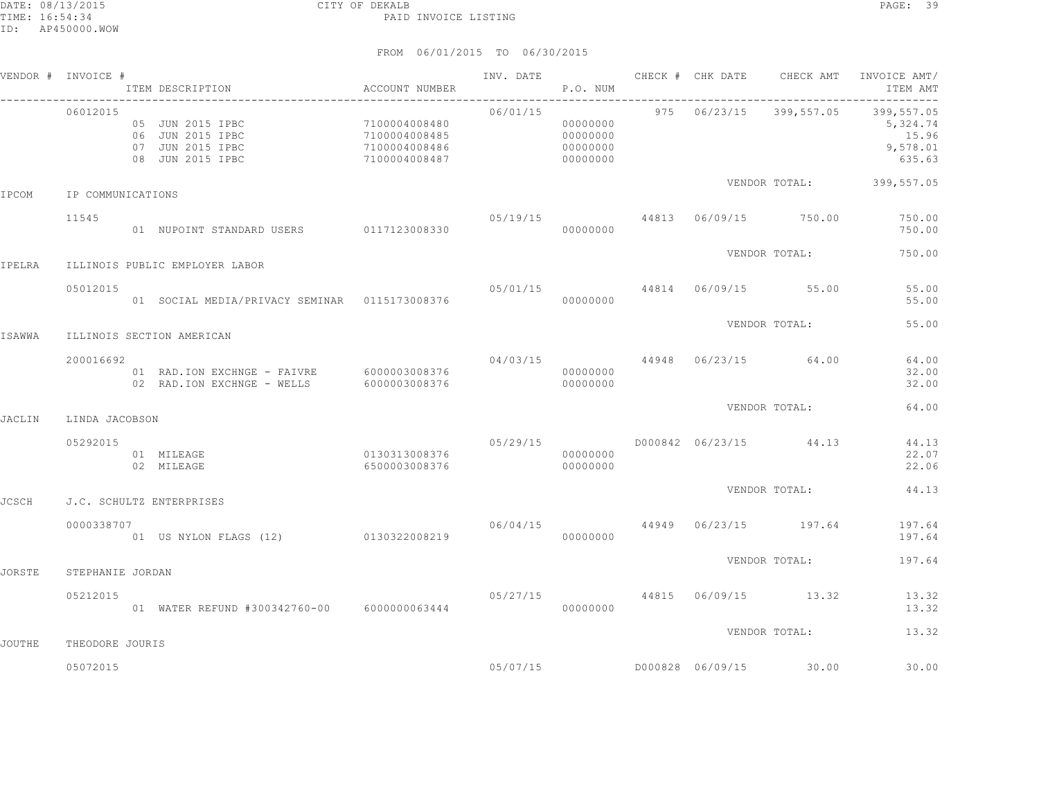FROM 06/01/2015 TO 06/30/2015

| VENDOR # | INVOICE # / ITEM DESCRIPTION | ACCOUNT NUMBER | INV. DATE | P.O. NUM | CHECK # | CHK DATE | CHECK AMT | INVOICE AMT/ ITEM AMT |
|---|---|---|---|---|---|---|---|---|
| | 06012015 | | 06/01/15 | | 975 | 06/23/15 | 399,557.05 | 399,557.05 |
| | 05 JUN 2015 IPBC | 7100004008480 | | 00000000 | | | | 5,324.74 |
| | 06 JUN 2015 IPBC | 7100004008485 | | 00000000 | | | | 15.96 |
| | 07 JUN 2015 IPBC | 7100004008486 | | 00000000 | | | | 9,578.01 |
| | 08 JUN 2015 IPBC | 7100004008487 | | 00000000 | | | | 635.63 |
| | | | | | | | VENDOR TOTAL: | 399,557.05 |
| IPCOM | IP COMMUNICATIONS | | | | | | | |
| | 11545 | | 05/19/15 | | 44813 | 06/09/15 | 750.00 | 750.00 |
| | 01 NUPOINT STANDARD USERS | 0117123008330 | | 00000000 | | | | 750.00 |
| | | | | | | | VENDOR TOTAL: | 750.00 |
| IPELRA | ILLINOIS PUBLIC EMPLOYER LABOR | | | | | | | |
| | 05012015 | | 05/01/15 | | 44814 | 06/09/15 | 55.00 | 55.00 |
| | 01 SOCIAL MEDIA/PRIVACY SEMINAR | 0115173008376 | | 00000000 | | | | 55.00 |
| | | | | | | | VENDOR TOTAL: | 55.00 |
| ISAWWA | ILLINOIS SECTION AMERICAN | | | | | | | |
| | 200016692 | | 04/03/15 | | 44948 | 06/23/15 | 64.00 | 64.00 |
| | 01 RAD.ION EXCHNGE - FAIVRE | 6000003008376 | | 00000000 | | | | 32.00 |
| | 02 RAD.ION EXCHNGE - WELLS | 6000003008376 | | 00000000 | | | | 32.00 |
| | | | | | | | VENDOR TOTAL: | 64.00 |
| JACLIN | LINDA JACOBSON | | | | | | | |
| | 05292015 | | 05/29/15 | | D000842 | 06/23/15 | 44.13 | 44.13 |
| | 01 MILEAGE | 0130313008376 | | 00000000 | | | | 22.07 |
| | 02 MILEAGE | 6500003008376 | | 00000000 | | | | 22.06 |
| | | | | | | | VENDOR TOTAL: | 44.13 |
| JCSCH | J.C. SCHULTZ ENTERPRISES | | | | | | | |
| | 0000338707 | | 06/04/15 | | 44949 | 06/23/15 | 197.64 | 197.64 |
| | 01 US NYLON FLAGS (12) | 0130322008219 | | 00000000 | | | | 197.64 |
| | | | | | | | VENDOR TOTAL: | 197.64 |
| JORSTE | STEPHANIE JORDAN | | | | | | | |
| | 05212015 | | 05/27/15 | | 44815 | 06/09/15 | 13.32 | 13.32 |
| | 01 WATER REFUND #300342760-00 | 6000000063444 | | 00000000 | | | | 13.32 |
| | | | | | | | VENDOR TOTAL: | 13.32 |
| JOUTHE | THEODORE JOURIS | | | | | | | |
| | 05072015 | | 05/07/15 | | D000828 | 06/09/15 | 30.00 | 30.00 |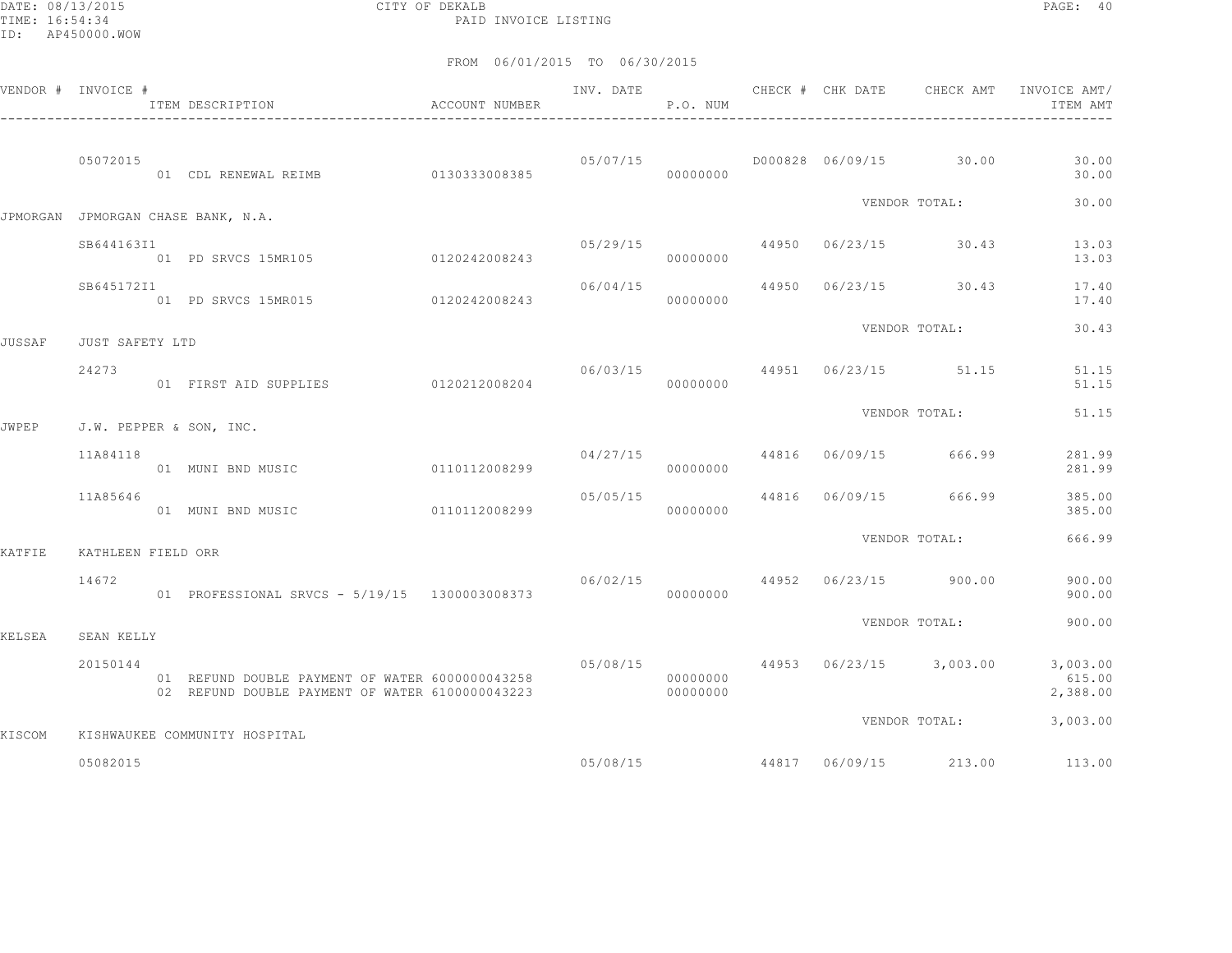DATE: 08/13/2015 CITY OF DEKALB PAGE: 40
TIME: 16:54:34 PAID INVOICE LISTING
ID: AP450000.WOW

FROM 06/01/2015 TO 06/30/2015

| VENDOR # | INVOICE # / ITEM DESCRIPTION | ACCOUNT NUMBER | INV. DATE | P.O. NUM | CHECK # | CHK DATE | CHECK AMT | INVOICE AMT/ ITEM AMT |
|---|---|---|---|---|---|---|---|---|
| | 05072015 | | 05/07/15 | | D000828 | 06/09/15 | 30.00 | 30.00 |
| | 01 CDL RENEWAL REIMB | 0130333008385 | | 00000000 | | | | 30.00 |
| | | | | | | VENDOR TOTAL: | | 30.00 |
| JPMORGAN | JPMORGAN CHASE BANK, N.A. | | | | | | | |
| | SB644163I1 | | 05/29/15 | | 44950 | 06/23/15 | 30.43 | 13.03 |
| | 01 PD SRVCS 15MR105 | 0120242008243 | | 00000000 | | | | 13.03 |
| | SB645172I1 | | 06/04/15 | | 44950 | 06/23/15 | 30.43 | 17.40 |
| | 01 PD SRVCS 15MR015 | 0120242008243 | | 00000000 | | | | 17.40 |
| | | | | | | VENDOR TOTAL: | | 30.43 |
| JUSSAF | JUST SAFETY LTD | | | | | | | |
| | 24273 | | 06/03/15 | | 44951 | 06/23/15 | 51.15 | 51.15 |
| | 01 FIRST AID SUPPLIES | 0120212008204 | | 00000000 | | | | 51.15 |
| | | | | | | VENDOR TOTAL: | | 51.15 |
| JWPEP | J.W. PEPPER & SON, INC. | | | | | | | |
| | 11A84118 | | 04/27/15 | | 44816 | 06/09/15 | 666.99 | 281.99 |
| | 01 MUNI BND MUSIC | 0110112008299 | | 00000000 | | | | 281.99 |
| | 11A85646 | | 05/05/15 | | 44816 | 06/09/15 | 666.99 | 385.00 |
| | 01 MUNI BND MUSIC | 0110112008299 | | 00000000 | | | | 385.00 |
| | | | | | | VENDOR TOTAL: | | 666.99 |
| KATFIE | KATHLEEN FIELD ORR | | | | | | | |
| | 14672 | | 06/02/15 | | 44952 | 06/23/15 | 900.00 | 900.00 |
| | 01 PROFESSIONAL SRVCS - 5/19/15 | 1300003008373 | | 00000000 | | | | 900.00 |
| | | | | | | VENDOR TOTAL: | | 900.00 |
| KELSEA | SEAN KELLY | | | | | | | |
| | 20150144 | | 05/08/15 | | 44953 | 06/23/15 | 3,003.00 | 3,003.00 |
| | 01 REFUND DOUBLE PAYMENT OF WATER | 6000000043258 | | 00000000 | | | | 615.00 |
| | 02 REFUND DOUBLE PAYMENT OF WATER | 6100000043223 | | 00000000 | | | | 2,388.00 |
| | | | | | | VENDOR TOTAL: | | 3,003.00 |
| KISCOM | KISHWAUKEE COMMUNITY HOSPITAL | | | | | | | |
| | 05082015 | | 05/08/15 | | 44817 | 06/09/15 | 213.00 | 113.00 |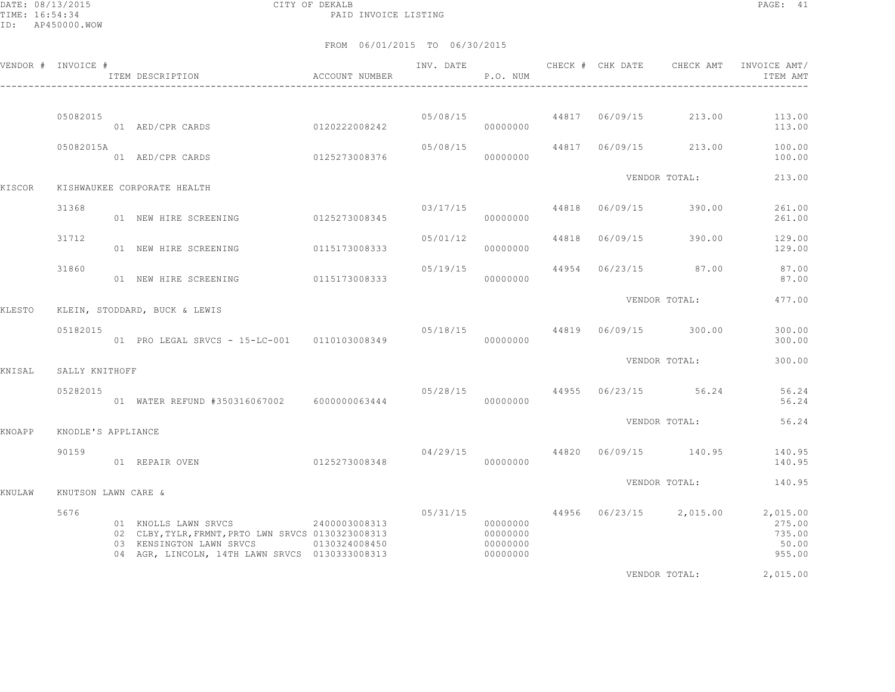CITY OF DEKALB

PAID INVOICE LISTING

DATE: 08/13/2015
TIME: 16:54:34
ID: AP450000.WOW

FROM 06/01/2015 TO 06/30/2015

| VENDOR # | INVOICE # / ITEM DESCRIPTION | ACCOUNT NUMBER | INV. DATE | P.O. NUM | CHECK # | CHK DATE | CHECK AMT | INVOICE AMT/ ITEM AMT |
|---|---|---|---|---|---|---|---|---|
| | 05082015 | | 05/08/15 | | 44817 | 06/09/15 | 213.00 | 113.00 |
| | 01 AED/CPR CARDS | 0120222008242 | | 00000000 | | | | 113.00 |
| | 05082015A | | 05/08/15 | | 44817 | 06/09/15 | 213.00 | 100.00 |
| | 01 AED/CPR CARDS | 0125273008376 | | 00000000 | | | | 100.00 |
| | | | | | | VENDOR TOTAL: | | 213.00 |
| KISCOR | KISHWAUKEE CORPORATE HEALTH | | | | | | | |
| | 31368 | | 03/17/15 | | 44818 | 06/09/15 | 390.00 | 261.00 |
| | 01 NEW HIRE SCREENING | 0125273008345 | | 00000000 | | | | 261.00 |
| | 31712 | | 05/01/12 | | 44818 | 06/09/15 | 390.00 | 129.00 |
| | 01 NEW HIRE SCREENING | 0115173008333 | | 00000000 | | | | 129.00 |
| | 31860 | | 05/19/15 | | 44954 | 06/23/15 | 87.00 | 87.00 |
| | 01 NEW HIRE SCREENING | 0115173008333 | | 00000000 | | | | 87.00 |
| | | | | | | VENDOR TOTAL: | | 477.00 |
| KLESTO | KLEIN, STODDARD, BUCK & LEWIS | | | | | | | |
| | 05182015 | | 05/18/15 | | 44819 | 06/09/15 | 300.00 | 300.00 |
| | 01 PRO LEGAL SRVCS - 15-LC-001 | 0110103008349 | | 00000000 | | | | 300.00 |
| | | | | | | VENDOR TOTAL: | | 300.00 |
| KNISAL | SALLY KNITHOFF | | | | | | | |
| | 05282015 | | 05/28/15 | | 44955 | 06/23/15 | 56.24 | 56.24 |
| | 01 WATER REFUND #350316067002 | 6000000063444 | | 00000000 | | | | 56.24 |
| | | | | | | VENDOR TOTAL: | | 56.24 |
| KNOAPP | KNODLE'S APPLIANCE | | | | | | | |
| | 90159 | | 04/29/15 | | 44820 | 06/09/15 | 140.95 | 140.95 |
| | 01 REPAIR OVEN | 0125273008348 | | 00000000 | | | | 140.95 |
| | | | | | | VENDOR TOTAL: | | 140.95 |
| KNULAW | KNUTSON LAWN CARE & | | | | | | | |
| | 5676 | | 05/31/15 | | 44956 | 06/23/15 | 2,015.00 | 2,015.00 |
| | 01 KNOLLS LAWN SRVCS | 2400003008313 | | 00000000 | | | | 275.00 |
| | 02 CLBY,TYLR,FRMNT,PRTO LWN SRVCS | 0130323008313 | | 00000000 | | | | 735.00 |
| | 03 KENSINGTON LAWN SRVCS | 0130324008450 | | 00000000 | | | | 50.00 |
| | 04 AGR, LINCOLN, 14TH LAWN SRVCS | 0130333008313 | | 00000000 | | | | 955.00 |
| | | | | | | VENDOR TOTAL: | | 2,015.00 |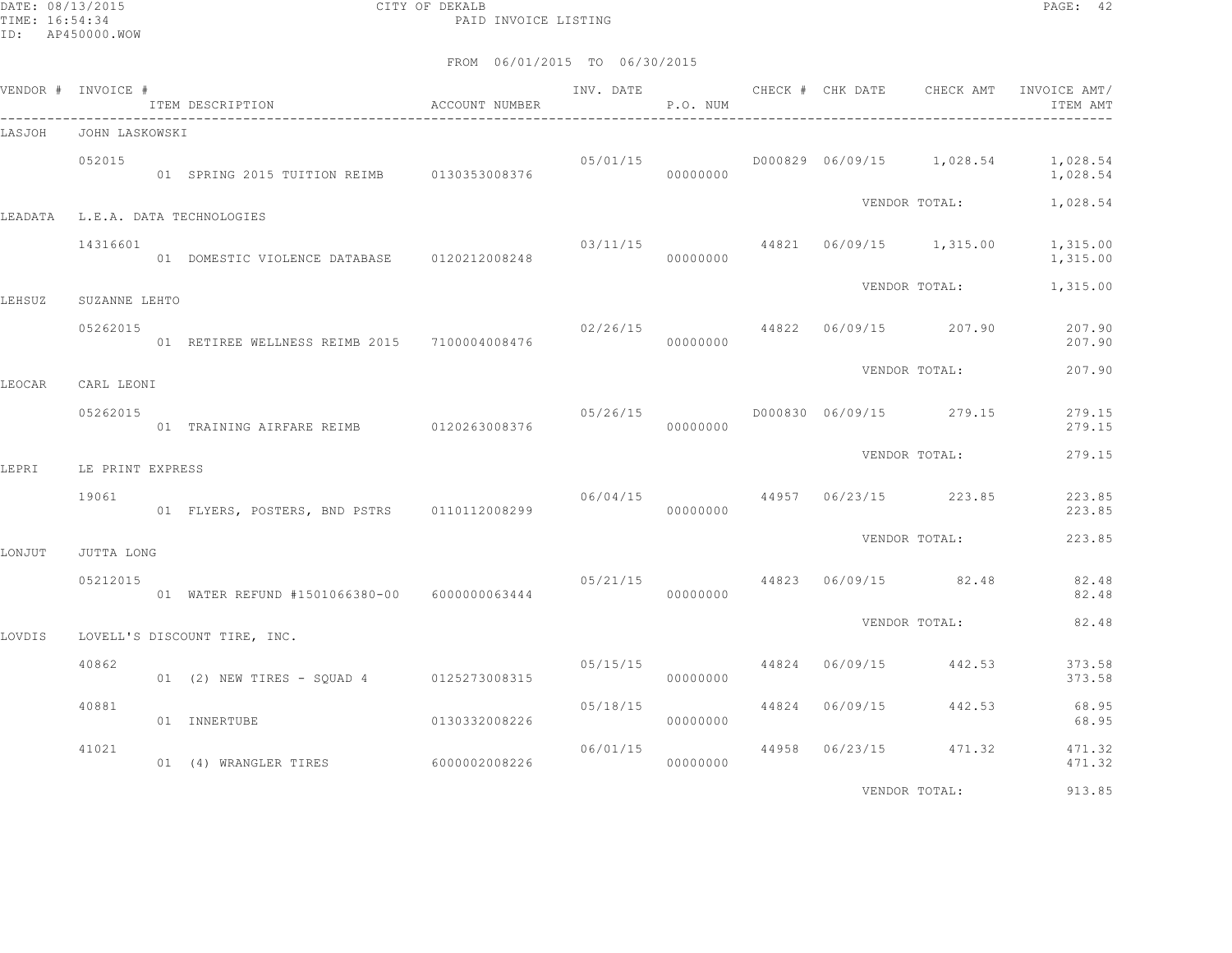DATE: 08/13/2015 CITY OF DEKALB
TIME: 16:54:34 PAID INVOICE LISTING
ID: AP450000.WOW

FROM 06/01/2015 TO 06/30/2015

| VENDOR # | INVOICE # | ITEM DESCRIPTION | ACCOUNT NUMBER | INV. DATE | P.O. NUM | CHECK # | CHK DATE | CHECK AMT | INVOICE AMT/ ITEM AMT |
|---|---|---|---|---|---|---|---|---|---|
| LASJOH | JOHN LASKOWSKI | | | | | | | | |
| | 052015 | | | 05/01/15 | | D000829 | 06/09/15 | 1,028.54 | 1,028.54 |
| | | 01 SPRING 2015 TUITION REIMB | 0130353008376 | | 00000000 | | | | 1,028.54 |
| | | | | | | | | VENDOR TOTAL: | 1,028.54 |
| LEADATA | L.E.A. DATA TECHNOLOGIES | | | | | | | | |
| | 14316601 | | | 03/11/15 | | 44821 | 06/09/15 | 1,315.00 | 1,315.00 |
| | | 01 DOMESTIC VIOLENCE DATABASE | 0120212008248 | | 00000000 | | | | 1,315.00 |
| | | | | | | | | VENDOR TOTAL: | 1,315.00 |
| LEHSUZ | SUZANNE LEHTO | | | | | | | | |
| | 05262015 | | | 02/26/15 | | 44822 | 06/09/15 | 207.90 | 207.90 |
| | | 01 RETIREE WELLNESS REIMB 2015 | 7100004008476 | | 00000000 | | | | 207.90 |
| | | | | | | | | VENDOR TOTAL: | 207.90 |
| LEOCAR | CARL LEONI | | | | | | | | |
| | 05262015 | | | 05/26/15 | | D000830 | 06/09/15 | 279.15 | 279.15 |
| | | 01 TRAINING AIRFARE REIMB | 0120263008376 | | 00000000 | | | | 279.15 |
| | | | | | | | | VENDOR TOTAL: | 279.15 |
| LEPRI | LE PRINT EXPRESS | | | | | | | | |
| | 19061 | | | 06/04/15 | | 44957 | 06/23/15 | 223.85 | 223.85 |
| | | 01 FLYERS, POSTERS, BND PSTRS | 0110112008299 | | 00000000 | | | | 223.85 |
| | | | | | | | | VENDOR TOTAL: | 223.85 |
| LONJUT | JUTTA LONG | | | | | | | | |
| | 05212015 | | | 05/21/15 | | 44823 | 06/09/15 | 82.48 | 82.48 |
| | | 01 WATER REFUND #1501066380-00 | 6000000063444 | | 00000000 | | | | 82.48 |
| | | | | | | | | VENDOR TOTAL: | 82.48 |
| LOVDIS | LOVELL'S DISCOUNT TIRE, INC. | | | | | | | | |
| | 40862 | | | 05/15/15 | | 44824 | 06/09/15 | 442.53 | 373.58 |
| | | 01 (2) NEW TIRES - SQUAD 4 | 0125273008315 | | 00000000 | | | | 373.58 |
| | 40881 | | | 05/18/15 | | 44824 | 06/09/15 | 442.53 | 68.95 |
| | | 01 INNERTUBE | 0130332008226 | | 00000000 | | | | 68.95 |
| | 41021 | | | 06/01/15 | | 44958 | 06/23/15 | 471.32 | 471.32 |
| | | 01 (4) WRANGLER TIRES | 6000002008226 | | 00000000 | | | | 471.32 |
| | | | | | | | | VENDOR TOTAL: | 913.85 |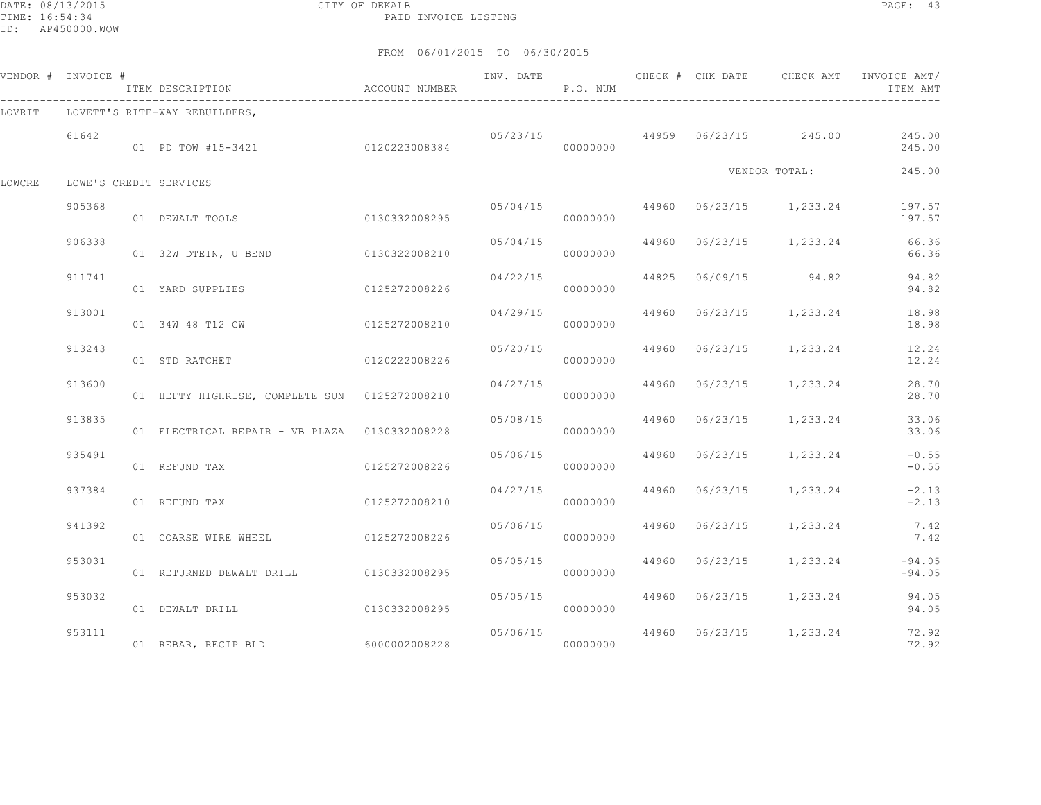DATE: 08/13/2015 CITY OF DEKALB
TIME: 16:54:34 PAID INVOICE LISTING
ID: AP450000.WOW

FROM 06/01/2015 TO 06/30/2015

| VENDOR # | INVOICE # | ITEM DESCRIPTION | ACCOUNT NUMBER | INV. DATE | P.O. NUM | CHECK # | CHK DATE | CHECK AMT | INVOICE AMT/ ITEM AMT |
|---|---|---|---|---|---|---|---|---|---|
| LOVRIT | LOVETT'S RITE-WAY REBUILDERS, | | | | | | | | |
| | 61642 | | | 05/23/15 | | 44959 | 06/23/15 | 245.00 | 245.00 |
| | | 01 PD TOW #15-3421 | 0120223008384 | | 00000000 | | | | 245.00 |
| | | | | | | | | VENDOR TOTAL: | 245.00 |
| LOWCRE | LOWE'S CREDIT SERVICES | | | | | | | | |
| | 905368 | | | 05/04/15 | | 44960 | 06/23/15 | 1,233.24 | 197.57 |
| | | 01 DEWALT TOOLS | 0130332008295 | | 00000000 | | | | 197.57 |
| | 906338 | | | 05/04/15 | | 44960 | 06/23/15 | 1,233.24 | 66.36 |
| | | 01 32W DTEIN, U BEND | 0130322008210 | | 00000000 | | | | 66.36 |
| | 911741 | | | 04/22/15 | | 44825 | 06/09/15 | 94.82 | 94.82 |
| | | 01 YARD SUPPLIES | 0125272008226 | | 00000000 | | | | 94.82 |
| | 913001 | | | 04/29/15 | | 44960 | 06/23/15 | 1,233.24 | 18.98 |
| | | 01 34W 48 T12 CW | 0125272008210 | | 00000000 | | | | 18.98 |
| | 913243 | | | 05/20/15 | | 44960 | 06/23/15 | 1,233.24 | 12.24 |
| | | 01 STD RATCHET | 0120222008226 | | 00000000 | | | | 12.24 |
| | 913600 | | | 04/27/15 | | 44960 | 06/23/15 | 1,233.24 | 28.70 |
| | | 01 HEFTY HIGHRISE, COMPLETE SUN | 0125272008210 | | 00000000 | | | | 28.70 |
| | 913835 | | | 05/08/15 | | 44960 | 06/23/15 | 1,233.24 | 33.06 |
| | | 01 ELECTRICAL REPAIR - VB PLAZA | 0130332008228 | | 00000000 | | | | 33.06 |
| | 935491 | | | 05/06/15 | | 44960 | 06/23/15 | 1,233.24 | -0.55 |
| | | 01 REFUND TAX | 0125272008226 | | 00000000 | | | | -0.55 |
| | 937384 | | | 04/27/15 | | 44960 | 06/23/15 | 1,233.24 | -2.13 |
| | | 01 REFUND TAX | 0125272008210 | | 00000000 | | | | -2.13 |
| | 941392 | | | 05/06/15 | | 44960 | 06/23/15 | 1,233.24 | 7.42 |
| | | 01 COARSE WIRE WHEEL | 0125272008226 | | 00000000 | | | | 7.42 |
| | 953031 | | | 05/05/15 | | 44960 | 06/23/15 | 1,233.24 | -94.05 |
| | | 01 RETURNED DEWALT DRILL | 0130332008295 | | 00000000 | | | | -94.05 |
| | 953032 | | | 05/05/15 | | 44960 | 06/23/15 | 1,233.24 | 94.05 |
| | | 01 DEWALT DRILL | 0130332008295 | | 00000000 | | | | 94.05 |
| | 953111 | | | 05/06/15 | | 44960 | 06/23/15 | 1,233.24 | 72.92 |
| | | 01 REBAR, RECIP BLD | 6000002008228 | | 00000000 | | | | 72.92 |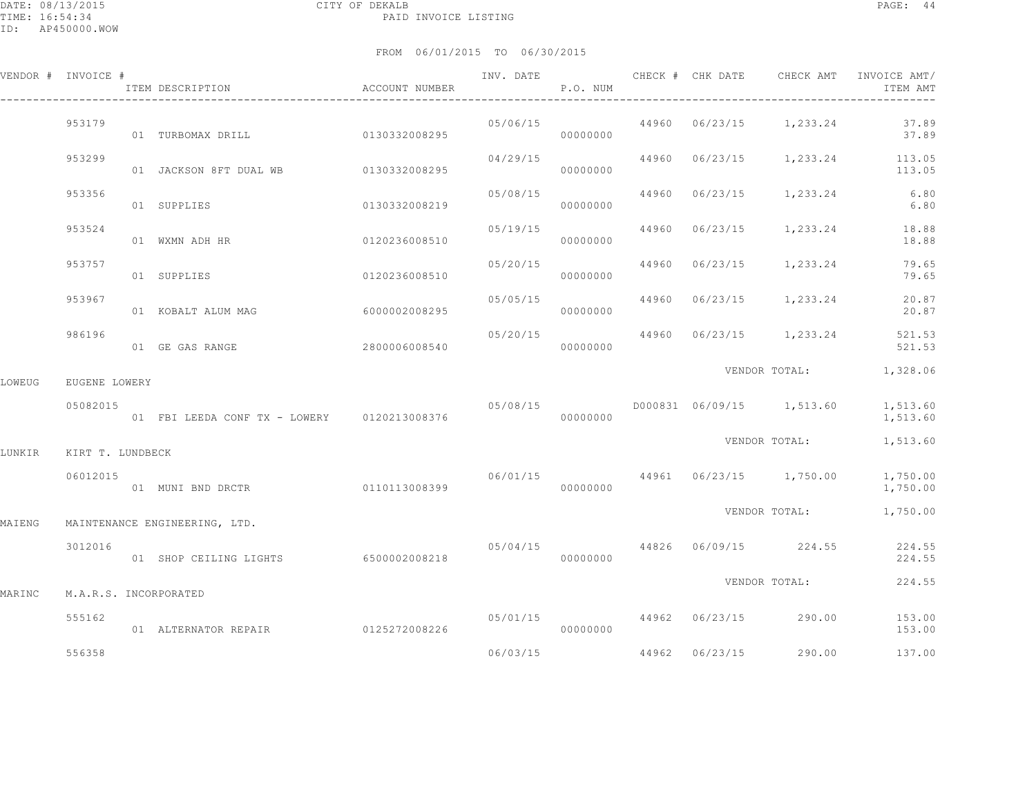CITY OF DEKALB
PAID INVOICE LISTING

DATE: 08/13/2015
TIME: 16:54:34
ID: AP450000.WOW

FROM 06/01/2015 TO 06/30/2015

| VENDOR # | INVOICE # | ITEM DESCRIPTION | ACCOUNT NUMBER | INV. DATE | P.O. NUM | CHECK # | CHK DATE | CHECK AMT | INVOICE AMT/ ITEM AMT |
|---|---|---|---|---|---|---|---|---|---|
| | 953179 | | | 05/06/15 | | 44960 | 06/23/15 | 1,233.24 | 37.89 |
| | | 01 TURBOMAX DRILL | 0130332008295 | | 00000000 | | | | 37.89 |
| | 953299 | | | 04/29/15 | | 44960 | 06/23/15 | 1,233.24 | 113.05 |
| | | 01 JACKSON 8FT DUAL WB | 0130332008295 | | 00000000 | | | | 113.05 |
| | 953356 | | | 05/08/15 | | 44960 | 06/23/15 | 1,233.24 | 6.80 |
| | | 01 SUPPLIES | 0130332008219 | | 00000000 | | | | 6.80 |
| | 953524 | | | 05/19/15 | | 44960 | 06/23/15 | 1,233.24 | 18.88 |
| | | 01 WXMN ADH HR | 0120236008510 | | 00000000 | | | | 18.88 |
| | 953757 | | | 05/20/15 | | 44960 | 06/23/15 | 1,233.24 | 79.65 |
| | | 01 SUPPLIES | 0120236008510 | | 00000000 | | | | 79.65 |
| | 953967 | | | 05/05/15 | | 44960 | 06/23/15 | 1,233.24 | 20.87 |
| | | 01 KOBALT ALUM MAG | 6000002008295 | | 00000000 | | | | 20.87 |
| | 986196 | | | 05/20/15 | | 44960 | 06/23/15 | 1,233.24 | 521.53 |
| | | 01 GE GAS RANGE | 2800006008540 | | 00000000 | | | | 521.53 |
| | | | | | | | | VENDOR TOTAL: | 1,328.06 |
| LOWEUG | EUGENE LOWERY | | | | | | | | |
| | 05082015 | | | 05/08/15 | | D000831 | 06/09/15 | 1,513.60 | 1,513.60 |
| | | 01 FBI LEEDA CONF TX - LOWERY | 0120213008376 | | 00000000 | | | | 1,513.60 |
| | | | | | | | | VENDOR TOTAL: | 1,513.60 |
| LUNKIR | KIRT T. LUNDBECK | | | | | | | | |
| | 06012015 | | | 06/01/15 | | 44961 | 06/23/15 | 1,750.00 | 1,750.00 |
| | | 01 MUNI BND DRCTR | 0110113008399 | | 00000000 | | | | 1,750.00 |
| | | | | | | | | VENDOR TOTAL: | 1,750.00 |
| MAIENG | MAINTENANCE ENGINEERING, LTD. | | | | | | | | |
| | 3012016 | | | 05/04/15 | | 44826 | 06/09/15 | 224.55 | 224.55 |
| | | 01 SHOP CEILING LIGHTS | 6500002008218 | | 00000000 | | | | 224.55 |
| | | | | | | | | VENDOR TOTAL: | 224.55 |
| MARINC | M.A.R.S. INCORPORATED | | | | | | | | |
| | 555162 | | | 05/01/15 | | 44962 | 06/23/15 | 290.00 | 153.00 |
| | | 01 ALTERNATOR REPAIR | 0125272008226 | | 00000000 | | | | 153.00 |
| | 556358 | | | 06/03/15 | | 44962 | 06/23/15 | 290.00 | 137.00 |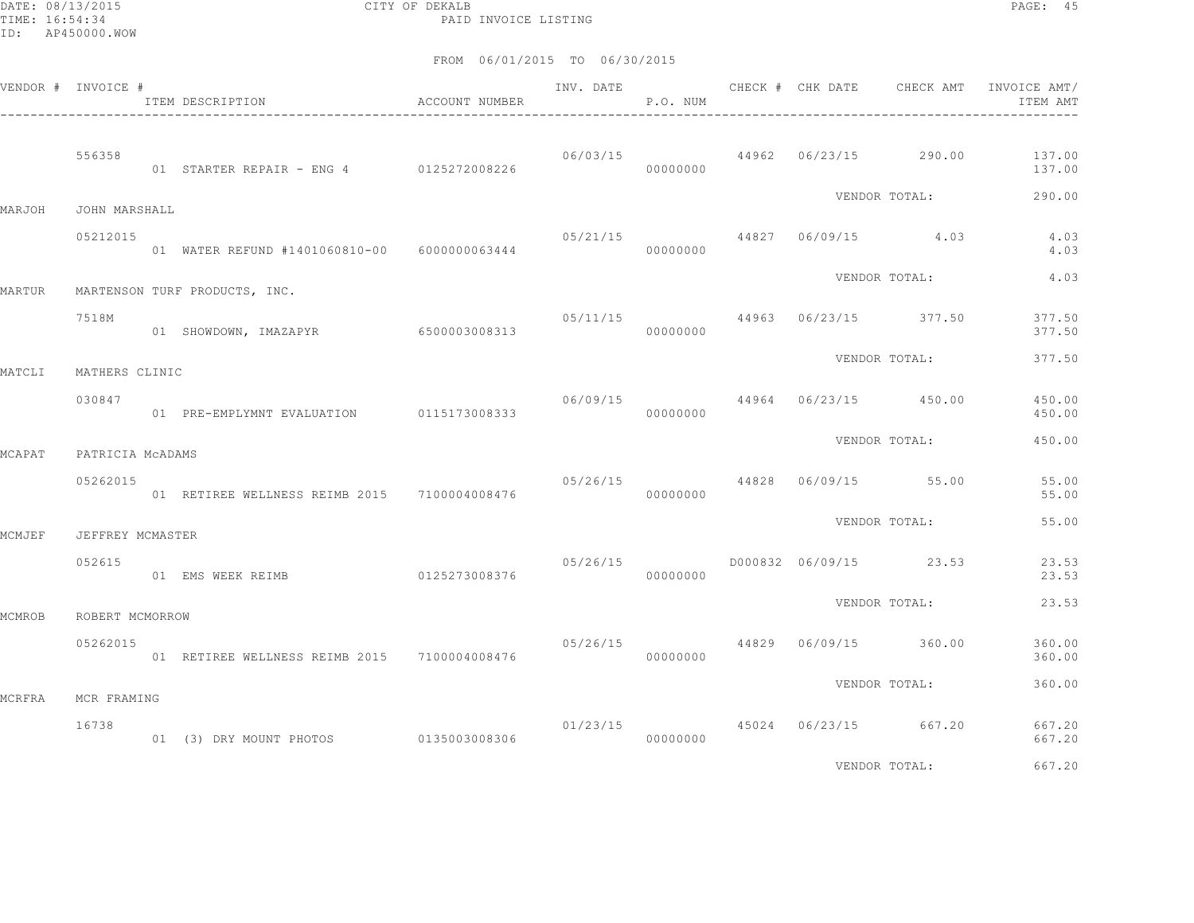CITY OF DEKALB
PAID INVOICE LISTING

FROM 06/01/2015 TO 06/30/2015

| VENDOR # | INVOICE # / ITEM DESCRIPTION | ACCOUNT NUMBER | INV. DATE | P.O. NUM | CHECK # | CHK DATE | CHECK AMT | INVOICE AMT/ ITEM AMT |
|---|---|---|---|---|---|---|---|---|
| | 556358 | | 06/03/15 | | 44962 | 06/23/15 | 290.00 | 137.00 |
| | 01 STARTER REPAIR - ENG 4 | 0125272008226 | | 00000000 | | | | 137.00 |
| | | | | | | VENDOR TOTAL: | | 290.00 |
| MARJOH | JOHN MARSHALL | | | | | | | |
| | 05212015 | | 05/21/15 | | 44827 | 06/09/15 | 4.03 | 4.03 |
| | 01 WATER REFUND #1401060810-00 | 6000000063444 | | 00000000 | | | | 4.03 |
| | | | | | | VENDOR TOTAL: | | 4.03 |
| MARTUR | MARTENSON TURF PRODUCTS, INC. | | | | | | | |
| | 7518M | | 05/11/15 | | 44963 | 06/23/15 | 377.50 | 377.50 |
| | 01 SHOWDOWN, IMAZAPYR | 6500003008313 | | 00000000 | | | | 377.50 |
| | | | | | | VENDOR TOTAL: | | 377.50 |
| MATCLI | MATHERS CLINIC | | | | | | | |
| | 030847 | | 06/09/15 | | 44964 | 06/23/15 | 450.00 | 450.00 |
| | 01 PRE-EMPLYMNT EVALUATION | 0115173008333 | | 00000000 | | | | 450.00 |
| | | | | | | VENDOR TOTAL: | | 450.00 |
| MCAPAT | PATRICIA McADAMS | | | | | | | |
| | 05262015 | | 05/26/15 | | 44828 | 06/09/15 | 55.00 | 55.00 |
| | 01 RETIREE WELLNESS REIMB 2015 | 7100004008476 | | 00000000 | | | | 55.00 |
| | | | | | | VENDOR TOTAL: | | 55.00 |
| MCMJEF | JEFFREY MCMASTER | | | | | | | |
| | 052615 | | 05/26/15 | | D000832 | 06/09/15 | 23.53 | 23.53 |
| | 01 EMS WEEK REIMB | 0125273008376 | | 00000000 | | | | 23.53 |
| | | | | | | VENDOR TOTAL: | | 23.53 |
| MCMROB | ROBERT MCMORROW | | | | | | | |
| | 05262015 | | 05/26/15 | | 44829 | 06/09/15 | 360.00 | 360.00 |
| | 01 RETIREE WELLNESS REIMB 2015 | 7100004008476 | | 00000000 | | | | 360.00 |
| | | | | | | VENDOR TOTAL: | | 360.00 |
| MCRFRA | MCR FRAMING | | | | | | | |
| | 16738 | | 01/23/15 | | 45024 | 06/23/15 | 667.20 | 667.20 |
| | 01 (3) DRY MOUNT PHOTOS | 0135003008306 | | 00000000 | | | | 667.20 |
| | | | | | | VENDOR TOTAL: | | 667.20 |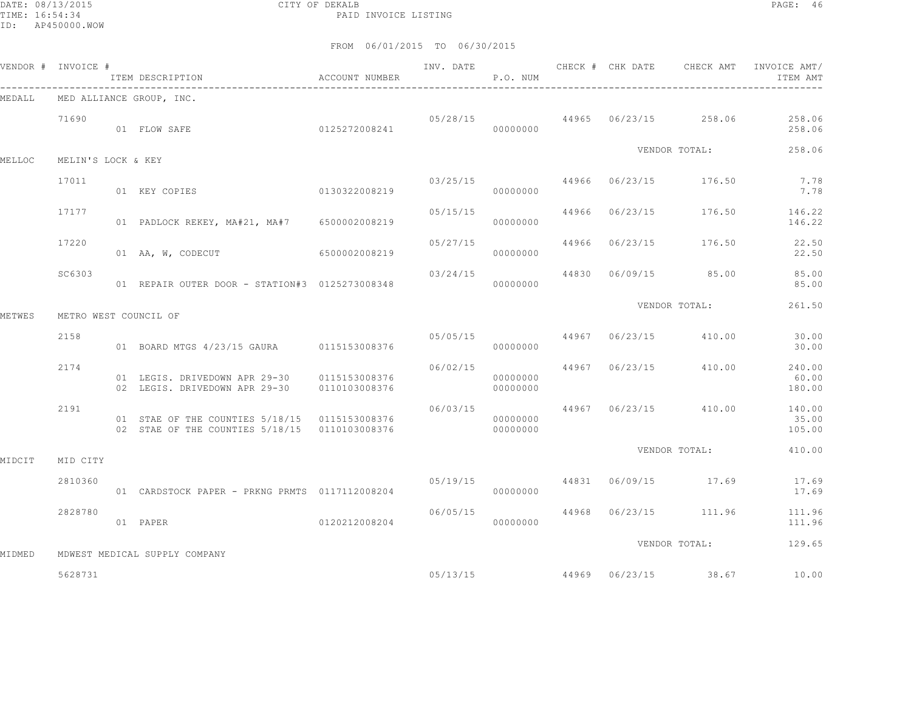DATE: 08/13/2015 CITY OF DEKALB
TIME: 16:54:34 PAID INVOICE LISTING
ID: AP450000.WOW

FROM 06/01/2015 TO 06/30/2015

| VENDOR # | INVOICE # | ITEM DESCRIPTION | ACCOUNT NUMBER | INV. DATE | P.O. NUM | CHECK # | CHK DATE | CHECK AMT | INVOICE AMT/ ITEM AMT |
|---|---|---|---|---|---|---|---|---|---|
| MEDALL | MED ALLIANCE GROUP, INC. | | | | | | | | |
| | 71690 | | | 05/28/15 | | 44965 | 06/23/15 | 258.06 | 258.06 |
| | | 01 FLOW SAFE | 0125272008241 | | 00000000 | | | | 258.06 |
| | | | | | | | | VENDOR TOTAL: | 258.06 |
| MELLOC | MELIN'S LOCK & KEY | | | | | | | | |
| | 17011 | | | 03/25/15 | | 44966 | 06/23/15 | 176.50 | 7.78 |
| | | 01 KEY COPIES | 0130322008219 | | 00000000 | | | | 7.78 |
| | 17177 | | | 05/15/15 | | 44966 | 06/23/15 | 176.50 | 146.22 |
| | | 01 PADLOCK REKEY, MA#21, MA#7 | 6500002008219 | | 00000000 | | | | 146.22 |
| | 17220 | | | 05/27/15 | | 44966 | 06/23/15 | 176.50 | 22.50 |
| | | 01 AA, W, CODECUT | 6500002008219 | | 00000000 | | | | 22.50 |
| | SC6303 | | | 03/24/15 | | 44830 | 06/09/15 | 85.00 | 85.00 |
| | | 01 REPAIR OUTER DOOR - STATION#3 | 0125273008348 | | 00000000 | | | | 85.00 |
| | | | | | | | | VENDOR TOTAL: | 261.50 |
| METWES | METRO WEST COUNCIL OF | | | | | | | | |
| | 2158 | | | 05/05/15 | | 44967 | 06/23/15 | 410.00 | 30.00 |
| | | 01 BOARD MTGS 4/23/15 GAURA | 0115153008376 | | 00000000 | | | | 30.00 |
| | 2174 | | | 06/02/15 | | 44967 | 06/23/15 | 410.00 | 240.00 |
| | | 01 LEGIS. DRIVEDOWN APR 29-30 | 0115153008376 | | 00000000 | | | | 60.00 |
| | | 02 LEGIS. DRIVEDOWN APR 29-30 | 0110103008376 | | 00000000 | | | | 180.00 |
| | 2191 | | | 06/03/15 | | 44967 | 06/23/15 | 410.00 | 140.00 |
| | | 01 STAE OF THE COUNTIES 5/18/15 | 0115153008376 | | 00000000 | | | | 35.00 |
| | | 02 STAE OF THE COUNTIES 5/18/15 | 0110103008376 | | 00000000 | | | | 105.00 |
| | | | | | | | | VENDOR TOTAL: | 410.00 |
| MIDCIT | MID CITY | | | | | | | | |
| | 2810360 | | | 05/19/15 | | 44831 | 06/09/15 | 17.69 | 17.69 |
| | | 01 CARDSTOCK PAPER - PRKNG PRMTS | 0117112008204 | | 00000000 | | | | 17.69 |
| | 2828780 | | | 06/05/15 | | 44968 | 06/23/15 | 111.96 | 111.96 |
| | | 01 PAPER | 0120212008204 | | 00000000 | | | | 111.96 |
| | | | | | | | | VENDOR TOTAL: | 129.65 |
| MIDMED | MDWEST MEDICAL SUPPLY COMPANY | | | | | | | | |
| | 5628731 | | | 05/13/15 | | 44969 | 06/23/15 | 38.67 | 10.00 |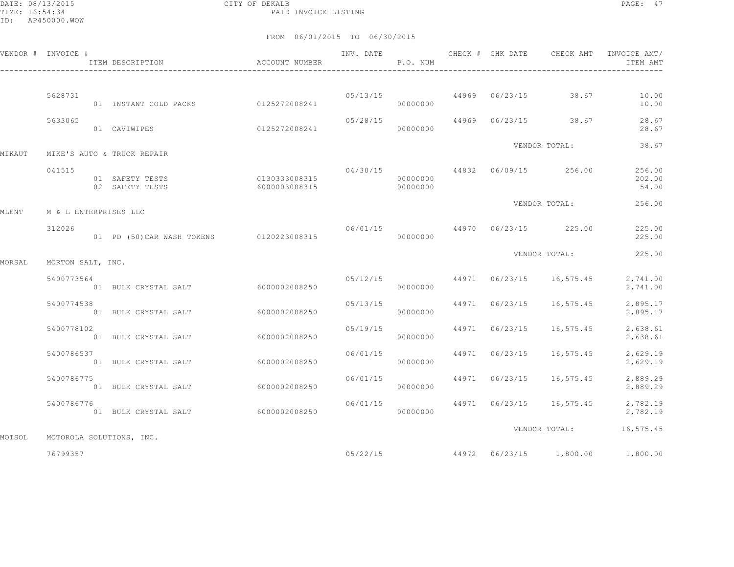CITY OF DEKALB
PAID INVOICE LISTING

DATE: 08/13/2015
TIME: 16:54:34
ID: AP450000.WOW

FROM 06/01/2015 TO 06/30/2015

| VENDOR # | INVOICE # | ITEM DESCRIPTION | ACCOUNT NUMBER | INV. DATE | P.O. NUM | CHECK # | CHK DATE | CHECK AMT | INVOICE AMT/ ITEM AMT |
|---|---|---|---|---|---|---|---|---|---|
| | 5628731 | | | 05/13/15 | | 44969 | 06/23/15 | 38.67 | 10.00 |
| | | 01 INSTANT COLD PACKS | 0125272008241 | | 00000000 | | | | 10.00 |
| | 5633065 | | | 05/28/15 | | 44969 | 06/23/15 | 38.67 | 28.67 |
| | | 01 CAVIWIPES | 0125272008241 | | 00000000 | | | | 28.67 |
| | | | | | | | VENDOR TOTAL: | | 38.67 |
| MIKAUT | MIKE'S AUTO & TRUCK REPAIR | | | | | | | | |
| | 041515 | | | 04/30/15 | | 44832 | 06/09/15 | 256.00 | 256.00 |
| | | 01 SAFETY TESTS | 0130333008315 | | 00000000 | | | | 202.00 |
| | | 02 SAFETY TESTS | 6000003008315 | | 00000000 | | | | 54.00 |
| | | | | | | | VENDOR TOTAL: | | 256.00 |
| MLENT | M & L ENTERPRISES LLC | | | | | | | | |
| | 312026 | | | 06/01/15 | | 44970 | 06/23/15 | 225.00 | 225.00 |
| | | 01 PD (50)CAR WASH TOKENS | 0120223008315 | | 00000000 | | | | 225.00 |
| | | | | | | | VENDOR TOTAL: | | 225.00 |
| MORSAL | MORTON SALT, INC. | | | | | | | | |
| | 5400773564 | | | 05/12/15 | | 44971 | 06/23/15 | 16,575.45 | 2,741.00 |
| | | 01 BULK CRYSTAL SALT | 6000002008250 | | 00000000 | | | | 2,741.00 |
| | 5400774538 | | | 05/13/15 | | 44971 | 06/23/15 | 16,575.45 | 2,895.17 |
| | | 01 BULK CRYSTAL SALT | 6000002008250 | | 00000000 | | | | 2,895.17 |
| | 5400778102 | | | 05/19/15 | | 44971 | 06/23/15 | 16,575.45 | 2,638.61 |
| | | 01 BULK CRYSTAL SALT | 6000002008250 | | 00000000 | | | | 2,638.61 |
| | 5400786537 | | | 06/01/15 | | 44971 | 06/23/15 | 16,575.45 | 2,629.19 |
| | | 01 BULK CRYSTAL SALT | 6000002008250 | | 00000000 | | | | 2,629.19 |
| | 5400786775 | | | 06/01/15 | | 44971 | 06/23/15 | 16,575.45 | 2,889.29 |
| | | 01 BULK CRYSTAL SALT | 6000002008250 | | 00000000 | | | | 2,889.29 |
| | 5400786776 | | | 06/01/15 | | 44971 | 06/23/15 | 16,575.45 | 2,782.19 |
| | | 01 BULK CRYSTAL SALT | 6000002008250 | | 00000000 | | | | 2,782.19 |
| | | | | | | | VENDOR TOTAL: | | 16,575.45 |
| MOTSOL | MOTOROLA SOLUTIONS, INC. | | | | | | | | |
| | 76799357 | | | 05/22/15 | | 44972 | 06/23/15 | 1,800.00 | 1,800.00 |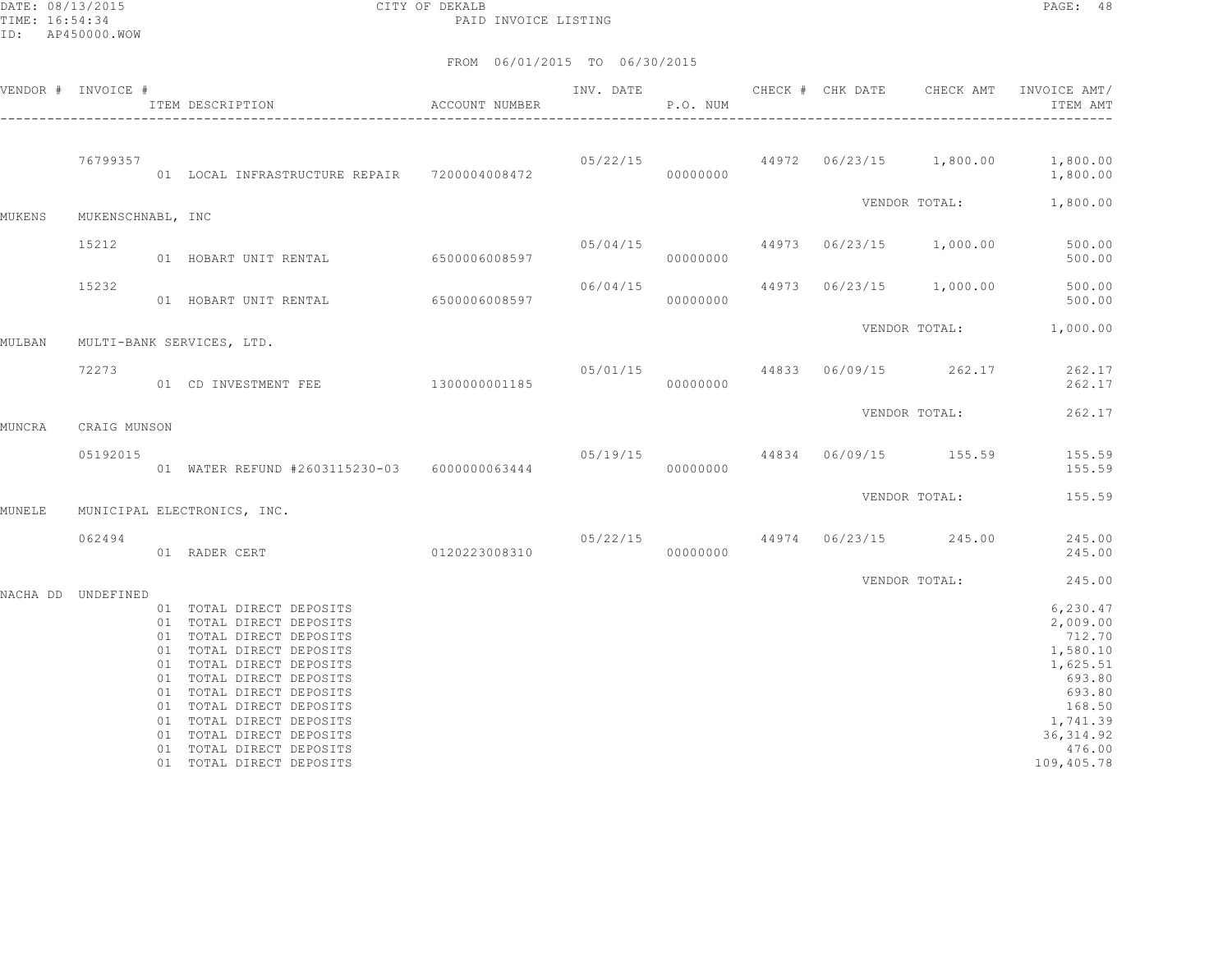DATE: 08/13/2015 CITY OF DEKALB
TIME: 16:54:34 PAID INVOICE LISTING
ID: AP450000.WOW

FROM 06/01/2015 TO 06/30/2015

| VENDOR # | INVOICE # | ITEM DESCRIPTION | ACCOUNT NUMBER | INV. DATE | P.O. NUM | CHECK # | CHK DATE | CHECK AMT | INVOICE AMT/ ITEM AMT |
|---|---|---|---|---|---|---|---|---|---|
| | 76799357 | | | 05/22/15 | | 44972 | 06/23/15 | 1,800.00 | 1,800.00 |
| | | 01 LOCAL INFRASTRUCTURE REPAIR | 7200004008472 | | 00000000 | | | | 1,800.00 |
| | | | | | | | | VENDOR TOTAL: | 1,800.00 |
| MUKENS | MUKENSCHNABL, INC | | | | | | | | |
| | 15212 | | | 05/04/15 | | 44973 | 06/23/15 | 1,000.00 | 500.00 |
| | | 01 HOBART UNIT RENTAL | 6500006008597 | | 00000000 | | | | 500.00 |
| | 15232 | | | 06/04/15 | | 44973 | 06/23/15 | 1,000.00 | 500.00 |
| | | 01 HOBART UNIT RENTAL | 6500006008597 | | 00000000 | | | | 500.00 |
| | | | | | | | | VENDOR TOTAL: | 1,000.00 |
| MULBAN | MULTI-BANK SERVICES, LTD. | | | | | | | | |
| | 72273 | | | 05/01/15 | | 44833 | 06/09/15 | 262.17 | 262.17 |
| | | 01 CD INVESTMENT FEE | 1300000001185 | | 00000000 | | | | 262.17 |
| | | | | | | | | VENDOR TOTAL: | 262.17 |
| MUNCRA | CRAIG MUNSON | | | | | | | | |
| | 05192015 | | | 05/19/15 | | 44834 | 06/09/15 | 155.59 | 155.59 |
| | | 01 WATER REFUND #2603115230-03 | 6000000063444 | | 00000000 | | | | 155.59 |
| | | | | | | | | VENDOR TOTAL: | 155.59 |
| MUNELE | MUNICIPAL ELECTRONICS, INC. | | | | | | | | |
| | 062494 | | | 05/22/15 | | 44974 | 06/23/15 | 245.00 | 245.00 |
| | | 01 RADER CERT | 0120223008310 | | 00000000 | | | | 245.00 |
| | | | | | | | | VENDOR TOTAL: | 245.00 |
| NACHA DD | UNDEFINED | | | | | | | | |
| | | 01 TOTAL DIRECT DEPOSITS | | | | | | | 6,230.47 |
| | | 01 TOTAL DIRECT DEPOSITS | | | | | | | 2,009.00 |
| | | 01 TOTAL DIRECT DEPOSITS | | | | | | | 712.70 |
| | | 01 TOTAL DIRECT DEPOSITS | | | | | | | 1,580.10 |
| | | 01 TOTAL DIRECT DEPOSITS | | | | | | | 1,625.51 |
| | | 01 TOTAL DIRECT DEPOSITS | | | | | | | 693.80 |
| | | 01 TOTAL DIRECT DEPOSITS | | | | | | | 693.80 |
| | | 01 TOTAL DIRECT DEPOSITS | | | | | | | 168.50 |
| | | 01 TOTAL DIRECT DEPOSITS | | | | | | | 1,741.39 |
| | | 01 TOTAL DIRECT DEPOSITS | | | | | | | 36,314.92 |
| | | 01 TOTAL DIRECT DEPOSITS | | | | | | | 476.00 |
| | | 01 TOTAL DIRECT DEPOSITS | | | | | | | 109,405.78 |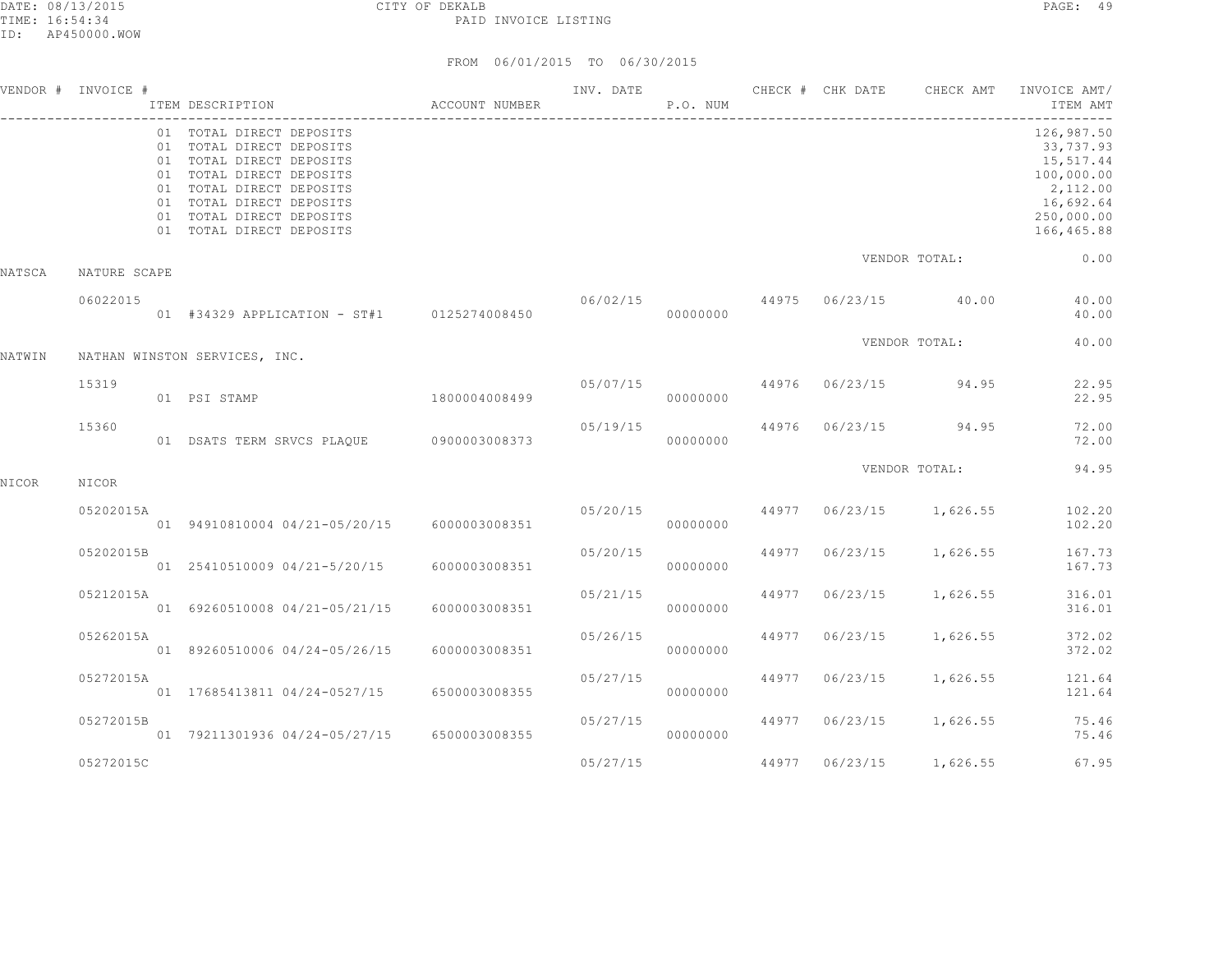DATE: 08/13/2015 CITY OF DEKALB PAGE: 49
TIME: 16:54:34 PAID INVOICE LISTING
ID: AP450000.WOW

FROM 06/01/2015 TO 06/30/2015

| VENDOR # | INVOICE # | ITEM DESCRIPTION | ACCOUNT NUMBER | INV. DATE | P.O. NUM | CHECK # | CHK DATE | CHECK AMT | INVOICE AMT/ ITEM AMT |
|---|---|---|---|---|---|---|---|---|---|
| | | 01 TOTAL DIRECT DEPOSITS | | | | | | | 126,987.50 |
| | | 01 TOTAL DIRECT DEPOSITS | | | | | | | 33,737.93 |
| | | 01 TOTAL DIRECT DEPOSITS | | | | | | | 15,517.44 |
| | | 01 TOTAL DIRECT DEPOSITS | | | | | | | 100,000.00 |
| | | 01 TOTAL DIRECT DEPOSITS | | | | | | | 2,112.00 |
| | | 01 TOTAL DIRECT DEPOSITS | | | | | | | 16,692.64 |
| | | 01 TOTAL DIRECT DEPOSITS | | | | | | | 250,000.00 |
| | | 01 TOTAL DIRECT DEPOSITS | | | | | | | 166,465.88 |
| | | | | | | | VENDOR TOTAL: | | 0.00 |
| NATSCA | NATURE SCAPE | | | | | | | | |
| | 06022015 | | | 06/02/15 | | 44975 | 06/23/15 | 40.00 | 40.00 |
| | | 01 #34329 APPLICATION - ST#1 | 0125274008450 | | 00000000 | | | | 40.00 |
| | | | | | | | VENDOR TOTAL: | | 40.00 |
| NATWIN | NATHAN WINSTON SERVICES, INC. | | | | | | | | |
| | 15319 | | | 05/07/15 | | 44976 | 06/23/15 | 94.95 | 22.95 |
| | | 01 PSI STAMP | 1800004008499 | | 00000000 | | | | 22.95 |
| | 15360 | | | 05/19/15 | | 44976 | 06/23/15 | 94.95 | 72.00 |
| | | 01 DSATS TERM SRVCS PLAQUE | 0900003008373 | | 00000000 | | | | 72.00 |
| | | | | | | | VENDOR TOTAL: | | 94.95 |
| NICOR | NICOR | | | | | | | | |
| | 05202015A | | | 05/20/15 | | 44977 | 06/23/15 | 1,626.55 | 102.20 |
| | | 01 94910810004 04/21-05/20/15 | 6000003008351 | | 00000000 | | | | 102.20 |
| | 05202015B | | | 05/20/15 | | 44977 | 06/23/15 | 1,626.55 | 167.73 |
| | | 01 25410510009 04/21-5/20/15 | 6000003008351 | | 00000000 | | | | 167.73 |
| | 05212015A | | | 05/21/15 | | 44977 | 06/23/15 | 1,626.55 | 316.01 |
| | | 01 69260510008 04/21-05/21/15 | 6000003008351 | | 00000000 | | | | 316.01 |
| | 05262015A | | | 05/26/15 | | 44977 | 06/23/15 | 1,626.55 | 372.02 |
| | | 01 89260510006 04/24-05/26/15 | 6000003008351 | | 00000000 | | | | 372.02 |
| | 05272015A | | | 05/27/15 | | 44977 | 06/23/15 | 1,626.55 | 121.64 |
| | | 01 17685413811 04/24-0527/15 | 6500003008355 | | 00000000 | | | | 121.64 |
| | 05272015B | | | 05/27/15 | | 44977 | 06/23/15 | 1,626.55 | 75.46 |
| | | 01 79211301936 04/24-05/27/15 | 6500003008355 | | 00000000 | | | | 75.46 |
| | 05272015C | | | 05/27/15 | | 44977 | 06/23/15 | 1,626.55 | 67.95 |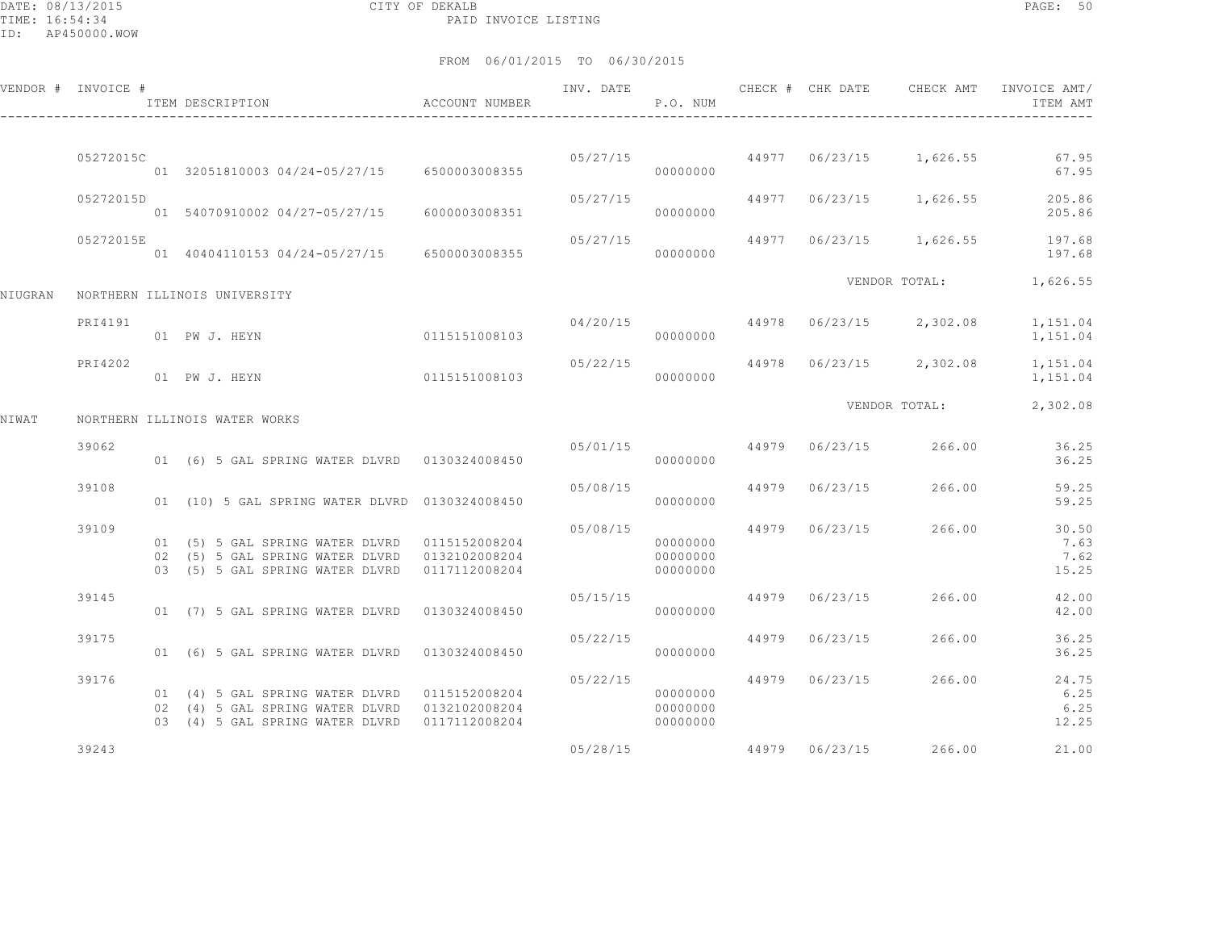CITY OF DEKALB

PAID INVOICE LISTING

FROM 06/01/2015 TO 06/30/2015

| VENDOR # | INVOICE # | ITEM DESCRIPTION | ACCOUNT NUMBER | INV. DATE | P.O. NUM | CHECK # | CHK DATE | CHECK AMT | INVOICE AMT/ ITEM AMT |
|---|---|---|---|---|---|---|---|---|---|
| | 05272015C | | | 05/27/15 | | 44977 | 06/23/15 | 1,626.55 | 67.95 |
| | | 01 32051810003 04/24-05/27/15 | 6500003008355 | | 00000000 | | | | 67.95 |
| | 05272015D | | | 05/27/15 | | 44977 | 06/23/15 | 1,626.55 | 205.86 |
| | | 01 54070910002 04/27-05/27/15 | 6000003008351 | | 00000000 | | | | 205.86 |
| | 05272015E | | | 05/27/15 | | 44977 | 06/23/15 | 1,626.55 | 197.68 |
| | | 01 40404110153 04/24-05/27/15 | 6500003008355 | | 00000000 | | | | 197.68 |
| | | | | | | | | VENDOR TOTAL: | 1,626.55 |
| NIUGRAN | NORTHERN ILLINOIS UNIVERSITY | | | | | | | | |
| | PRI4191 | | | 04/20/15 | | 44978 | 06/23/15 | 2,302.08 | 1,151.04 |
| | | 01 PW J. HEYN | 0115151008103 | | 00000000 | | | | 1,151.04 |
| | PRI4202 | | | 05/22/15 | | 44978 | 06/23/15 | 2,302.08 | 1,151.04 |
| | | 01 PW J. HEYN | 0115151008103 | | 00000000 | | | | 1,151.04 |
| | | | | | | | | VENDOR TOTAL: | 2,302.08 |
| NIWAT | NORTHERN ILLINOIS WATER WORKS | | | | | | | | |
| | 39062 | | | 05/01/15 | | 44979 | 06/23/15 | 266.00 | 36.25 |
| | | 01 (6) 5 GAL SPRING WATER DLVRD | 0130324008450 | | 00000000 | | | | 36.25 |
| | 39108 | | | 05/08/15 | | 44979 | 06/23/15 | 266.00 | 59.25 |
| | | 01 (10) 5 GAL SPRING WATER DLVRD | 0130324008450 | | 00000000 | | | | 59.25 |
| | 39109 | | | 05/08/15 | | 44979 | 06/23/15 | 266.00 | 30.50 |
| | | 01 (5) 5 GAL SPRING WATER DLVRD | 0115152008204 | | 00000000 | | | | 7.63 |
| | | 02 (5) 5 GAL SPRING WATER DLVRD | 0132102008204 | | 00000000 | | | | 7.62 |
| | | 03 (5) 5 GAL SPRING WATER DLVRD | 0117112008204 | | 00000000 | | | | 15.25 |
| | 39145 | | | 05/15/15 | | 44979 | 06/23/15 | 266.00 | 42.00 |
| | | 01 (7) 5 GAL SPRING WATER DLVRD | 0130324008450 | | 00000000 | | | | 42.00 |
| | 39175 | | | 05/22/15 | | 44979 | 06/23/15 | 266.00 | 36.25 |
| | | 01 (6) 5 GAL SPRING WATER DLVRD | 0130324008450 | | 00000000 | | | | 36.25 |
| | 39176 | | | 05/22/15 | | 44979 | 06/23/15 | 266.00 | 24.75 |
| | | 01 (4) 5 GAL SPRING WATER DLVRD | 0115152008204 | | 00000000 | | | | 6.25 |
| | | 02 (4) 5 GAL SPRING WATER DLVRD | 0132102008204 | | 00000000 | | | | 6.25 |
| | | 03 (4) 5 GAL SPRING WATER DLVRD | 0117112008204 | | 00000000 | | | | 12.25 |
| | 39243 | | | 05/28/15 | | 44979 | 06/23/15 | 266.00 | 21.00 |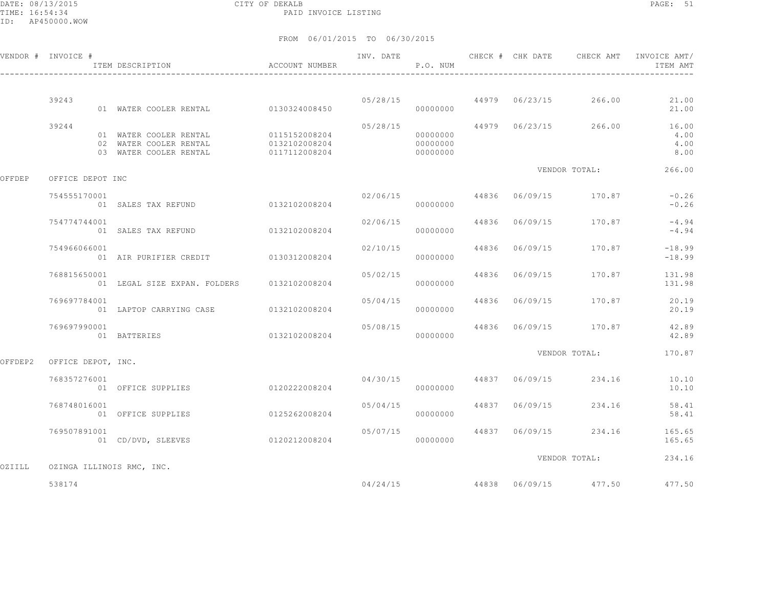CITY OF DEKALB

PAID INVOICE LISTING

FROM 06/01/2015 TO 06/30/2015

| VENDOR # | INVOICE # | ITEM DESCRIPTION | ACCOUNT NUMBER | INV. DATE | P.O. NUM | CHECK # | CHK DATE | CHECK AMT | INVOICE AMT/ ITEM AMT |
|---|---|---|---|---|---|---|---|---|---|
| | 39243 | | | 05/28/15 | | 44979 | 06/23/15 | 266.00 | 21.00 |
| | | 01 WATER COOLER RENTAL | 0130324008450 | | 00000000 | | | | 21.00 |
| | 39244 | | | 05/28/15 | | 44979 | 06/23/15 | 266.00 | 16.00 |
| | | 01 WATER COOLER RENTAL | 0115152008204 | | 00000000 | | | | 4.00 |
| | | 02 WATER COOLER RENTAL | 0132102008204 | | 00000000 | | | | 4.00 |
| | | 03 WATER COOLER RENTAL | 0117112008204 | | 00000000 | | | | 8.00 |
| | | | | | | | | VENDOR TOTAL: | 266.00 |
| OFFDEP | OFFICE DEPOT INC | | | | | | | | |
| | 754555170001 | | | 02/06/15 | | 44836 | 06/09/15 | 170.87 | -0.26 |
| | | 01 SALES TAX REFUND | 0132102008204 | | 00000000 | | | | -0.26 |
| | 754774744001 | | | 02/06/15 | | 44836 | 06/09/15 | 170.87 | -4.94 |
| | | 01 SALES TAX REFUND | 0132102008204 | | 00000000 | | | | -4.94 |
| | 754966066001 | | | 02/10/15 | | 44836 | 06/09/15 | 170.87 | -18.99 |
| | | 01 AIR PURIFIER CREDIT | 0130312008204 | | 00000000 | | | | -18.99 |
| | 768815650001 | | | 05/02/15 | | 44836 | 06/09/15 | 170.87 | 131.98 |
| | | 01 LEGAL SIZE EXPAN. FOLDERS | 0132102008204 | | 00000000 | | | | 131.98 |
| | 769697784001 | | | 05/04/15 | | 44836 | 06/09/15 | 170.87 | 20.19 |
| | | 01 LAPTOP CARRYING CASE | 0132102008204 | | 00000000 | | | | 20.19 |
| | 769697990001 | | | 05/08/15 | | 44836 | 06/09/15 | 170.87 | 42.89 |
| | | 01 BATTERIES | 0132102008204 | | 00000000 | | | | 42.89 |
| | | | | | | | | VENDOR TOTAL: | 170.87 |
| OFFDEP2 | OFFICE DEPOT, INC. | | | | | | | | |
| | 768357276001 | | | 04/30/15 | | 44837 | 06/09/15 | 234.16 | 10.10 |
| | | 01 OFFICE SUPPLIES | 0120222008204 | | 00000000 | | | | 10.10 |
| | 768748016001 | | | 05/04/15 | | 44837 | 06/09/15 | 234.16 | 58.41 |
| | | 01 OFFICE SUPPLIES | 0125262008204 | | 00000000 | | | | 58.41 |
| | 769507891001 | | | 05/07/15 | | 44837 | 06/09/15 | 234.16 | 165.65 |
| | | 01 CD/DVD, SLEEVES | 0120212008204 | | 00000000 | | | | 165.65 |
| | | | | | | | | VENDOR TOTAL: | 234.16 |
| OZIILL | OZINGA ILLINOIS RMC, INC. | | | | | | | | |
| | 538174 | | | 04/24/15 | | 44838 | 06/09/15 | 477.50 | 477.50 |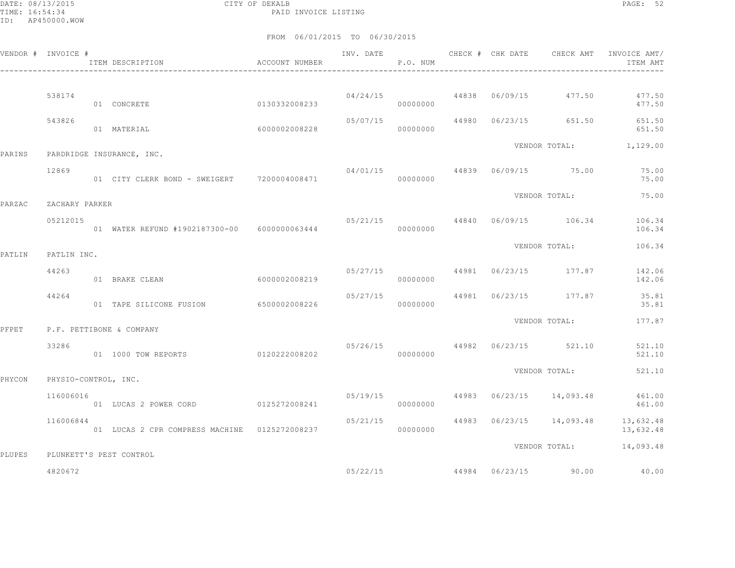CITY OF DEKALB

PAID INVOICE LISTING

FROM 06/01/2015 TO 06/30/2015

DATE: 08/13/2015
TIME: 16:54:34
ID: AP450000.WOW

| VENDOR # | INVOICE # | ITEM DESCRIPTION | ACCOUNT NUMBER | INV. DATE | P.O. NUM | CHECK # | CHK DATE | CHECK AMT | INVOICE AMT/ ITEM AMT |
|---|---|---|---|---|---|---|---|---|---|
| | 538174 | | | 04/24/15 | | 44838 | 06/09/15 | 477.50 | 477.50 |
| | | 01 CONCRETE | 0130332008233 | | 00000000 | | | | 477.50 |
| | 543826 | | | 05/07/15 | | 44980 | 06/23/15 | 651.50 | 651.50 |
| | | 01 MATERIAL | 6000002008228 | | 00000000 | | | | 651.50 |
| | | | | | | | | VENDOR TOTAL: | 1,129.00 |
| PARINS | PARDRIDGE INSURANCE, INC. | | | | | | | | |
| | 12869 | | | 04/01/15 | | 44839 | 06/09/15 | 75.00 | 75.00 |
| | | 01 CITY CLERK BOND - SWEIGERT | 7200004008471 | | 00000000 | | | | 75.00 |
| | | | | | | | | VENDOR TOTAL: | 75.00 |
| PARZAC | ZACHARY PARKER | | | | | | | | |
| | 05212015 | | | 05/21/15 | | 44840 | 06/09/15 | 106.34 | 106.34 |
| | | 01 WATER REFUND #1902187300-00 | 6000000063444 | | 00000000 | | | | 106.34 |
| | | | | | | | | VENDOR TOTAL: | 106.34 |
| PATLIN | PATLIN INC. | | | | | | | | |
| | 44263 | | | 05/27/15 | | 44981 | 06/23/15 | 177.87 | 142.06 |
| | | 01 BRAKE CLEAN | 6000002008219 | | 00000000 | | | | 142.06 |
| | 44264 | | | 05/27/15 | | 44981 | 06/23/15 | 177.87 | 35.81 |
| | | 01 TAPE SILICONE FUSION | 6500002008226 | | 00000000 | | | | 35.81 |
| | | | | | | | | VENDOR TOTAL: | 177.87 |
| PFPET | P.F. PETTIBONE & COMPANY | | | | | | | | |
| | 33286 | | | 05/26/15 | | 44982 | 06/23/15 | 521.10 | 521.10 |
| | | 01 1000 TOW REPORTS | 0120222008202 | | 00000000 | | | | 521.10 |
| | | | | | | | | VENDOR TOTAL: | 521.10 |
| PHYCON | PHYSIO-CONTROL, INC. | | | | | | | | |
| | 116006016 | | | 05/19/15 | | 44983 | 06/23/15 | 14,093.48 | 461.00 |
| | | 01 LUCAS 2 POWER CORD | 0125272008241 | | 00000000 | | | | 461.00 |
| | 116006844 | | | 05/21/15 | | 44983 | 06/23/15 | 14,093.48 | 13,632.48 |
| | | 01 LUCAS 2 CPR COMPRESS MACHINE | 0125272008237 | | 00000000 | | | | 13,632.48 |
| | | | | | | | | VENDOR TOTAL: | 14,093.48 |
| PLUPES | PLUNKETT'S PEST CONTROL | | | | | | | | |
| | 4820672 | | | 05/22/15 | | 44984 | 06/23/15 | 90.00 | 40.00 |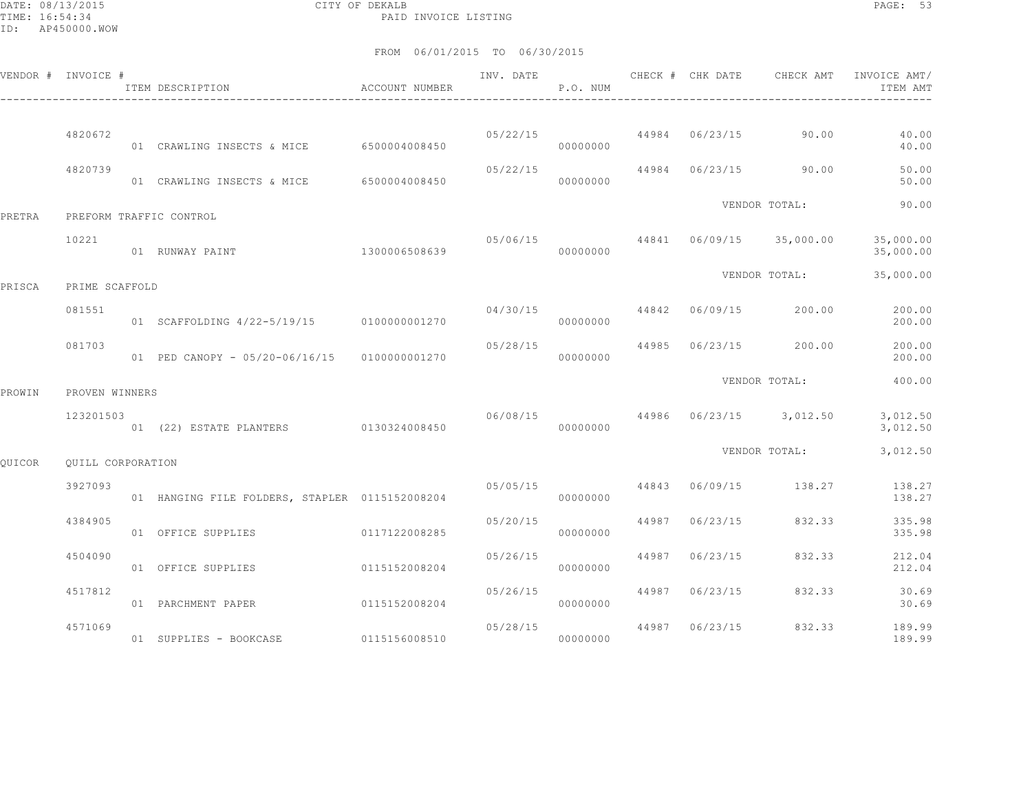CITY OF DEKALB

PAID INVOICE LISTING

DATE: 08/13/2015
TIME: 16:54:34
ID: AP450000.WOW

FROM 06/01/2015 TO 06/30/2015

| VENDOR # | INVOICE # | ITEM DESCRIPTION | ACCOUNT NUMBER | INV. DATE | P.O. NUM | CHECK # | CHK DATE | CHECK AMT | INVOICE AMT/ ITEM AMT |
|---|---|---|---|---|---|---|---|---|---|
| | 4820672 | | | 05/22/15 | | 44984 | 06/23/15 | 90.00 | 40.00 |
| | | 01 CRAWLING INSECTS & MICE | 6500004008450 | | 00000000 | | | | 40.00 |
| | 4820739 | | | 05/22/15 | | 44984 | 06/23/15 | 90.00 | 50.00 |
| | | 01 CRAWLING INSECTS & MICE | 6500004008450 | | 00000000 | | | | 50.00 |
| | | | | | | | | VENDOR TOTAL: | 90.00 |
| PRETRA | PREFORM TRAFFIC CONTROL | | | | | | | | |
| | 10221 | | | 05/06/15 | | 44841 | 06/09/15 | 35,000.00 | 35,000.00 |
| | | 01 RUNWAY PAINT | 1300006508639 | | 00000000 | | | | 35,000.00 |
| | | | | | | | | VENDOR TOTAL: | 35,000.00 |
| PRISCA | PRIME SCAFFOLD | | | | | | | | |
| | 081551 | | | 04/30/15 | | 44842 | 06/09/15 | 200.00 | 200.00 |
| | | 01 SCAFFOLDING 4/22-5/19/15 | 0100000001270 | | 00000000 | | | | 200.00 |
| | 081703 | | | 05/28/15 | | 44985 | 06/23/15 | 200.00 | 200.00 |
| | | 01 PED CANOPY - 05/20-06/16/15 | 0100000001270 | | 00000000 | | | | 200.00 |
| | | | | | | | | VENDOR TOTAL: | 400.00 |
| PROWIN | PROVEN WINNERS | | | | | | | | |
| | 123201503 | | | 06/08/15 | | 44986 | 06/23/15 | 3,012.50 | 3,012.50 |
| | | 01 (22) ESTATE PLANTERS | 0130324008450 | | 00000000 | | | | 3,012.50 |
| | | | | | | | | VENDOR TOTAL: | 3,012.50 |
| QUICOR | QUILL CORPORATION | | | | | | | | |
| | 3927093 | | | 05/05/15 | | 44843 | 06/09/15 | 138.27 | 138.27 |
| | | 01 HANGING FILE FOLDERS, STAPLER | 0115152008204 | | 00000000 | | | | 138.27 |
| | 4384905 | | | 05/20/15 | | 44987 | 06/23/15 | 832.33 | 335.98 |
| | | 01 OFFICE SUPPLIES | 0117122008285 | | 00000000 | | | | 335.98 |
| | 4504090 | | | 05/26/15 | | 44987 | 06/23/15 | 832.33 | 212.04 |
| | | 01 OFFICE SUPPLIES | 0115152008204 | | 00000000 | | | | 212.04 |
| | 4517812 | | | 05/26/15 | | 44987 | 06/23/15 | 832.33 | 30.69 |
| | | 01 PARCHMENT PAPER | 0115152008204 | | 00000000 | | | | 30.69 |
| | 4571069 | | | 05/28/15 | | 44987 | 06/23/15 | 832.33 | 189.99 |
| | | 01 SUPPLIES - BOOKCASE | 0115156008510 | | 00000000 | | | | 189.99 |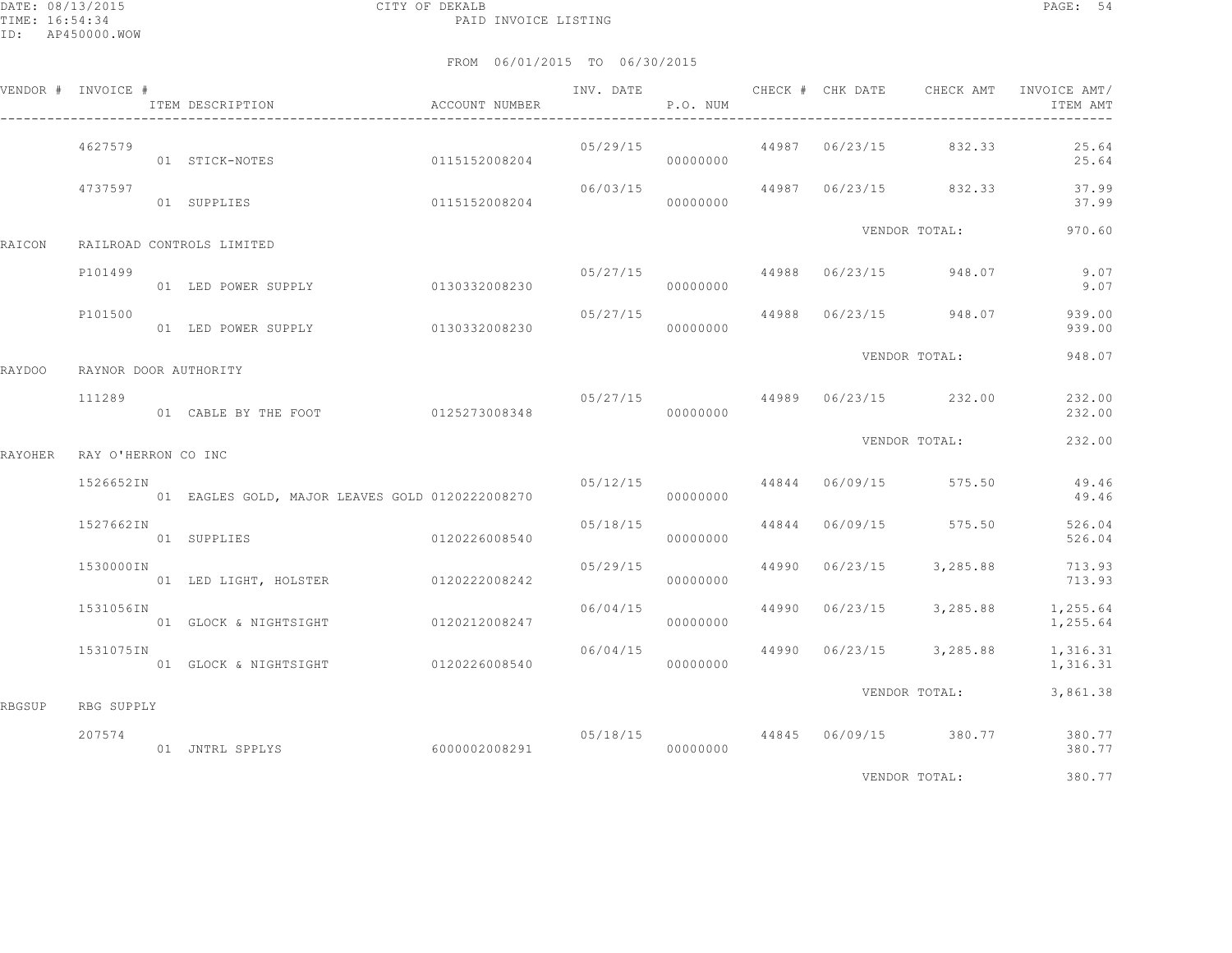DATE: 08/13/2015 CITY OF DEKALB
TIME: 16:54:34 PAID INVOICE LISTING
ID: AP450000.WOW

FROM 06/01/2015 TO 06/30/2015

| VENDOR # | INVOICE # | ITEM DESCRIPTION | ACCOUNT NUMBER | INV. DATE | P.O. NUM | CHECK # | CHK DATE | CHECK AMT | INVOICE AMT/ ITEM AMT |
|---|---|---|---|---|---|---|---|---|---|
| | 4627579 | | | 05/29/15 | | 44987 | 06/23/15 | 832.33 | 25.64 |
| | | 01 STICK-NOTES | 0115152008204 | | 00000000 | | | | 25.64 |
| | 4737597 | | | 06/03/15 | | 44987 | 06/23/15 | 832.33 | 37.99 |
| | | 01 SUPPLIES | 0115152008204 | | 00000000 | | | | 37.99 |
| | | | | | | | VENDOR TOTAL: | | 970.60 |
| RAICON | RAILROAD CONTROLS LIMITED | | | | | | | | |
| | P101499 | | | 05/27/15 | | 44988 | 06/23/15 | 948.07 | 9.07 |
| | | 01 LED POWER SUPPLY | 0130332008230 | | 00000000 | | | | 9.07 |
| | P101500 | | | 05/27/15 | | 44988 | 06/23/15 | 948.07 | 939.00 |
| | | 01 LED POWER SUPPLY | 0130332008230 | | 00000000 | | | | 939.00 |
| | | | | | | | VENDOR TOTAL: | | 948.07 |
| RAYDOO | RAYNOR DOOR AUTHORITY | | | | | | | | |
| | 111289 | | | 05/27/15 | | 44989 | 06/23/15 | 232.00 | 232.00 |
| | | 01 CABLE BY THE FOOT | 0125273008348 | | 00000000 | | | | 232.00 |
| | | | | | | | VENDOR TOTAL: | | 232.00 |
| RAYOHER | RAY O'HERRON CO INC | | | | | | | | |
| | 1526652IN | | | 05/12/15 | | 44844 | 06/09/15 | 575.50 | 49.46 |
| | | 01 EAGLES GOLD, MAJOR LEAVES GOLD | 0120222008270 | | 00000000 | | | | 49.46 |
| | 1527662IN | | | 05/18/15 | | 44844 | 06/09/15 | 575.50 | 526.04 |
| | | 01 SUPPLIES | 0120226008540 | | 00000000 | | | | 526.04 |
| | 1530000IN | | | 05/29/15 | | 44990 | 06/23/15 | 3,285.88 | 713.93 |
| | | 01 LED LIGHT, HOLSTER | 0120222008242 | | 00000000 | | | | 713.93 |
| | 1531056IN | | | 06/04/15 | | 44990 | 06/23/15 | 3,285.88 | 1,255.64 |
| | | 01 GLOCK & NIGHTSIGHT | 0120212008247 | | 00000000 | | | | 1,255.64 |
| | 1531075IN | | | 06/04/15 | | 44990 | 06/23/15 | 3,285.88 | 1,316.31 |
| | | 01 GLOCK & NIGHTSIGHT | 0120226008540 | | 00000000 | | | | 1,316.31 |
| | | | | | | | VENDOR TOTAL: | | 3,861.38 |
| RBGSUP | RBG SUPPLY | | | | | | | | |
| | 207574 | | | 05/18/15 | | 44845 | 06/09/15 | 380.77 | 380.77 |
| | | 01 JNTRL SPPLYS | 6000002008291 | | 00000000 | | | | 380.77 |
| | | | | | | | VENDOR TOTAL: | | 380.77 |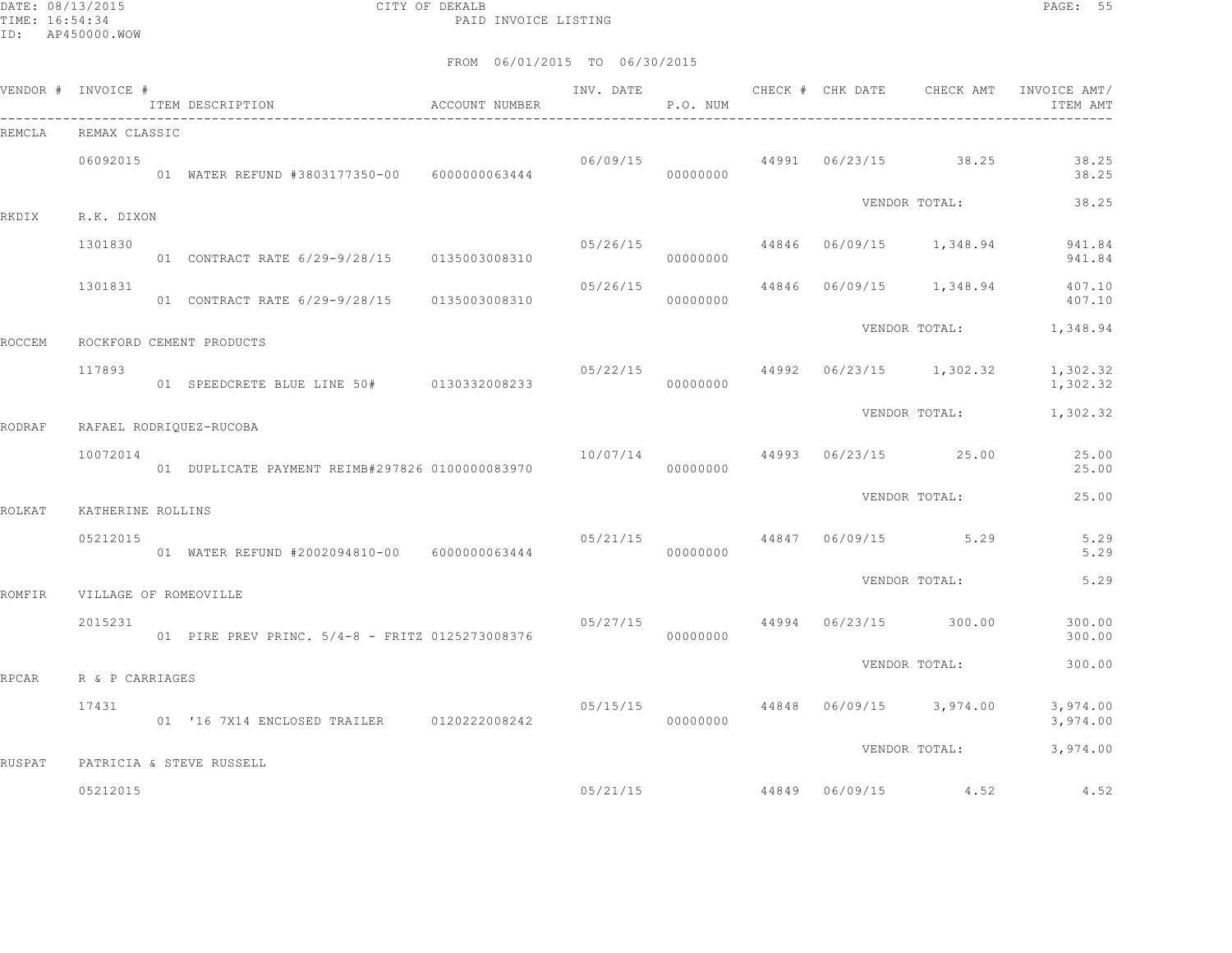CITY OF DEKALB
PAID INVOICE LISTING

DATE: 08/13/2015
TIME: 16:54:34
ID: AP450000.WOW

FROM 06/01/2015 TO 06/30/2015

| VENDOR # | INVOICE # / ITEM DESCRIPTION | ACCOUNT NUMBER | INV. DATE | P.O. NUM | CHECK # | CHK DATE | CHECK AMT | INVOICE AMT/ ITEM AMT |
|---|---|---|---|---|---|---|---|---|
| REMCLA | REMAX CLASSIC | | | | | | | |
| | 06092015 | | 06/09/15 | | 44991 | 06/23/15 | 38.25 | 38.25 |
| | 01 WATER REFUND #3803177350-00 | 6000000063444 | | 00000000 | | | | 38.25 |
| | | | | | | VENDOR TOTAL: | | 38.25 |
| RKDIX | R.K. DIXON | | | | | | | |
| | 1301830 | | 05/26/15 | | 44846 | 06/09/15 | 1,348.94 | 941.84 |
| | 01 CONTRACT RATE 6/29-9/28/15 | 0135003008310 | | 00000000 | | | | 941.84 |
| | 1301831 | | 05/26/15 | | 44846 | 06/09/15 | 1,348.94 | 407.10 |
| | 01 CONTRACT RATE 6/29-9/28/15 | 0135003008310 | | 00000000 | | | | 407.10 |
| | | | | | | VENDOR TOTAL: | | 1,348.94 |
| ROCCEM | ROCKFORD CEMENT PRODUCTS | | | | | | | |
| | 117893 | | 05/22/15 | | 44992 | 06/23/15 | 1,302.32 | 1,302.32 |
| | 01 SPEEDCRETE BLUE LINE 50# | 0130332008233 | | 00000000 | | | | 1,302.32 |
| | | | | | | VENDOR TOTAL: | | 1,302.32 |
| RODRAF | RAFAEL RODRIQUEZ-RUCOBA | | | | | | | |
| | 10072014 | | 10/07/14 | | 44993 | 06/23/15 | 25.00 | 25.00 |
| | 01 DUPLICATE PAYMENT REIMB#297826 | 0100000083970 | | 00000000 | | | | 25.00 |
| | | | | | | VENDOR TOTAL: | | 25.00 |
| ROLKAT | KATHERINE ROLLINS | | | | | | | |
| | 05212015 | | 05/21/15 | | 44847 | 06/09/15 | 5.29 | 5.29 |
| | 01 WATER REFUND #2002094810-00 | 6000000063444 | | 00000000 | | | | 5.29 |
| | | | | | | VENDOR TOTAL: | | 5.29 |
| ROMFIR | VILLAGE OF ROMEOVILLE | | | | | | | |
| | 2015231 | | 05/27/15 | | 44994 | 06/23/15 | 300.00 | 300.00 |
| | 01 PIRE PREV PRINC. 5/4-8 - FRITZ | 0125273008376 | | 00000000 | | | | 300.00 |
| | | | | | | VENDOR TOTAL: | | 300.00 |
| RPCAR | R & P CARRIAGES | | | | | | | |
| | 17431 | | 05/15/15 | | 44848 | 06/09/15 | 3,974.00 | 3,974.00 |
| | 01 '16 7X14 ENCLOSED TRAILER | 0120222008242 | | 00000000 | | | | 3,974.00 |
| | | | | | | VENDOR TOTAL: | | 3,974.00 |
| RUSPAT | PATRICIA & STEVE RUSSELL | | | | | | | |
| | 05212015 | | 05/21/15 | | 44849 | 06/09/15 | 4.52 | 4.52 |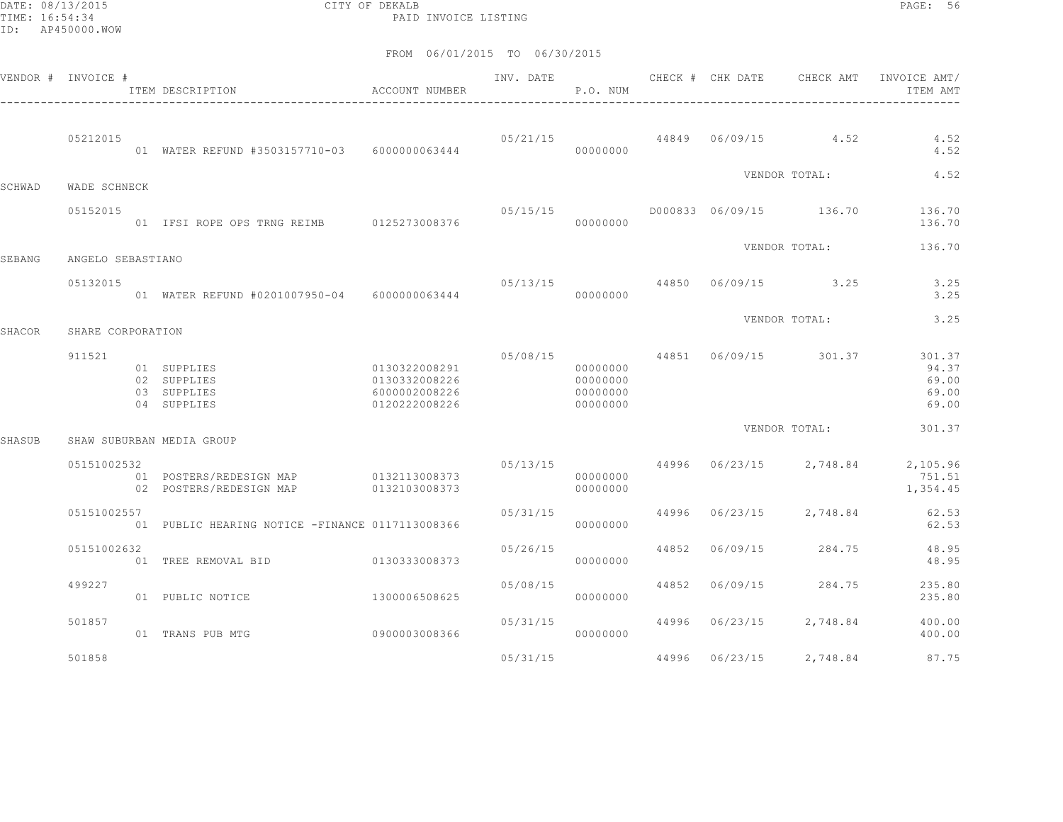FROM 06/01/2015 TO 06/30/2015

| VENDOR # | INVOICE # | ITEM DESCRIPTION | ACCOUNT NUMBER | INV. DATE | P.O. NUM | CHECK # | CHK DATE | CHECK AMT | INVOICE AMT/ ITEM AMT |
|---|---|---|---|---|---|---|---|---|---|
| | 05212015 | | | 05/21/15 | | 44849 | 06/09/15 | 4.52 | 4.52 |
| | | 01 WATER REFUND #3503157710-03 | 6000000063444 | | 00000000 | | | | 4.52 |
| | | | | | | | | VENDOR TOTAL: | 4.52 |
| SCHWAD | WADE SCHNECK | | | | | | | | |
| | 05152015 | | | 05/15/15 | | D000833 | 06/09/15 | 136.70 | 136.70 |
| | | 01 IFSI ROPE OPS TRNG REIMB | 0125273008376 | | 00000000 | | | | 136.70 |
| | | | | | | | | VENDOR TOTAL: | 136.70 |
| SEBANG | ANGELO SEBASTIANO | | | | | | | | |
| | 05132015 | | | 05/13/15 | | 44850 | 06/09/15 | 3.25 | 3.25 |
| | | 01 WATER REFUND #0201007950-04 | 6000000063444 | | 00000000 | | | | 3.25 |
| | | | | | | | | VENDOR TOTAL: | 3.25 |
| SHACOR | SHARE CORPORATION | | | | | | | | |
| | 911521 | | | 05/08/15 | | 44851 | 06/09/15 | 301.37 | 301.37 |
| | | 01 SUPPLIES | 0130322008291 | | 00000000 | | | | 94.37 |
| | | 02 SUPPLIES | 0130332008226 | | 00000000 | | | | 69.00 |
| | | 03 SUPPLIES | 6000002008226 | | 00000000 | | | | 69.00 |
| | | 04 SUPPLIES | 0120222008226 | | 00000000 | | | | 69.00 |
| | | | | | | | | VENDOR TOTAL: | 301.37 |
| SHASUB | SHAW SUBURBAN MEDIA GROUP | | | | | | | | |
| | 05151002532 | | | 05/13/15 | | 44996 | 06/23/15 | 2,748.84 | 2,105.96 |
| | | 01 POSTERS/REDESIGN MAP | 0132113008373 | | 00000000 | | | | 751.51 |
| | | 02 POSTERS/REDESIGN MAP | 0132103008373 | | 00000000 | | | | 1,354.45 |
| | 05151002557 | | | 05/31/15 | | 44996 | 06/23/15 | 2,748.84 | 62.53 |
| | | 01 PUBLIC HEARING NOTICE -FINANCE | 0117113008366 | | 00000000 | | | | 62.53 |
| | 05151002632 | | | 05/26/15 | | 44852 | 06/09/15 | 284.75 | 48.95 |
| | | 01 TREE REMOVAL BID | 0130333008373 | | 00000000 | | | | 48.95 |
| | 499227 | | | 05/08/15 | | 44852 | 06/09/15 | 284.75 | 235.80 |
| | | 01 PUBLIC NOTICE | 1300006508625 | | 00000000 | | | | 235.80 |
| | 501857 | | | 05/31/15 | | 44996 | 06/23/15 | 2,748.84 | 400.00 |
| | | 01 TRANS PUB MTG | 0900003008366 | | 00000000 | | | | 400.00 |
| | 501858 | | | 05/31/15 | | 44996 | 06/23/15 | 2,748.84 | 87.75 |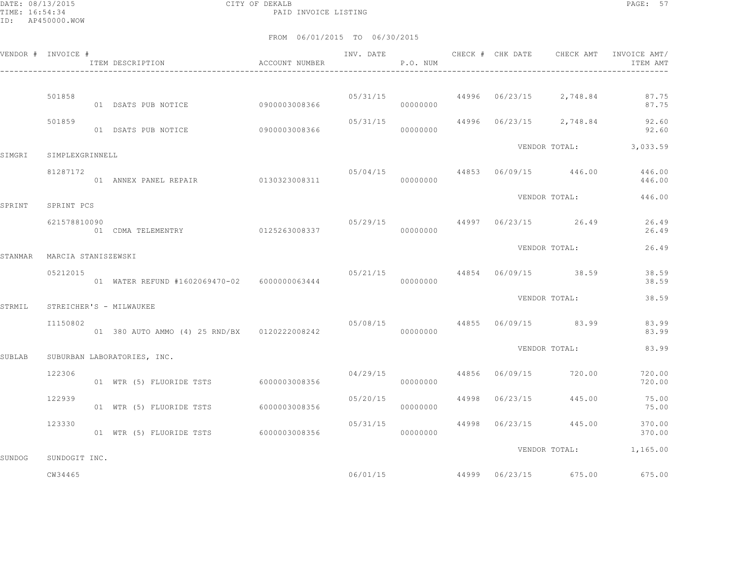CITY OF DEKALB
PAID INVOICE LISTING

DATE: 08/13/2015
TIME: 16:54:34
ID: AP450000.WOW

FROM 06/01/2015 TO 06/30/2015

| VENDOR # | INVOICE # | ITEM DESCRIPTION | ACCOUNT NUMBER | INV. DATE | P.O. NUM | CHECK # | CHK DATE | CHECK AMT | INVOICE AMT/ ITEM AMT |
|---|---|---|---|---|---|---|---|---|---|
| | 501858 | | | 05/31/15 | | 44996 | 06/23/15 | 2,748.84 | 87.75 |
| | | 01 DSATS PUB NOTICE | 0900003008366 | | 00000000 | | | | 87.75 |
| | 501859 | | | 05/31/15 | | 44996 | 06/23/15 | 2,748.84 | 92.60 |
| | | 01 DSATS PUB NOTICE | 0900003008366 | | 00000000 | | | | 92.60 |
| | | | | | | | VENDOR TOTAL: | | 3,033.59 |
| SIMGRI | SIMPLEXGRINNELL | | | | | | | | |
| | 81287172 | | | 05/04/15 | | 44853 | 06/09/15 | 446.00 | 446.00 |
| | | 01 ANNEX PANEL REPAIR | 0130323008311 | | 00000000 | | | | 446.00 |
| | | | | | | | VENDOR TOTAL: | | 446.00 |
| SPRINT | SPRINT PCS | | | | | | | | |
| | 621578810090 | | | 05/29/15 | | 44997 | 06/23/15 | 26.49 | 26.49 |
| | | 01 CDMA TELEMENTRY | 0125263008337 | | 00000000 | | | | 26.49 |
| | | | | | | | VENDOR TOTAL: | | 26.49 |
| STANMAR | MARCIA STANISZEWSKI | | | | | | | | |
| | 05212015 | | | 05/21/15 | | 44854 | 06/09/15 | 38.59 | 38.59 |
| | | 01 WATER REFUND #1602069470-02 | 6000000063444 | | 00000000 | | | | 38.59 |
| | | | | | | | VENDOR TOTAL: | | 38.59 |
| STRMIL | STREICHER'S - MILWAUKEE | | | | | | | | |
| | I1150802 | | | 05/08/15 | | 44855 | 06/09/15 | 83.99 | 83.99 |
| | | 01 380 AUTO AMMO (4) 25 RND/BX | 0120222008242 | | 00000000 | | | | 83.99 |
| | | | | | | | VENDOR TOTAL: | | 83.99 |
| SUBLAB | SUBURBAN LABORATORIES, INC. | | | | | | | | |
| | 122306 | | | 04/29/15 | | 44856 | 06/09/15 | 720.00 | 720.00 |
| | | 01 WTR (5) FLUORIDE TSTS | 6000003008356 | | 00000000 | | | | 720.00 |
| | 122939 | | | 05/20/15 | | 44998 | 06/23/15 | 445.00 | 75.00 |
| | | 01 WTR (5) FLUORIDE TSTS | 6000003008356 | | 00000000 | | | | 75.00 |
| | 123330 | | | 05/31/15 | | 44998 | 06/23/15 | 445.00 | 370.00 |
| | | 01 WTR (5) FLUORIDE TSTS | 6000003008356 | | 00000000 | | | | 370.00 |
| | | | | | | | VENDOR TOTAL: | | 1,165.00 |
| SUNDOG | SUNDOGIT INC. | | | | | | | | |
| | CW34465 | | | 06/01/15 | | 44999 | 06/23/15 | 675.00 | 675.00 |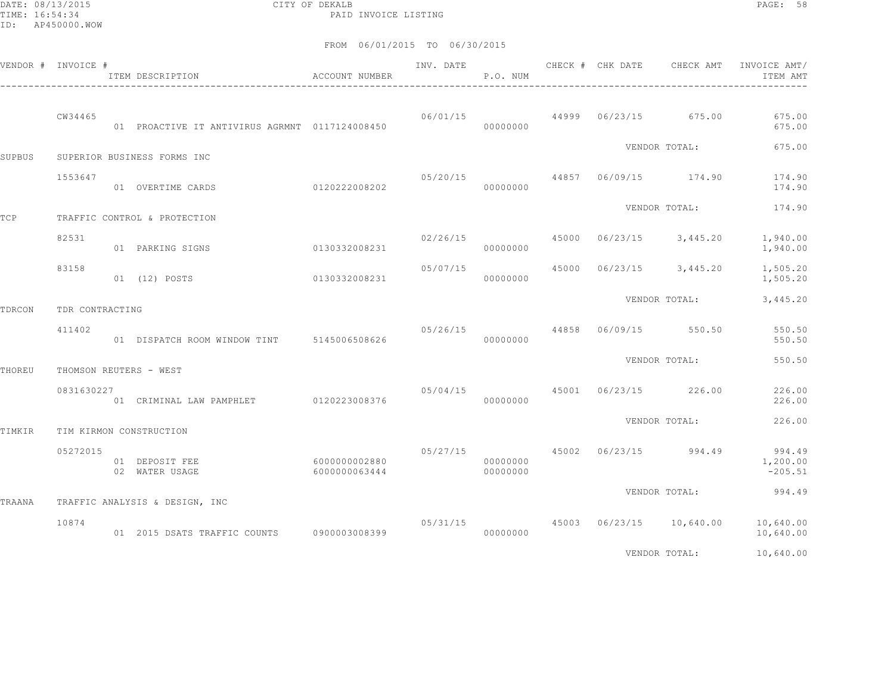CITY OF DEKALB
PAID INVOICE LISTING

FROM 06/01/2015 TO 06/30/2015

| VENDOR # | INVOICE # | ITEM DESCRIPTION | ACCOUNT NUMBER | INV. DATE | P.O. NUM | CHECK # | CHK DATE | CHECK AMT | INVOICE AMT/ ITEM AMT |
|---|---|---|---|---|---|---|---|---|---|
| | CW34465 | | | 06/01/15 | | 44999 | 06/23/15 | 675.00 | 675.00 |
| | | 01 PROACTIVE IT ANTIVIRUS AGRMNT | 0117124008450 | | 00000000 | | | | 675.00 |
| | | | | | | | VENDOR TOTAL: | | 675.00 |
| SUPBUS | SUPERIOR BUSINESS FORMS INC | | | | | | | | |
| | 1553647 | | | 05/20/15 | | 44857 | 06/09/15 | 174.90 | 174.90 |
| | | 01 OVERTIME CARDS | 0120222008202 | | 00000000 | | | | 174.90 |
| | | | | | | | VENDOR TOTAL: | | 174.90 |
| TCP | TRAFFIC CONTROL & PROTECTION | | | | | | | | |
| | 82531 | | | 02/26/15 | | 45000 | 06/23/15 | 3,445.20 | 1,940.00 |
| | | 01 PARKING SIGNS | 0130332008231 | | 00000000 | | | | 1,940.00 |
| | 83158 | | | 05/07/15 | | 45000 | 06/23/15 | 3,445.20 | 1,505.20 |
| | | 01 (12) POSTS | 0130332008231 | | 00000000 | | | | 1,505.20 |
| | | | | | | | VENDOR TOTAL: | | 3,445.20 |
| TDRCON | TDR CONTRACTING | | | | | | | | |
| | 411402 | | | 05/26/15 | | 44858 | 06/09/15 | 550.50 | 550.50 |
| | | 01 DISPATCH ROOM WINDOW TINT | 5145006508626 | | 00000000 | | | | 550.50 |
| | | | | | | | VENDOR TOTAL: | | 550.50 |
| THOREU | THOMSON REUTERS - WEST | | | | | | | | |
| | 0831630227 | | | 05/04/15 | | 45001 | 06/23/15 | 226.00 | 226.00 |
| | | 01 CRIMINAL LAW PAMPHLET | 0120223008376 | | 00000000 | | | | 226.00 |
| | | | | | | | VENDOR TOTAL: | | 226.00 |
| TIMKIR | TIM KIRMON CONSTRUCTION | | | | | | | | |
| | 05272015 | | | 05/27/15 | | 45002 | 06/23/15 | 994.49 | 994.49 |
| | | 01 DEPOSIT FEE | 6000000002880 | | 00000000 | | | | 1,200.00 |
| | | 02 WATER USAGE | 6000000063444 | | 00000000 | | | | -205.51 |
| | | | | | | | VENDOR TOTAL: | | 994.49 |
| TRAANA | TRAFFIC ANALYSIS & DESIGN, INC | | | | | | | | |
| | 10874 | | | 05/31/15 | | 45003 | 06/23/15 | 10,640.00 | 10,640.00 |
| | | 01 2015 DSATS TRAFFIC COUNTS | 0900003008399 | | 00000000 | | | | 10,640.00 |
| | | | | | | | VENDOR TOTAL: | | 10,640.00 |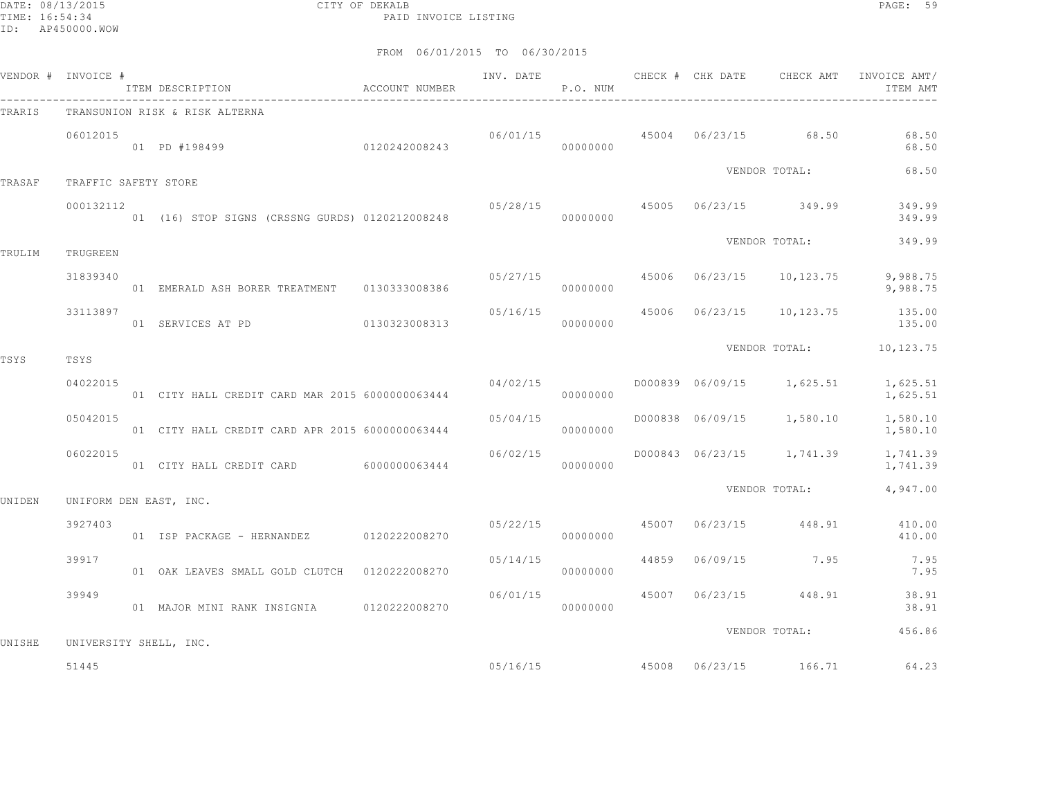DATE: 08/13/2015
TIME: 16:54:34
ID: AP450000.WOW

CITY OF DEKALB
PAID INVOICE LISTING

FROM 06/01/2015 TO 06/30/2015

| VENDOR # | INVOICE # | ITEM DESCRIPTION | ACCOUNT NUMBER | INV. DATE | P.O. NUM | CHECK # | CHK DATE | CHECK AMT | INVOICE AMT/ ITEM AMT |
|---|---|---|---|---|---|---|---|---|---|
| TRARIS | TRANSUNION RISK & RISK ALTERNA | | | | | | | | |
| | 06012015 | | | 06/01/15 | | 45004 | 06/23/15 | 68.50 | 68.50 |
| | | 01 PD #198499 | 0120242008243 | | 00000000 | | | | 68.50 |
| | | | | | | | | VENDOR TOTAL: | 68.50 |
| TRASAF | TRAFFIC SAFETY STORE | | | | | | | | |
| | 000132112 | | | 05/28/15 | | 45005 | 06/23/15 | 349.99 | 349.99 |
| | | 01 (16) STOP SIGNS (CRSSNG GURDS) | 0120212008248 | | 00000000 | | | | 349.99 |
| | | | | | | | | VENDOR TOTAL: | 349.99 |
| TRULIM | TRUGREEN | | | | | | | | |
| | 31839340 | | | 05/27/15 | | 45006 | 06/23/15 | 10,123.75 | 9,988.75 |
| | | 01 EMERALD ASH BORER TREATMENT | 0130333008386 | | 00000000 | | | | 9,988.75 |
| | 33113897 | | | 05/16/15 | | 45006 | 06/23/15 | 10,123.75 | 135.00 |
| | | 01 SERVICES AT PD | 0130323008313 | | 00000000 | | | | 135.00 |
| | | | | | | | | VENDOR TOTAL: | 10,123.75 |
| TSYS | TSYS | | | | | | | | |
| | 04022015 | | | 04/02/15 | | D000839 | 06/09/15 | 1,625.51 | 1,625.51 |
| | | 01 CITY HALL CREDIT CARD MAR 2015 | 6000000063444 | | 00000000 | | | | 1,625.51 |
| | 05042015 | | | 05/04/15 | | D000838 | 06/09/15 | 1,580.10 | 1,580.10 |
| | | 01 CITY HALL CREDIT CARD APR 2015 | 6000000063444 | | 00000000 | | | | 1,580.10 |
| | 06022015 | | | 06/02/15 | | D000843 | 06/23/15 | 1,741.39 | 1,741.39 |
| | | 01 CITY HALL CREDIT CARD | 6000000063444 | | 00000000 | | | | 1,741.39 |
| | | | | | | | | VENDOR TOTAL: | 4,947.00 |
| UNIDEN | UNIFORM DEN EAST, INC. | | | | | | | | |
| | 3927403 | | | 05/22/15 | | 45007 | 06/23/15 | 448.91 | 410.00 |
| | | 01 ISP PACKAGE - HERNANDEZ | 0120222008270 | | 00000000 | | | | 410.00 |
| | 39917 | | | 05/14/15 | | 44859 | 06/09/15 | 7.95 | 7.95 |
| | | 01 OAK LEAVES SMALL GOLD CLUTCH | 0120222008270 | | 00000000 | | | | 7.95 |
| | 39949 | | | 06/01/15 | | 45007 | 06/23/15 | 448.91 | 38.91 |
| | | 01 MAJOR MINI RANK INSIGNIA | 0120222008270 | | 00000000 | | | | 38.91 |
| | | | | | | | | VENDOR TOTAL: | 456.86 |
| UNISHE | UNIVERSITY SHELL, INC. | | | | | | | | |
| | 51445 | | | 05/16/15 | | 45008 | 06/23/15 | 166.71 | 64.23 |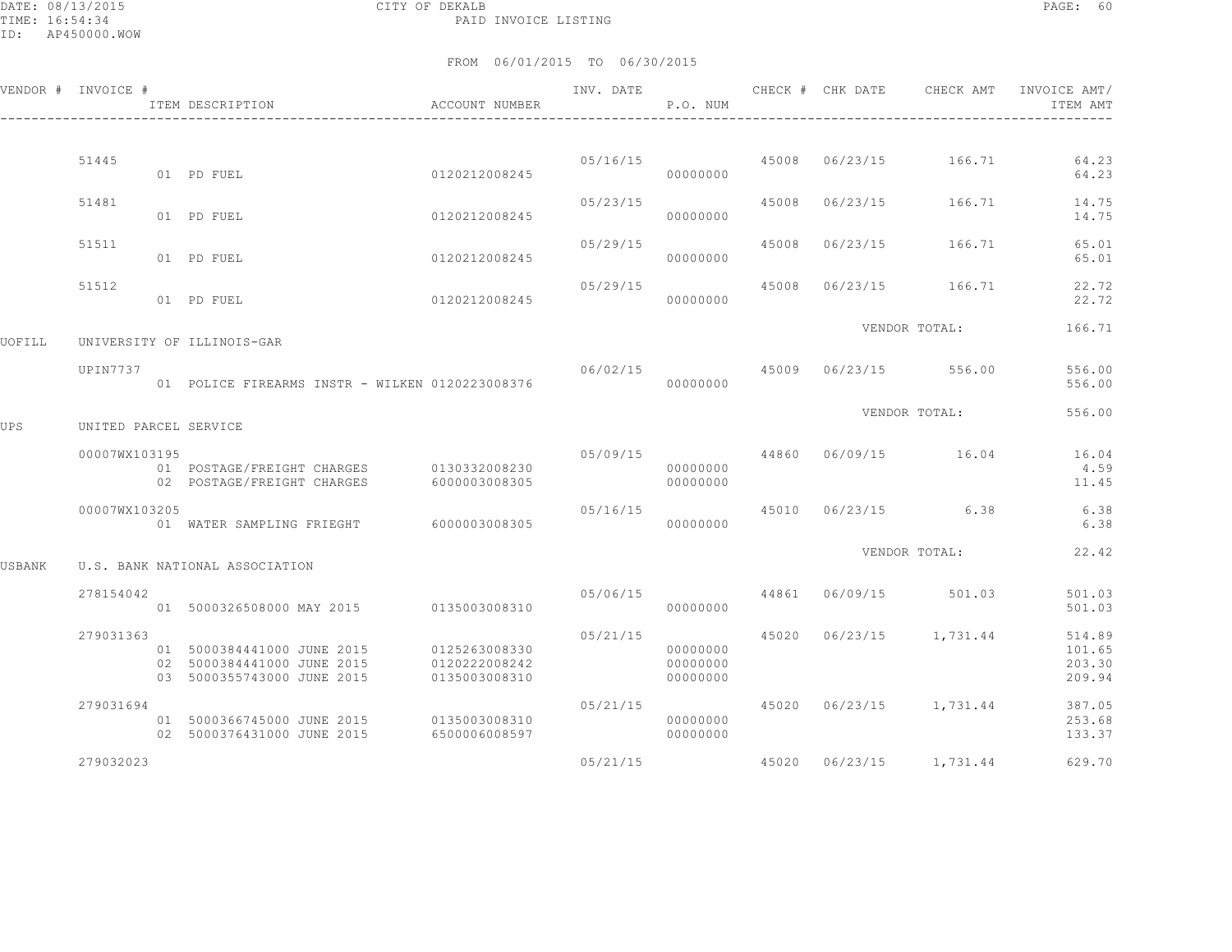FROM 06/01/2015 TO 06/30/2015

| VENDOR # | INVOICE # | ITEM DESCRIPTION | ACCOUNT NUMBER | INV. DATE | P.O. NUM | CHECK # | CHK DATE | CHECK AMT | INVOICE AMT/ ITEM AMT |
|---|---|---|---|---|---|---|---|---|---|
| | 51445 | | | 05/16/15 | | 45008 | 06/23/15 | 166.71 | 64.23 |
| | | 01 PD FUEL | 0120212008245 | | 00000000 | | | | 64.23 |
| | 51481 | | | 05/23/15 | | 45008 | 06/23/15 | 166.71 | 14.75 |
| | | 01 PD FUEL | 0120212008245 | | 00000000 | | | | 14.75 |
| | 51511 | | | 05/29/15 | | 45008 | 06/23/15 | 166.71 | 65.01 |
| | | 01 PD FUEL | 0120212008245 | | 00000000 | | | | 65.01 |
| | 51512 | | | 05/29/15 | | 45008 | 06/23/15 | 166.71 | 22.72 |
| | | 01 PD FUEL | 0120212008245 | | 00000000 | | | | 22.72 |
| | | | | | | | VENDOR TOTAL: | | 166.71 |
| UOFILL | UNIVERSITY OF ILLINOIS-GAR | | | | | | | | |
| | UPIN7737 | | | 06/02/15 | | 45009 | 06/23/15 | 556.00 | 556.00 |
| | | 01 POLICE FIREARMS INSTR - WILKEN | 0120223008376 | | 00000000 | | | | 556.00 |
| | | | | | | | VENDOR TOTAL: | | 556.00 |
| UPS | UNITED PARCEL SERVICE | | | | | | | | |
| | 00007WX103195 | | | 05/09/15 | | 44860 | 06/09/15 | 16.04 | 16.04 |
| | | 01 POSTAGE/FREIGHT CHARGES | 0130332008230 | | 00000000 | | | | 4.59 |
| | | 02 POSTAGE/FREIGHT CHARGES | 6000003008305 | | 00000000 | | | | 11.45 |
| | 00007WX103205 | | | 05/16/15 | | 45010 | 06/23/15 | 6.38 | 6.38 |
| | | 01 WATER SAMPLING FRIEGHT | 6000003008305 | | 00000000 | | | | 6.38 |
| | | | | | | | VENDOR TOTAL: | | 22.42 |
| USBANK | U.S. BANK NATIONAL ASSOCIATION | | | | | | | | |
| | 278154042 | | | 05/06/15 | | 44861 | 06/09/15 | 501.03 | 501.03 |
| | | 01 5000326508000 MAY 2015 | 0135003008310 | | 00000000 | | | | 501.03 |
| | 279031363 | | | 05/21/15 | | 45020 | 06/23/15 | 1,731.44 | 514.89 |
| | | 01 5000384441000 JUNE 2015 | 0125263008330 | | 00000000 | | | | 101.65 |
| | | 02 5000384441000 JUNE 2015 | 0120222008242 | | 00000000 | | | | 203.30 |
| | | 03 5000355743000 JUNE 2015 | 0135003008310 | | 00000000 | | | | 209.94 |
| | 279031694 | | | 05/21/15 | | 45020 | 06/23/15 | 1,731.44 | 387.05 |
| | | 01 5000366745000 JUNE 2015 | 0135003008310 | | 00000000 | | | | 253.68 |
| | | 02 5000376431000 JUNE 2015 | 6500006008597 | | 00000000 | | | | 133.37 |
| | 279032023 | | | 05/21/15 | | 45020 | 06/23/15 | 1,731.44 | 629.70 |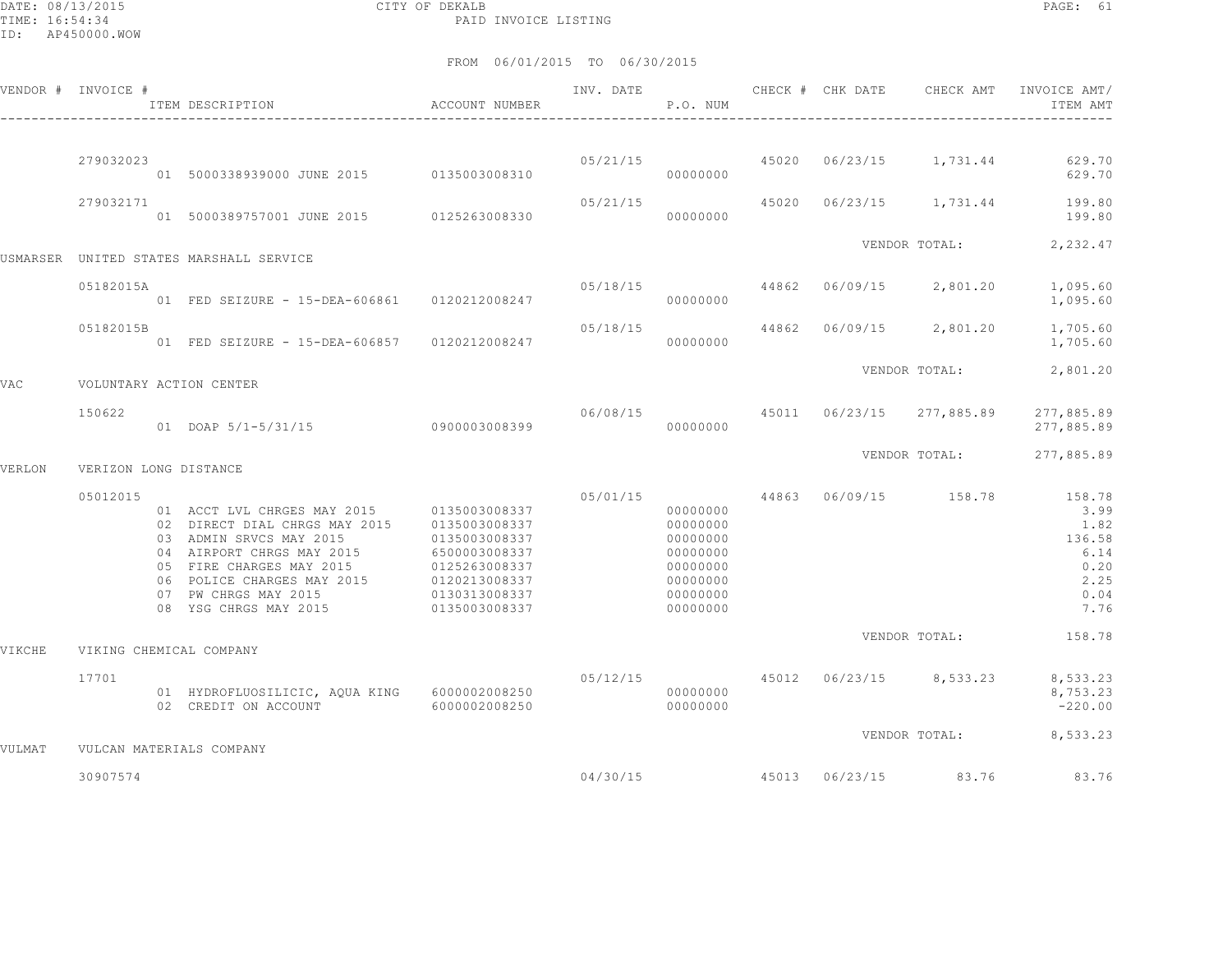CITY OF DEKALB
PAID INVOICE LISTING

FROM 06/01/2015 TO 06/30/2015

| VENDOR # | INVOICE # | ITEM DESCRIPTION | ACCOUNT NUMBER | INV. DATE | P.O. NUM | CHECK # | CHK DATE | CHECK AMT | INVOICE AMT/ ITEM AMT |
|---|---|---|---|---|---|---|---|---|---|
| | 279032023 | | | 05/21/15 | | 45020 | 06/23/15 | 1,731.44 | 629.70 |
| | | 01 5000338939000 JUNE 2015 | 0135003008310 | | 00000000 | | | | 629.70 |
| | 279032171 | | | 05/21/15 | | 45020 | 06/23/15 | 1,731.44 | 199.80 |
| | | 01 5000389757001 JUNE 2015 | 0125263008330 | | 00000000 | | | | 199.80 |
| | | | | | | | | VENDOR TOTAL: | 2,232.47 |
| USMARSER | UNITED STATES MARSHALL SERVICE | | | | | | | | |
| | 05182015A | | | 05/18/15 | | 44862 | 06/09/15 | 2,801.20 | 1,095.60 |
| | | 01 FED SEIZURE - 15-DEA-606861 | 0120212008247 | | 00000000 | | | | 1,095.60 |
| | 05182015B | | | 05/18/15 | | 44862 | 06/09/15 | 2,801.20 | 1,705.60 |
| | | 01 FED SEIZURE - 15-DEA-606857 | 0120212008247 | | 00000000 | | | | 1,705.60 |
| | | | | | | | | VENDOR TOTAL: | 2,801.20 |
| VAC | VOLUNTARY ACTION CENTER | | | | | | | | |
| | 150622 | | | 06/08/15 | | 45011 | 06/23/15 | 277,885.89 | 277,885.89 |
| | | 01 DOAP 5/1-5/31/15 | 0900003008399 | | 00000000 | | | | 277,885.89 |
| | | | | | | | | VENDOR TOTAL: | 277,885.89 |
| VERLON | VERIZON LONG DISTANCE | | | | | | | | |
| | 05012015 | | | 05/01/15 | | 44863 | 06/09/15 | 158.78 | 158.78 |
| | | 01 ACCT LVL CHRGES MAY 2015 | 0135003008337 | | 00000000 | | | | 3.99 |
| | | 02 DIRECT DIAL CHRGS MAY 2015 | 0135003008337 | | 00000000 | | | | 1.82 |
| | | 03 ADMIN SRVCS MAY 2015 | 0135003008337 | | 00000000 | | | | 136.58 |
| | | 04 AIRPORT CHRGS MAY 2015 | 6500003008337 | | 00000000 | | | | 6.14 |
| | | 05 FIRE CHARGES MAY 2015 | 0125263008337 | | 00000000 | | | | 0.20 |
| | | 06 POLICE CHARGES MAY 2015 | 0120213008337 | | 00000000 | | | | 2.25 |
| | | 07 PW CHRGS MAY 2015 | 0130313008337 | | 00000000 | | | | 0.04 |
| | | 08 YSG CHRGS MAY 2015 | 0135003008337 | | 00000000 | | | | 7.76 |
| | | | | | | | | VENDOR TOTAL: | 158.78 |
| VIKCHE | VIKING CHEMICAL COMPANY | | | | | | | | |
| | 17701 | | | 05/12/15 | | 45012 | 06/23/15 | 8,533.23 | 8,533.23 |
| | | 01 HYDROFLUOSILICIC, AQUA KING | 6000002008250 | | 00000000 | | | | 8,753.23 |
| | | 02 CREDIT ON ACCOUNT | 6000002008250 | | 00000000 | | | | -220.00 |
| | | | | | | | | VENDOR TOTAL: | 8,533.23 |
| VULMAT | VULCAN MATERIALS COMPANY | | | | | | | | |
| | 30907574 | | | 04/30/15 | | 45013 | 06/23/15 | 83.76 | 83.76 |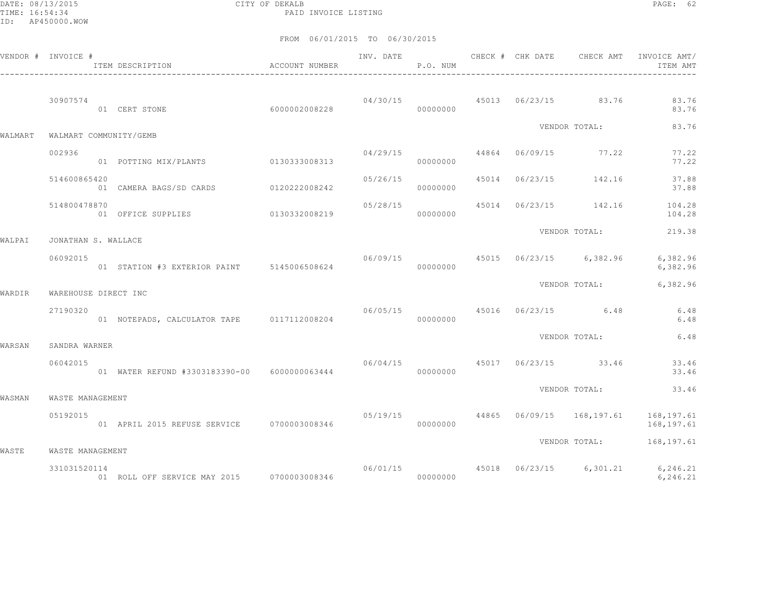FROM 06/01/2015 TO 06/30/2015

| VENDOR # | INVOICE # / ITEM DESCRIPTION | ACCOUNT NUMBER | INV. DATE | P.O. NUM | CHECK # | CHK DATE | CHECK AMT | INVOICE AMT/ ITEM AMT |
|---|---|---|---|---|---|---|---|---|
| | 30907574 | | 04/30/15 | | 45013 | 06/23/15 | 83.76 | 83.76 |
| | 01 CERT STONE | 6000002008228 | | 00000000 | | | | 83.76 |
| | | | | | | VENDOR TOTAL: | | 83.76 |
| WALMART | WALMART COMMUNITY/GEMB | | | | | | | |
| | 002936 | | 04/29/15 | | 44864 | 06/09/15 | 77.22 | 77.22 |
| | 01 POTTING MIX/PLANTS | 0130333008313 | | 00000000 | | | | 77.22 |
| | 514600865420 | | 05/26/15 | | 45014 | 06/23/15 | 142.16 | 37.88 |
| | 01 CAMERA BAGS/SD CARDS | 0120222008242 | | 00000000 | | | | 37.88 |
| | 514800478870 | | 05/28/15 | | 45014 | 06/23/15 | 142.16 | 104.28 |
| | 01 OFFICE SUPPLIES | 0130332008219 | | 00000000 | | | | 104.28 |
| | | | | | | VENDOR TOTAL: | | 219.38 |
| WALPAI | JONATHAN S. WALLACE | | | | | | | |
| | 06092015 | | 06/09/15 | | 45015 | 06/23/15 | 6,382.96 | 6,382.96 |
| | 01 STATION #3 EXTERIOR PAINT | 5145006508624 | | 00000000 | | | | 6,382.96 |
| | | | | | | VENDOR TOTAL: | | 6,382.96 |
| WARDIR | WAREHOUSE DIRECT INC | | | | | | | |
| | 27190320 | | 06/05/15 | | 45016 | 06/23/15 | 6.48 | 6.48 |
| | 01 NOTEPADS, CALCULATOR TAPE | 0117112008204 | | 00000000 | | | | 6.48 |
| | | | | | | VENDOR TOTAL: | | 6.48 |
| WARSAN | SANDRA WARNER | | | | | | | |
| | 06042015 | | 06/04/15 | | 45017 | 06/23/15 | 33.46 | 33.46 |
| | 01 WATER REFUND #3303183390-00 | 6000000063444 | | 00000000 | | | | 33.46 |
| | | | | | | VENDOR TOTAL: | | 33.46 |
| WASMAN | WASTE MANAGEMENT | | | | | | | |
| | 05192015 | | 05/19/15 | | 44865 | 06/09/15 | 168,197.61 | 168,197.61 |
| | 01 APRIL 2015 REFUSE SERVICE | 0700003008346 | | 00000000 | | | | 168,197.61 |
| | | | | | | VENDOR TOTAL: | | 168,197.61 |
| WASTE | WASTE MANAGEMENT | | | | | | | |
| | 331031520114 | | 06/01/15 | | 45018 | 06/23/15 | 6,301.21 | 6,246.21 |
| | 01 ROLL OFF SERVICE MAY 2015 | 0700003008346 | | 00000000 | | | | 6,246.21 |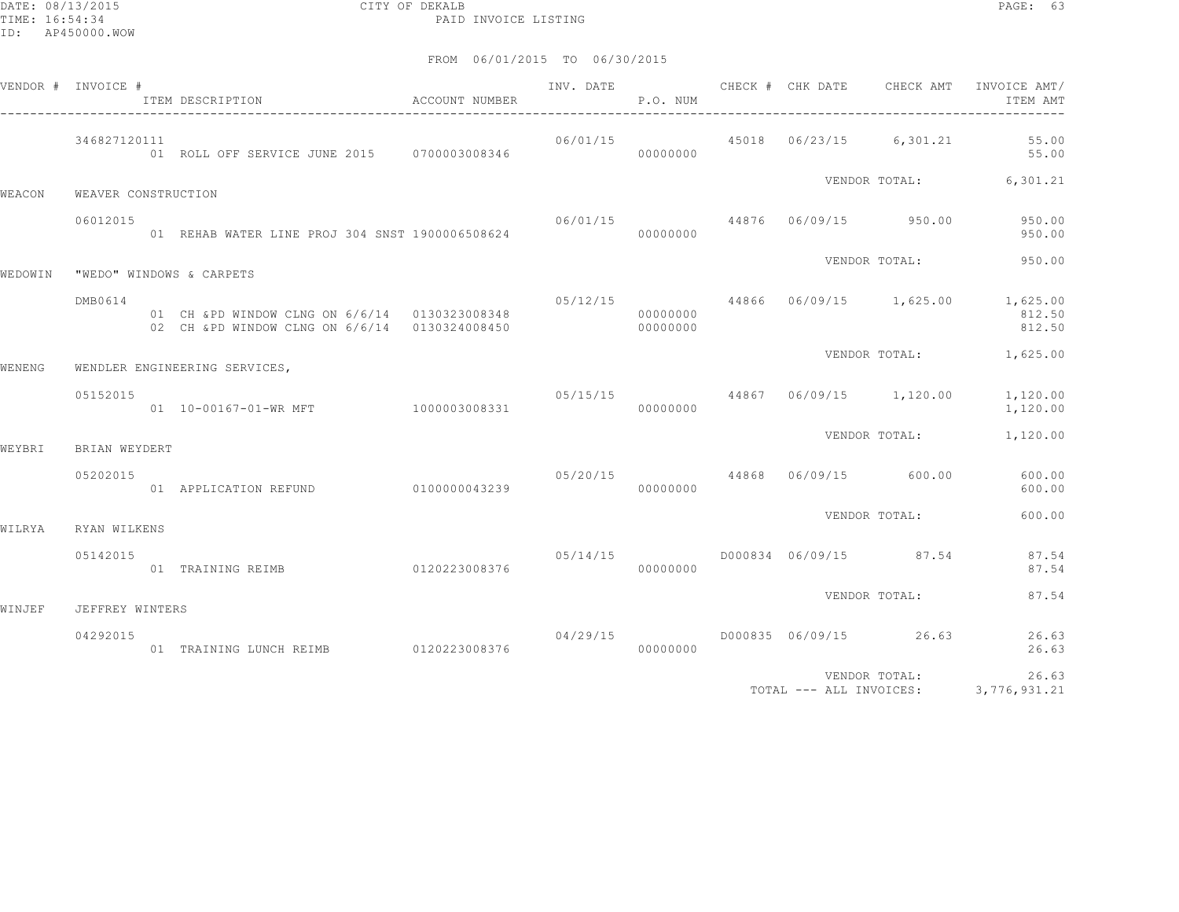CITY OF DEKALB

PAID INVOICE LISTING

DATE: 08/13/2015
TIME: 16:54:34
ID: AP450000.WOW

FROM 06/01/2015 TO 06/30/2015

| VENDOR # | INVOICE # | ITEM DESCRIPTION | ACCOUNT NUMBER | INV. DATE | P.O. NUM | CHECK # | CHK DATE | CHECK AMT | INVOICE AMT/ ITEM AMT |
|---|---|---|---|---|---|---|---|---|---|
| | 346827120111 | | | 06/01/15 | | 45018 | 06/23/15 | 6,301.21 | 55.00 |
| | | 01 ROLL OFF SERVICE JUNE 2015 | 0700003008346 | | 00000000 | | | | 55.00 |
| | | | | | | | VENDOR TOTAL: | | 6,301.21 |
| WEACON | WEAVER CONSTRUCTION | | | | | | | | |
| | 06012015 | | | 06/01/15 | | 44876 | 06/09/15 | 950.00 | 950.00 |
| | | 01 REHAB WATER LINE PROJ 304 SNST | 1900006508624 | | 00000000 | | | | 950.00 |
| | | | | | | | VENDOR TOTAL: | | 950.00 |
| WEDOWIN | "WEDO" WINDOWS & CARPETS | | | | | | | | |
| | DMB0614 | | | 05/12/15 | | 44866 | 06/09/15 | 1,625.00 | 1,625.00 |
| | | 01 CH &PD WINDOW CLNG ON 6/6/14 | 0130323008348 | | 00000000 | | | | 812.50 |
| | | 02 CH &PD WINDOW CLNG ON 6/6/14 | 0130324008450 | | 00000000 | | | | 812.50 |
| | | | | | | | VENDOR TOTAL: | | 1,625.00 |
| WENENG | WENDLER ENGINEERING SERVICES, | | | | | | | | |
| | 05152015 | | | 05/15/15 | | 44867 | 06/09/15 | 1,120.00 | 1,120.00 |
| | | 01 10-00167-01-WR MFT | 1000003008331 | | 00000000 | | | | 1,120.00 |
| | | | | | | | VENDOR TOTAL: | | 1,120.00 |
| WEYBRI | BRIAN WEYDERT | | | | | | | | |
| | 05202015 | | | 05/20/15 | | 44868 | 06/09/15 | 600.00 | 600.00 |
| | | 01 APPLICATION REFUND | 0100000043239 | | 00000000 | | | | 600.00 |
| | | | | | | | VENDOR TOTAL: | | 600.00 |
| WILRYA | RYAN WILKENS | | | | | | | | |
| | 05142015 | | | 05/14/15 | | D000834 | 06/09/15 | 87.54 | 87.54 |
| | | 01 TRAINING REIMB | 0120223008376 | | 00000000 | | | | 87.54 |
| | | | | | | | VENDOR TOTAL: | | 87.54 |
| WINJEF | JEFFREY WINTERS | | | | | | | | |
| | 04292015 | | | 04/29/15 | | D000835 | 06/09/15 | 26.63 | 26.63 |
| | | 01 TRAINING LUNCH REIMB | 0120223008376 | | 00000000 | | | | 26.63 |
| | | | | | | | VENDOR TOTAL: | | 26.63 |
| | | | | | | | TOTAL --- ALL INVOICES: | | 3,776,931.21 |